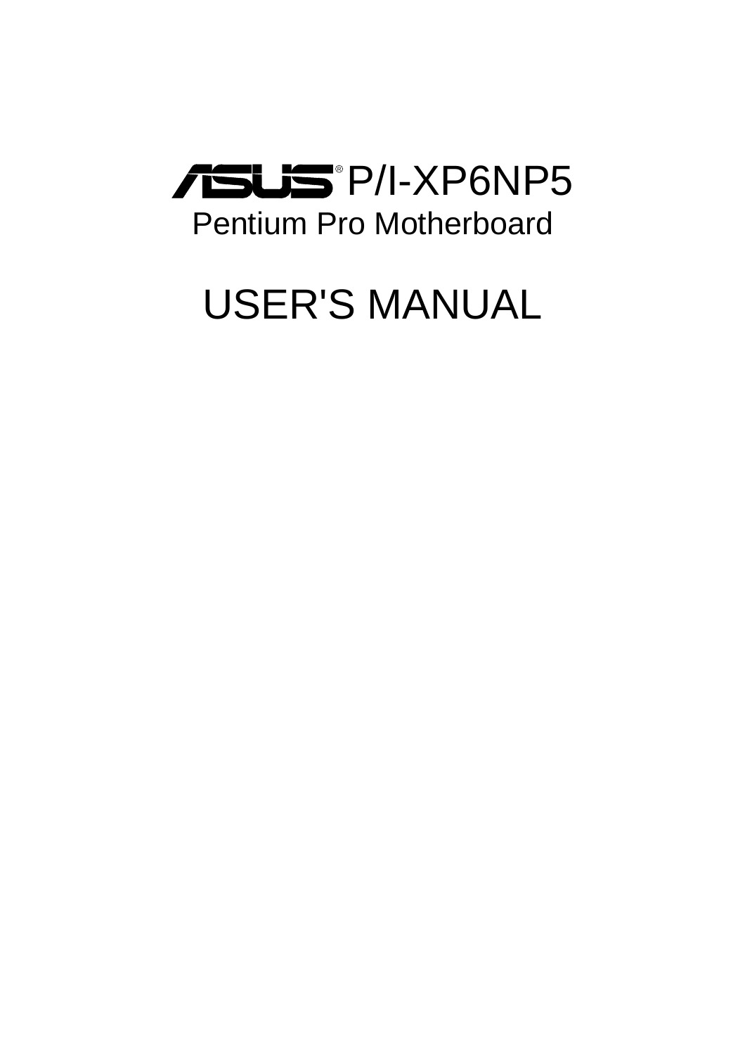# ASUS® P/I-XP6NP5

## Pentium Pro Motherboard

# USER'S MANUAL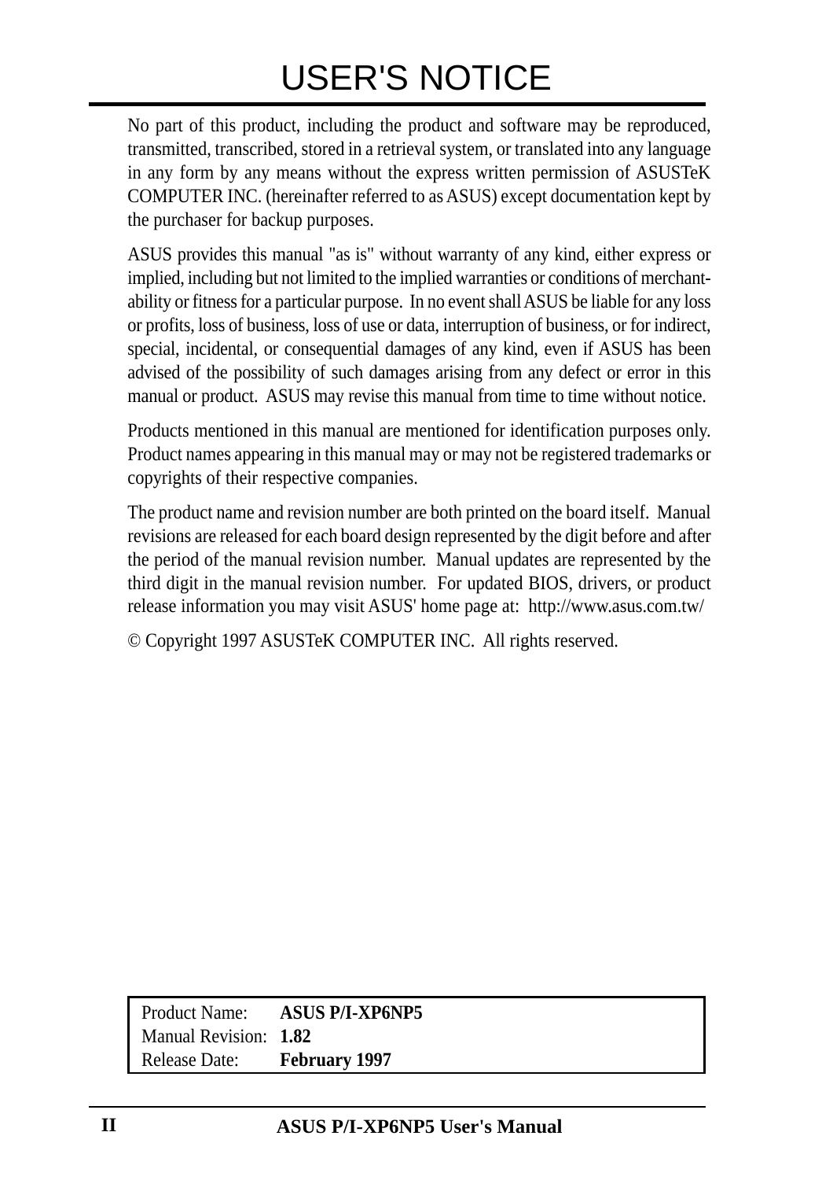# USER'S NOTICE

No part of this product, including the product and software may be reproduced, transmitted, transcribed, stored in a retrieval system, or translated into any language in any form by any means without the express written permission of ASUSTeK COMPUTER INC. (hereinafter referred to as ASUS) except documentation kept by the purchaser for backup purposes.

ASUS provides this manual "as is" without warranty of any kind, either express or implied, including but not limited to the implied warranties or conditions of merchantability or fitness for a particular purpose. In no event shall ASUS be liable for any loss or profits, loss of business, loss of use or data, interruption of business, or for indirect, special, incidental, or consequential damages of any kind, even if ASUS has been advised of the possibility of such damages arising from any defect or error in this manual or product. ASUS may revise this manual from time to time without notice.

Products mentioned in this manual are mentioned for identification purposes only. Product names appearing in this manual may or may not be registered trademarks or copyrights of their respective companies.

The product name and revision number are both printed on the board itself. Manual revisions are released for each board design represented by the digit before and after the period of the manual revision number. Manual updates are represented by the third digit in the manual revision number. For updated BIOS, drivers, or product release information you may visit ASUS' home page at: http://www.asus.com.tw/

© Copyright 1997 ASUSTeK COMPUTER INC. All rights reserved.

| | |
|---|---|
| Product Name: | **ASUS P/I-XP6NP5** |
| Manual Revision: | **1.82** |
| Release Date: | **February 1997** |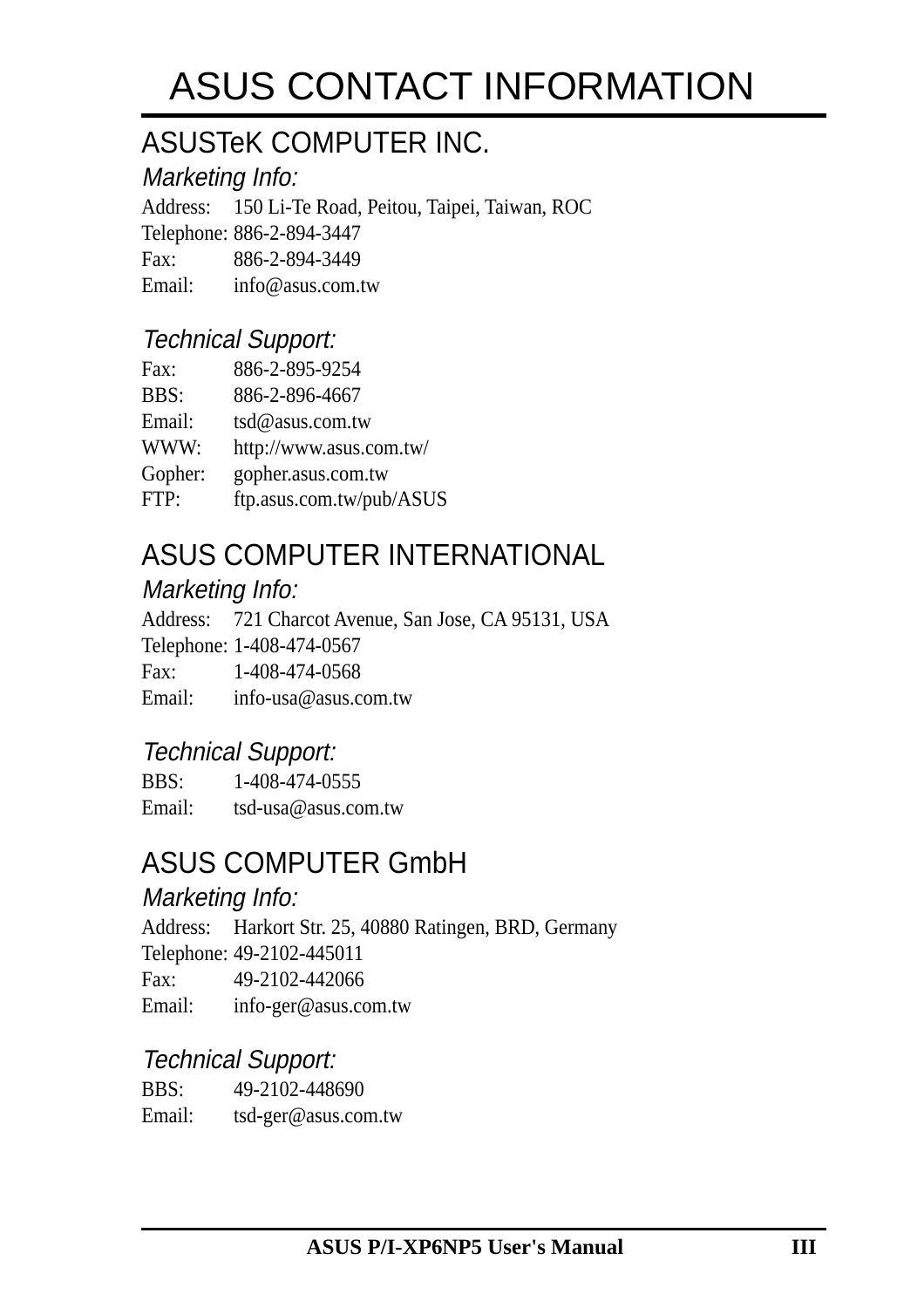# ASUS CONTACT INFORMATION

## ASUSTeK COMPUTER INC.

### *Marketing Info:*

Address: 150 Li-Te Road, Peitou, Taipei, Taiwan, ROC
Telephone: 886-2-894-3447
Fax: 886-2-894-3449
Email: info@asus.com.tw

### *Technical Support:*

Fax: 886-2-895-9254
BBS: 886-2-896-4667
Email: tsd@asus.com.tw
WWW: http://www.asus.com.tw/
Gopher: gopher.asus.com.tw
FTP: ftp.asus.com.tw/pub/ASUS

## ASUS COMPUTER INTERNATIONAL

### *Marketing Info:*

Address: 721 Charcot Avenue, San Jose, CA 95131, USA
Telephone: 1-408-474-0567
Fax: 1-408-474-0568
Email: info-usa@asus.com.tw

### *Technical Support:*

BBS: 1-408-474-0555
Email: tsd-usa@asus.com.tw

## ASUS COMPUTER GmbH

### *Marketing Info:*

Address: Harkort Str. 25, 40880 Ratingen, BRD, Germany
Telephone: 49-2102-445011
Fax: 49-2102-442066
Email: info-ger@asus.com.tw

### *Technical Support:*

BBS: 49-2102-448690
Email: tsd-ger@asus.com.tw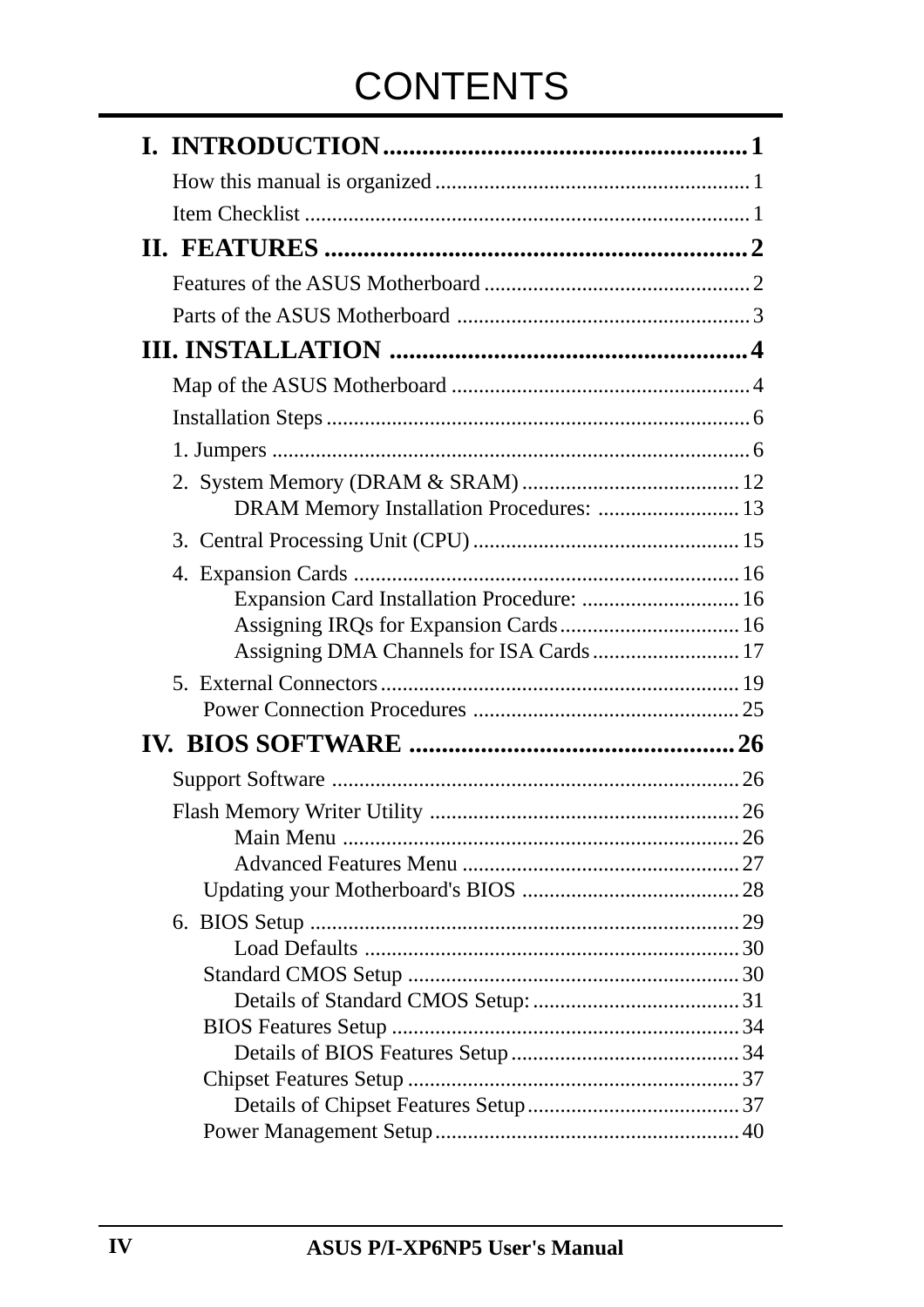# CONTENTS

## I. INTRODUCTION ........................................................ 1

How this manual is organized ........................................................ 1

Item Checklist ........................................................ 1

## II. FEATURES ........................................................ 2

Features of the ASUS Motherboard ........................................................ 2

Parts of the ASUS Motherboard ........................................................ 3

## III. INSTALLATION ........................................................ 4

Map of the ASUS Motherboard ........................................................ 4

Installation Steps ........................................................ 6

1. Jumpers ........................................................ 6

2. System Memory (DRAM & SRAM) ........................................................ 12
   - DRAM Memory Installation Procedures: ........................................................ 13

3. Central Processing Unit (CPU) ........................................................ 15

4. Expansion Cards ........................................................ 16
   - Expansion Card Installation Procedure: ........................................................ 16
   - Assigning IRQs for Expansion Cards ........................................................ 16
   - Assigning DMA Channels for ISA Cards ........................................................ 17

5. External Connectors ........................................................ 19
   - Power Connection Procedures ........................................................ 25

## IV. BIOS SOFTWARE ........................................................ 26

Support Software ........................................................ 26

Flash Memory Writer Utility ........................................................ 26
- Main Menu ........................................................ 26
- Advanced Features Menu ........................................................ 27
- Updating your Motherboard's BIOS ........................................................ 28

6. BIOS Setup ........................................................ 29
   - Load Defaults ........................................................ 30
   - Standard CMOS Setup ........................................................ 30
     - Details of Standard CMOS Setup: ........................................................ 31
   - BIOS Features Setup ........................................................ 34
     - Details of BIOS Features Setup ........................................................ 34
   - Chipset Features Setup ........................................................ 37
     - Details of Chipset Features Setup ........................................................ 37
   - Power Management Setup ........................................................ 40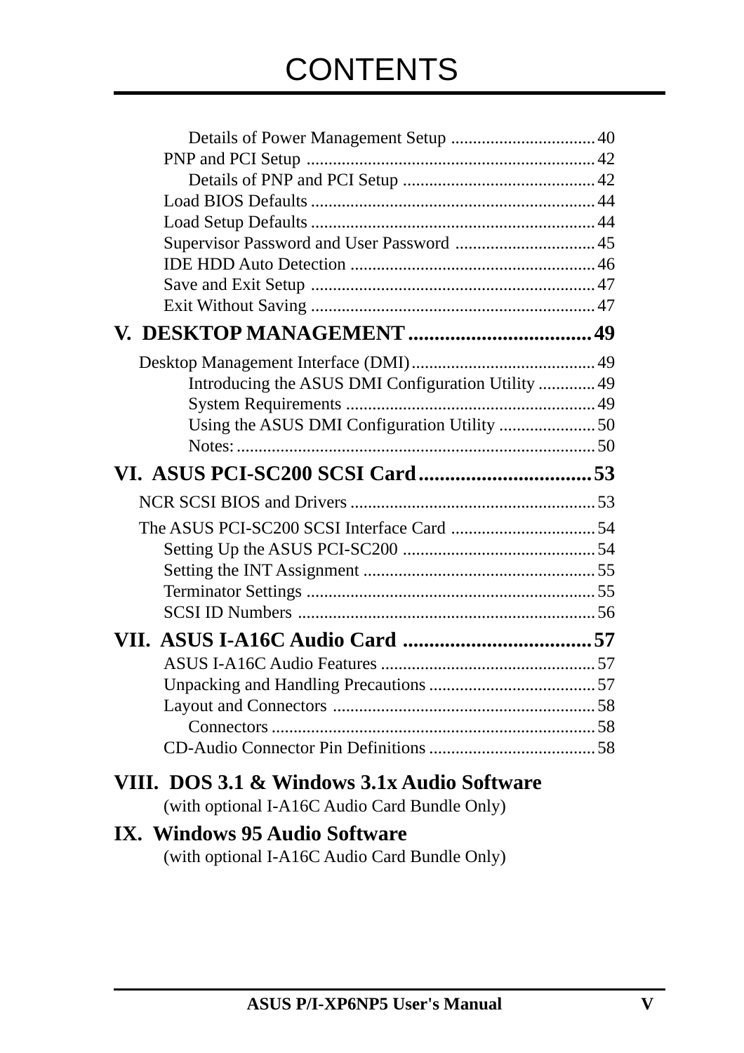# CONTENTS

Details of Power Management Setup ................................ 40
PNP and PCI Setup ................................................................ 42
Details of PNP and PCI Setup ........................................... 42
Load BIOS Defaults ................................................................ 44
Load Setup Defaults ................................................................ 44
Supervisor Password and User Password ................................ 45
IDE HDD Auto Detection ........................................................ 46
Save and Exit Setup ................................................................ 47
Exit Without Saving ................................................................ 47

## V. DESKTOP MANAGEMENT .................................. 49

Desktop Management Interface (DMI).......................................... 49
Introducing the ASUS DMI Configuration Utility ............. 49
System Requirements ........................................................ 49
Using the ASUS DMI Configuration Utility ...................... 50
Notes: .................................................................................. 50

## VI. ASUS PCI-SC200 SCSI Card................................ 53

NCR SCSI BIOS and Drivers ........................................................ 53

The ASUS PCI-SC200 SCSI Interface Card ................................. 54
Setting Up the ASUS PCI-SC200 ............................................ 54
Setting the INT Assignment ..................................................... 55
Terminator Settings .................................................................. 55
SCSI ID Numbers .................................................................... 56

## VII. ASUS I-A16C Audio Card .................................... 57

ASUS I-A16C Audio Features ................................................. 57
Unpacking and Handling Precautions ...................................... 57
Layout and Connectors ............................................................ 58
Connectors .......................................................................... 58
CD-Audio Connector Pin Definitions ...................................... 58

## VIII. DOS 3.1 & Windows 3.1x Audio Software

(with optional I-A16C Audio Card Bundle Only)

## IX. Windows 95 Audio Software

(with optional I-A16C Audio Card Bundle Only)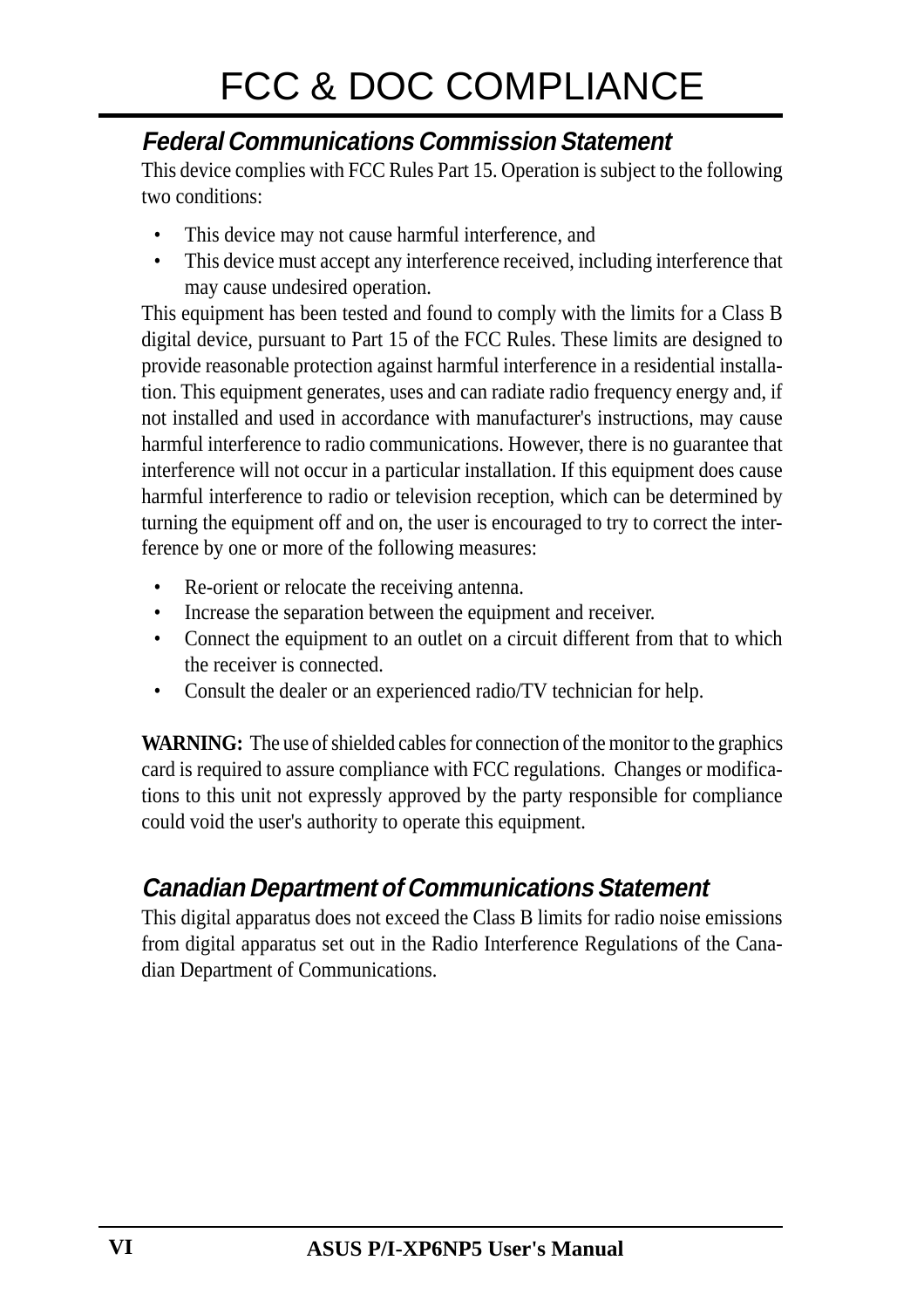# FCC & DOC COMPLIANCE

## *Federal Communications Commission Statement*

This device complies with FCC Rules Part 15. Operation is subject to the following two conditions:

- This device may not cause harmful interference, and
- This device must accept any interference received, including interference that may cause undesired operation.

This equipment has been tested and found to comply with the limits for a Class B digital device, pursuant to Part 15 of the FCC Rules. These limits are designed to provide reasonable protection against harmful interference in a residential installation. This equipment generates, uses and can radiate radio frequency energy and, if not installed and used in accordance with manufacturer's instructions, may cause harmful interference to radio communications. However, there is no guarantee that interference will not occur in a particular installation. If this equipment does cause harmful interference to radio or television reception, which can be determined by turning the equipment off and on, the user is encouraged to try to correct the interference by one or more of the following measures:

- Re-orient or relocate the receiving antenna.
- Increase the separation between the equipment and receiver.
- Connect the equipment to an outlet on a circuit different from that to which the receiver is connected.
- Consult the dealer or an experienced radio/TV technician for help.

**WARNING:** The use of shielded cables for connection of the monitor to the graphics card is required to assure compliance with FCC regulations. Changes or modifications to this unit not expressly approved by the party responsible for compliance could void the user's authority to operate this equipment.

## *Canadian Department of Communications Statement*

This digital apparatus does not exceed the Class B limits for radio noise emissions from digital apparatus set out in the Radio Interference Regulations of the Canadian Department of Communications.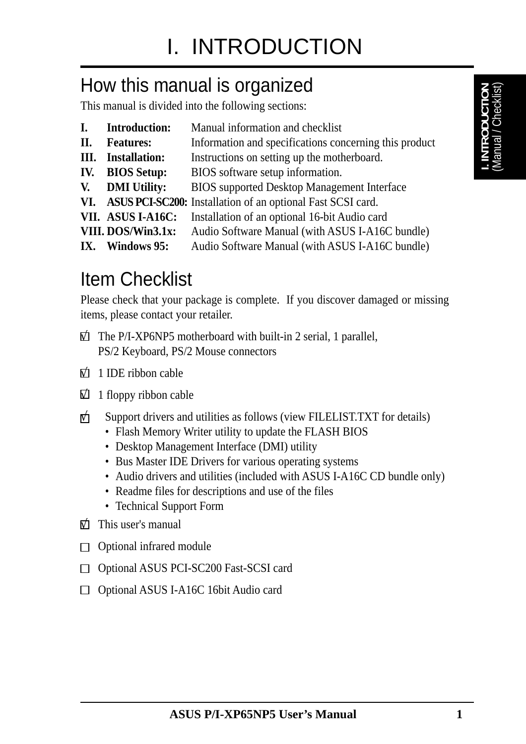# I. INTRODUCTION

## How this manual is organized

This manual is divided into the following sections:

| | | |
|---|---|---|
| **I.** | **Introduction:** | Manual information and checklist |
| **II.** | **Features:** | Information and specifications concerning this product |
| **III.** | **Installation:** | Instructions on setting up the motherboard. |
| **IV.** | **BIOS Setup:** | BIOS software setup information. |
| **V.** | **DMI Utility:** | BIOS supported Desktop Management Interface |
| **VI.** | **ASUS PCI-SC200:** | Installation of an optional Fast SCSI card. |
| **VII.** | **ASUS I-A16C:** | Installation of an optional 16-bit Audio card |
| **VIII.** | **DOS/Win3.1x:** | Audio Software Manual (with ASUS I-A16C bundle) |
| **IX.** | **Windows 95:** | Audio Software Manual (with ASUS I-A16C bundle) |

## Item Checklist

Please check that your package is complete. If you discover damaged or missing items, please contact your retailer.

☑ The P/I-XP6NP5 motherboard with built-in 2 serial, 1 parallel, PS/2 Keyboard, PS/2 Mouse connectors

☑ 1 IDE ribbon cable

☑ 1 floppy ribbon cable

☑ Support drivers and utilities as follows (view FILELIST.TXT for details)
- Flash Memory Writer utility to update the FLASH BIOS
- Desktop Management Interface (DMI) utility
- Bus Master IDE Drivers for various operating systems
- Audio drivers and utilities (included with ASUS I-A16C CD bundle only)
- Readme files for descriptions and use of the files
- Technical Support Form

☑ This user's manual

☐ Optional infrared module

☐ Optional ASUS PCI-SC200 Fast-SCSI card

☐ Optional ASUS I-A16C 16bit Audio card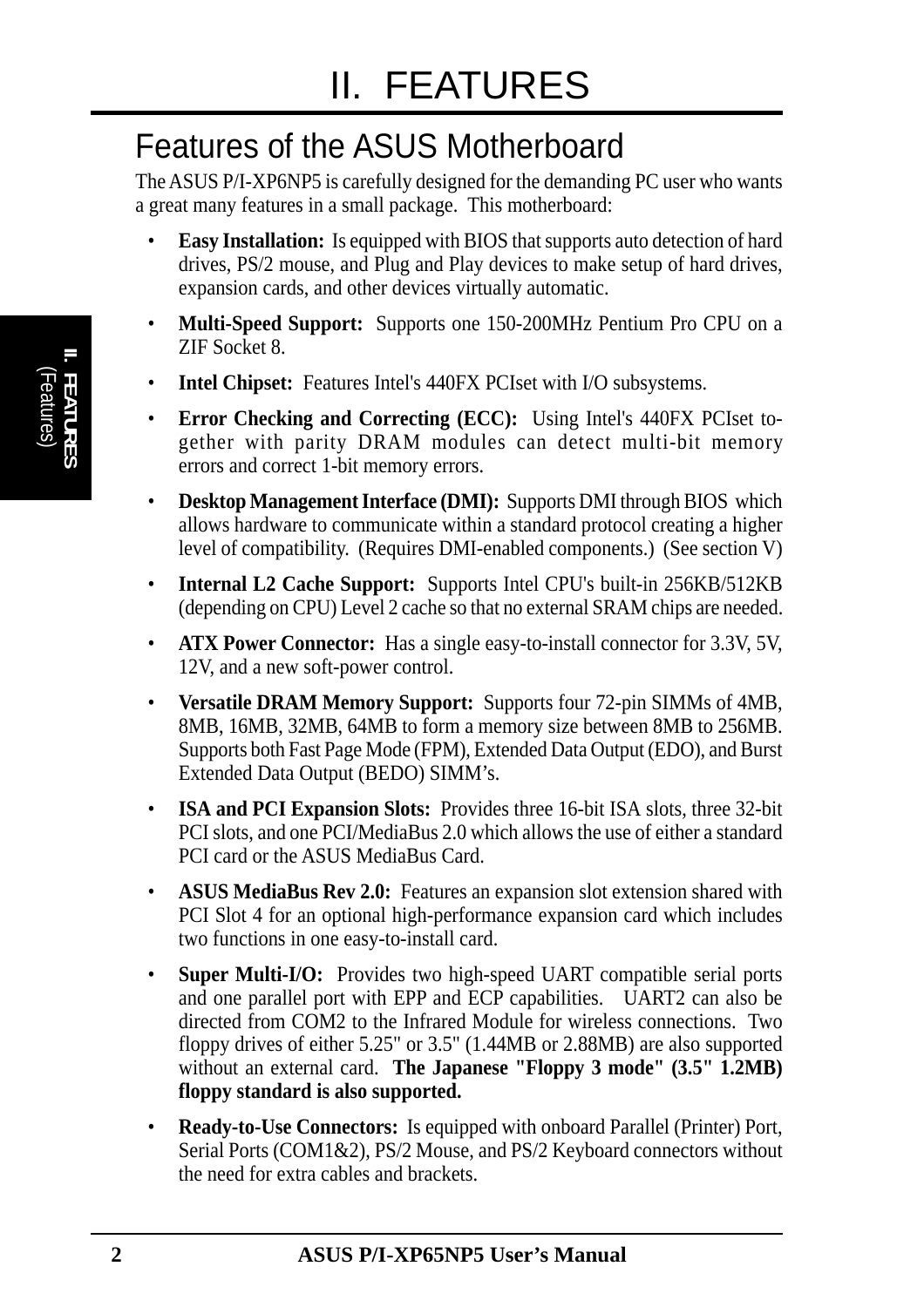# II. FEATURES

## Features of the ASUS Motherboard

The ASUS P/I-XP6NP5 is carefully designed for the demanding PC user who wants a great many features in a small package. This motherboard:

- **Easy Installation:** Is equipped with BIOS that supports auto detection of hard drives, PS/2 mouse, and Plug and Play devices to make setup of hard drives, expansion cards, and other devices virtually automatic.
- **Multi-Speed Support:** Supports one 150-200MHz Pentium Pro CPU on a ZIF Socket 8.
- **Intel Chipset:** Features Intel's 440FX PCIset with I/O subsystems.
- **Error Checking and Correcting (ECC):** Using Intel's 440FX PCIset together with parity DRAM modules can detect multi-bit memory errors and correct 1-bit memory errors.
- **Desktop Management Interface (DMI):** Supports DMI through BIOS which allows hardware to communicate within a standard protocol creating a higher level of compatibility. (Requires DMI-enabled components.) (See section V)
- **Internal L2 Cache Support:** Supports Intel CPU's built-in 256KB/512KB (depending on CPU) Level 2 cache so that no external SRAM chips are needed.
- **ATX Power Connector:** Has a single easy-to-install connector for 3.3V, 5V, 12V, and a new soft-power control.
- **Versatile DRAM Memory Support:** Supports four 72-pin SIMMs of 4MB, 8MB, 16MB, 32MB, 64MB to form a memory size between 8MB to 256MB. Supports both Fast Page Mode (FPM), Extended Data Output (EDO), and Burst Extended Data Output (BEDO) SIMM's.
- **ISA and PCI Expansion Slots:** Provides three 16-bit ISA slots, three 32-bit PCI slots, and one PCI/MediaBus 2.0 which allows the use of either a standard PCI card or the ASUS MediaBus Card.
- **ASUS MediaBus Rev 2.0:** Features an expansion slot extension shared with PCI Slot 4 for an optional high-performance expansion card which includes two functions in one easy-to-install card.
- **Super Multi-I/O:** Provides two high-speed UART compatible serial ports and one parallel port with EPP and ECP capabilities. UART2 can also be directed from COM2 to the Infrared Module for wireless connections. Two floppy drives of either 5.25" or 3.5" (1.44MB or 2.88MB) are also supported without an external card. **The Japanese "Floppy 3 mode" (3.5" 1.2MB) floppy standard is also supported.**
- **Ready-to-Use Connectors:** Is equipped with onboard Parallel (Printer) Port, Serial Ports (COM1&2), PS/2 Mouse, and PS/2 Keyboard connectors without the need for extra cables and brackets.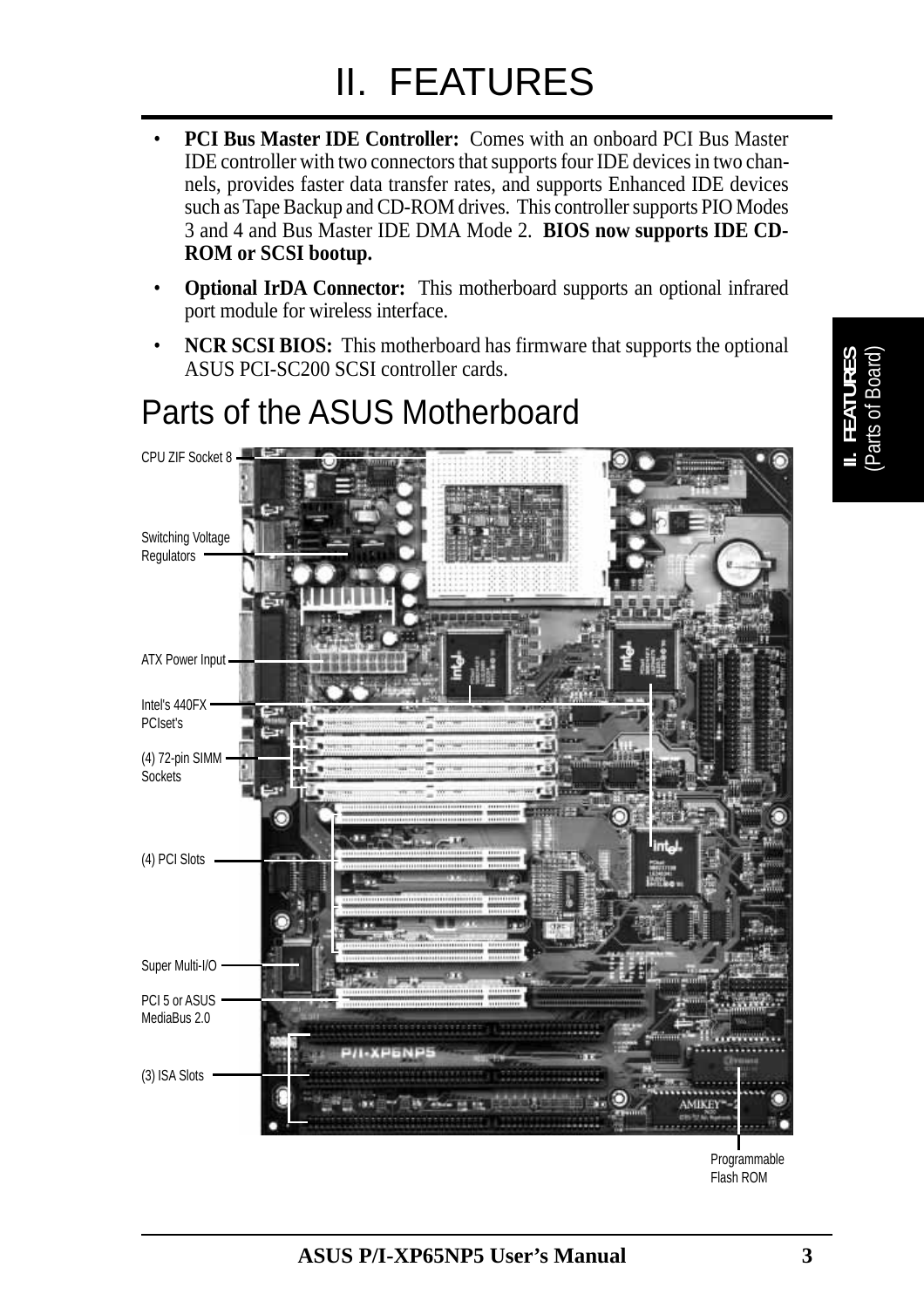# II. FEATURES

- **PCI Bus Master IDE Controller:** Comes with an onboard PCI Bus Master IDE controller with two connectors that supports four IDE devices in two channels, provides faster data transfer rates, and supports Enhanced IDE devices such as Tape Backup and CD-ROM drives. This controller supports PIO Modes 3 and 4 and Bus Master IDE DMA Mode 2. **BIOS now supports IDE CD-ROM or SCSI bootup.**
- **Optional IrDA Connector:** This motherboard supports an optional infrared port module for wireless interface.
- **NCR SCSI BIOS:** This motherboard has firmware that supports the optional ASUS PCI-SC200 SCSI controller cards.

## Parts of the ASUS Motherboard

CPU ZIF Socket 8

Switching Voltage Regulators

ATX Power Input

Intel's 440FX PCIset's

(4) 72-pin SIMM Sockets

(4) PCI Slots

Super Multi-I/O

PCI 5 or ASUS MediaBus 2.0

(3) ISA Slots

Programmable Flash ROM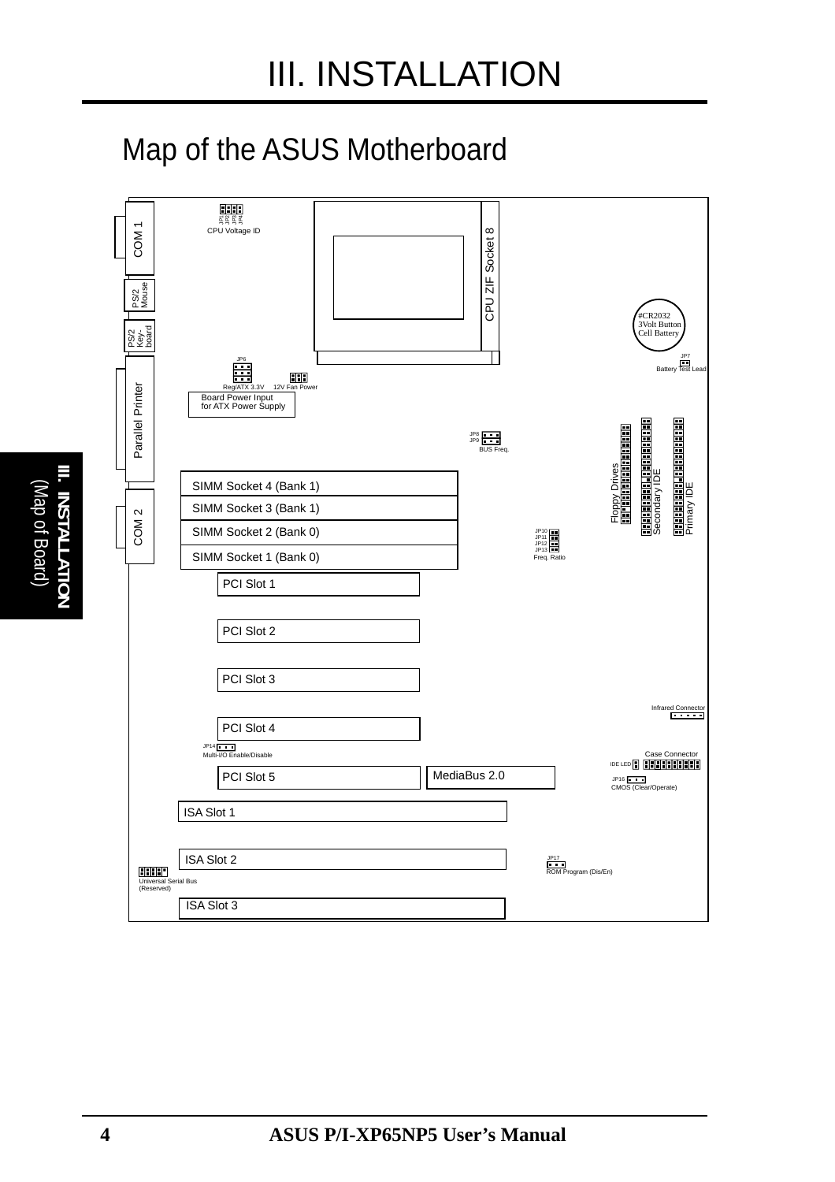# III. INSTALLATION

## Map of the ASUS Motherboard

COM 1

PS/2 Mouse

PS/2 Key-board

Parallel Printer

COM 2

JP1 JP2 JP3 JP4
CPU Voltage ID

CPU ZIF Socket 8

#CR2032
3Volt Button
Cell Battery

JP7
Battery Test Lead

JP6
Reg/ATX 3.3V

12V Fan Power

Board Power Input
for ATX Power Supply

JP8
JP9
BUS Freq.

Floppy Drives

Secondary IDE

Primary IDE

SIMM Socket 4 (Bank 1)

SIMM Socket 3 (Bank 1)

SIMM Socket 2 (Bank 0)

SIMM Socket 1 (Bank 0)

JP10
JP11
JP12
JP13
Freq. Ratio

PCI Slot 1

PCI Slot 2

PCI Slot 3

Infrared Connector

PCI Slot 4

JP14
Multi-I/O Enable/Disable

Case Connector

IDE LED

PCI Slot 5

MediaBus 2.0

JP16
CMOS (Clear/Operate)

ISA Slot 1

ISA Slot 2

JP17
ROM Program (Dis/En)

Universal Serial Bus
(Reserved)

ISA Slot 3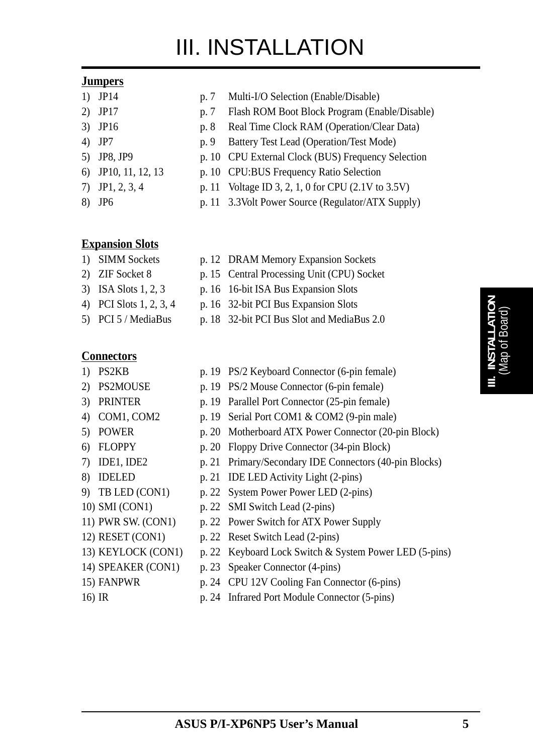# III. INSTALLATION

**Jumpers**

| | | |
|---|---|---|
| 1) JP14 | p. 7 | Multi-I/O Selection (Enable/Disable) |
| 2) JP17 | p. 7 | Flash ROM Boot Block Program (Enable/Disable) |
| 3) JP16 | p. 8 | Real Time Clock RAM (Operation/Clear Data) |
| 4) JP7 | p. 9 | Battery Test Lead (Operation/Test Mode) |
| 5) JP8, JP9 | p. 10 | CPU External Clock (BUS) Frequency Selection |
| 6) JP10, 11, 12, 13 | p. 10 | CPU:BUS Frequency Ratio Selection |
| 7) JP1, 2, 3, 4 | p. 11 | Voltage ID 3, 2, 1, 0 for CPU (2.1V to 3.5V) |
| 8) JP6 | p. 11 | 3.3Volt Power Source (Regulator/ATX Supply) |

**Expansion Slots**

| | | |
|---|---|---|
| 1) SIMM Sockets | p. 12 | DRAM Memory Expansion Sockets |
| 2) ZIF Socket 8 | p. 15 | Central Processing Unit (CPU) Socket |
| 3) ISA Slots 1, 2, 3 | p. 16 | 16-bit ISA Bus Expansion Slots |
| 4) PCI Slots 1, 2, 3, 4 | p. 16 | 32-bit PCI Bus Expansion Slots |
| 5) PCI 5 / MediaBus | p. 18 | 32-bit PCI Bus Slot and MediaBus 2.0 |

**Connectors**

| | | |
|---|---|---|
| 1) PS2KB | p. 19 | PS/2 Keyboard Connector (6-pin female) |
| 2) PS2MOUSE | p. 19 | PS/2 Mouse Connector (6-pin female) |
| 3) PRINTER | p. 19 | Parallel Port Connector (25-pin female) |
| 4) COM1, COM2 | p. 19 | Serial Port COM1 & COM2 (9-pin male) |
| 5) POWER | p. 20 | Motherboard ATX Power Connector (20-pin Block) |
| 6) FLOPPY | p. 20 | Floppy Drive Connector (34-pin Block) |
| 7) IDE1, IDE2 | p. 21 | Primary/Secondary IDE Connectors (40-pin Blocks) |
| 8) IDELED | p. 21 | IDE LED Activity Light (2-pins) |
| 9) TB LED (CON1) | p. 22 | System Power Power LED (2-pins) |
| 10) SMI (CON1) | p. 22 | SMI Switch Lead (2-pins) |
| 11) PWR SW. (CON1) | p. 22 | Power Switch for ATX Power Supply |
| 12) RESET (CON1) | p. 22 | Reset Switch Lead (2-pins) |
| 13) KEYLOCK (CON1) | p. 22 | Keyboard Lock Switch & System Power LED (5-pins) |
| 14) SPEAKER (CON1) | p. 23 | Speaker Connector (4-pins) |
| 15) FANPWR | p. 24 | CPU 12V Cooling Fan Connector (6-pins) |
| 16) IR | p. 24 | Infrared Port Module Connector (5-pins) |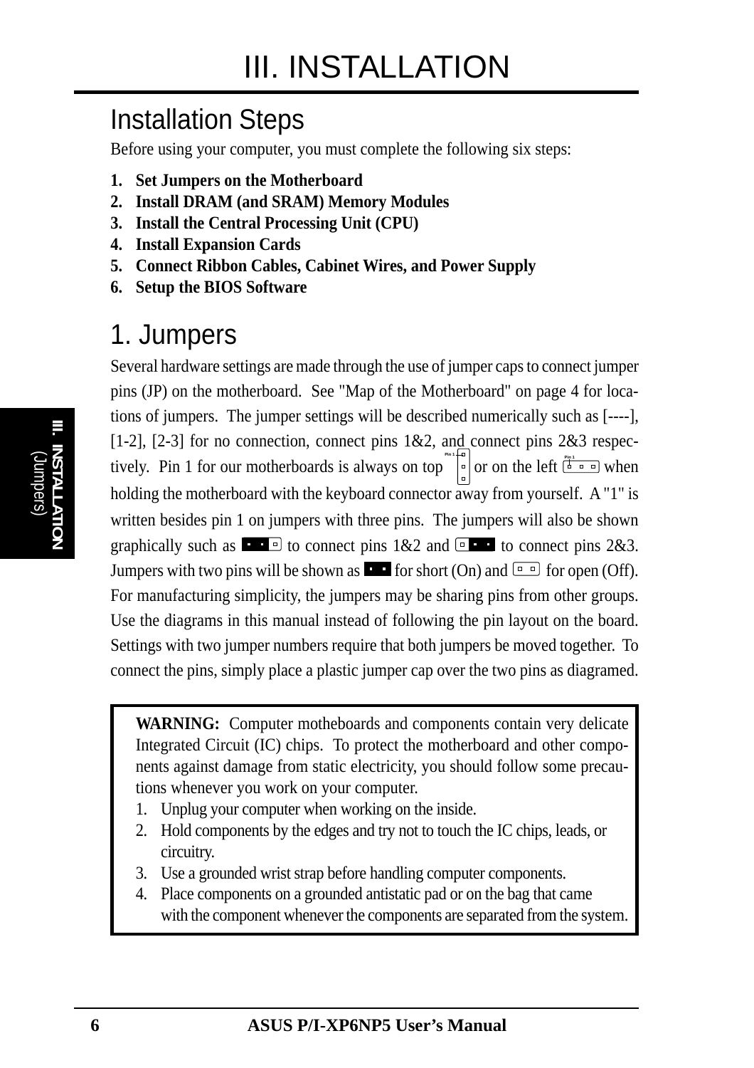# III. INSTALLATION

## Installation Steps

Before using your computer, you must complete the following six steps:

1. **Set Jumpers on the Motherboard**
2. **Install DRAM (and SRAM) Memory Modules**
3. **Install the Central Processing Unit (CPU)**
4. **Install Expansion Cards**
5. **Connect Ribbon Cables, Cabinet Wires, and Power Supply**
6. **Setup the BIOS Software**

## 1. Jumpers

Several hardware settings are made through the use of jumper caps to connect jumper pins (JP) on the motherboard. See "Map of the Motherboard" on page 4 for locations of jumpers. The jumper settings will be described numerically such as [----], [1-2], [2-3] for no connection, connect pins 1&2, and connect pins 2&3 respectively. Pin 1 for our motherboards is always on top or on the left when holding the motherboard with the keyboard connector away from yourself. A "1" is written besides pin 1 on jumpers with three pins. The jumpers will also be shown graphically such as to connect pins 1&2 and to connect pins 2&3. Jumpers with two pins will be shown as for short (On) and for open (Off). For manufacturing simplicity, the jumpers may be sharing pins from other groups. Use the diagrams in this manual instead of following the pin layout on the board. Settings with two jumper numbers require that both jumpers be moved together. To connect the pins, simply place a plastic jumper cap over the two pins as diagramed.

**WARNING:** Computer motheboards and components contain very delicate Integrated Circuit (IC) chips. To protect the motherboard and other components against damage from static electricity, you should follow some precautions whenever you work on your computer.

1. Unplug your computer when working on the inside.
2. Hold components by the edges and try not to touch the IC chips, leads, or circuitry.
3. Use a grounded wrist strap before handling computer components.
4. Place components on a grounded antistatic pad or on the bag that came with the component whenever the components are separated from the system.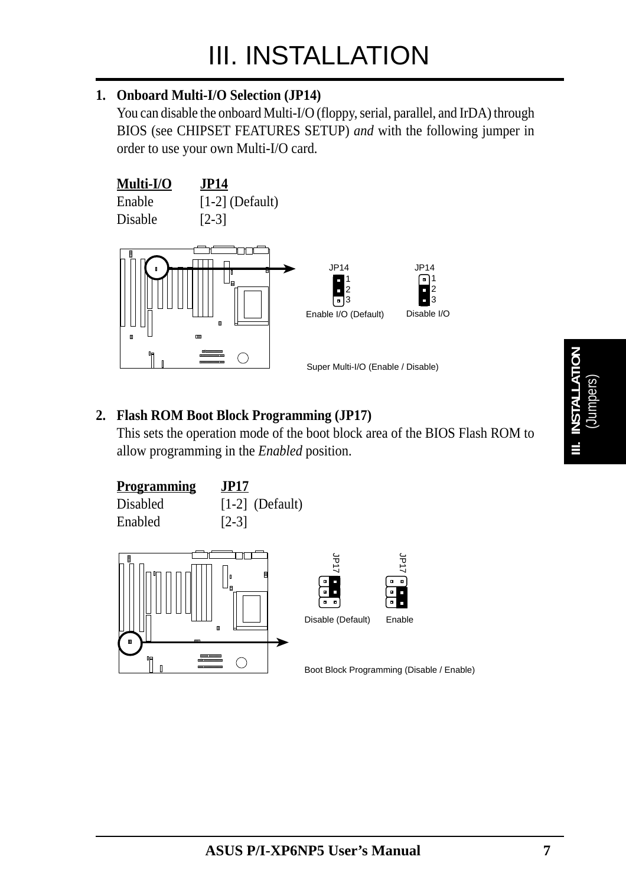# III. INSTALLATION

1. **Onboard Multi-I/O Selection (JP14)**
   You can disable the onboard Multi-I/O (floppy, serial, parallel, and IrDA) through BIOS (see CHIPSET FEATURES SETUP) *and* with the following jumper in order to use your own Multi-I/O card.

| Multi-I/O | JP14 |
|---|---|
| Enable | [1-2] (Default) |
| Disable | [2-3] |

JP14 1 2 3 — Enable I/O (Default)
JP14 1 2 3 — Disable I/O

Super Multi-I/O (Enable / Disable)

2. **Flash ROM Boot Block Programming (JP17)**
   This sets the operation mode of the boot block area of the BIOS Flash ROM to allow programming in the *Enabled* position.

| Programming | JP17 |
|---|---|
| Disabled | [1-2] (Default) |
| Enabled | [2-3] |

JP17 — Disable (Default)
JP17 — Enable

Boot Block Programming (Disable / Enable)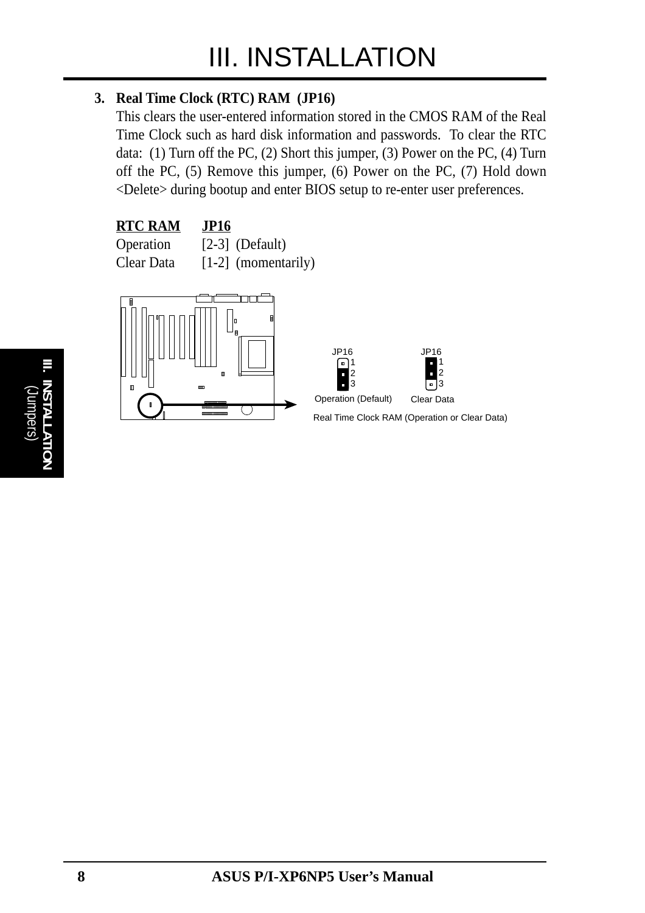**3. Real Time Clock (RTC) RAM (JP16)**

This clears the user-entered information stored in the CMOS RAM of the Real Time Clock such as hard disk information and passwords. To clear the RTC data: (1) Turn off the PC, (2) Short this jumper, (3) Power on the PC, (4) Turn off the PC, (5) Remove this jumper, (6) Power on the PC, (7) Hold down <Delete> during bootup and enter BIOS setup to re-enter user preferences.

| RTC RAM | JP16 |
|---|---|
| Operation | [2-3] (Default) |
| Clear Data | [1-2] (momentarily) |

Real Time Clock RAM (Operation or Clear Data)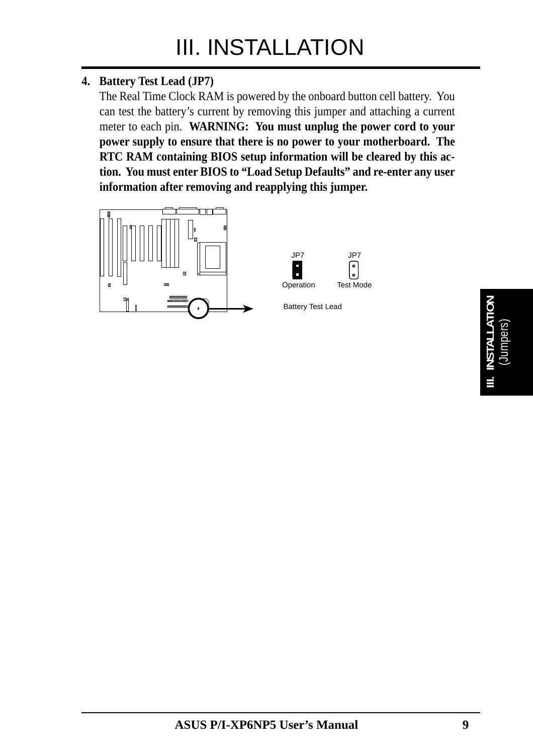# III. INSTALLATION

**4. Battery Test Lead (JP7)**

The Real Time Clock RAM is powered by the onboard button cell battery. You can test the battery's current by removing this jumper and attaching a current meter to each pin. **WARNING: You must unplug the power cord to your power supply to ensure that there is no power to your motherboard. The RTC RAM containing BIOS setup information will be cleared by this action. You must enter BIOS to "Load Setup Defaults" and re-enter any user information after removing and reapplying this jumper.**

JP7 Operation | JP7 Test Mode

Battery Test Lead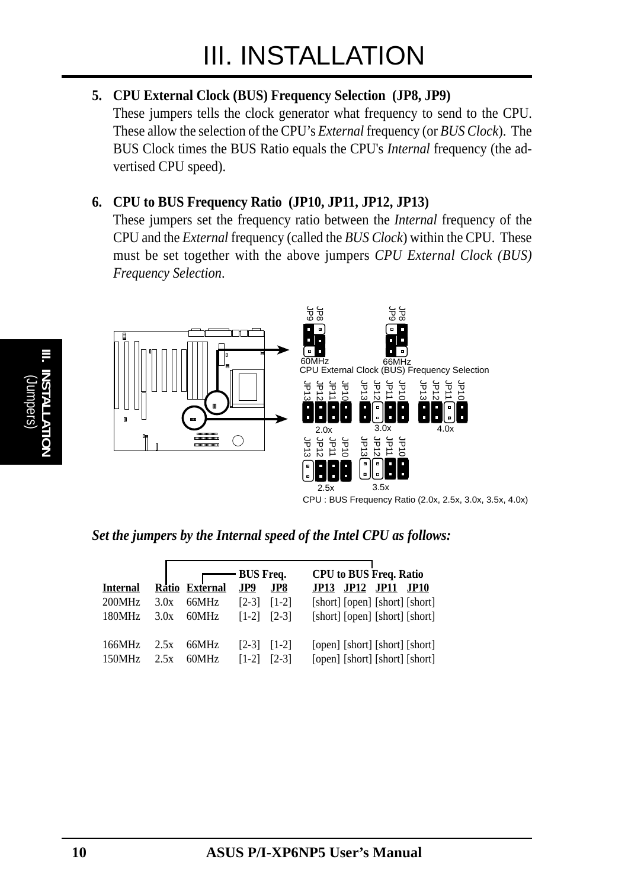# III. INSTALLATION

**5. CPU External Clock (BUS) Frequency Selection (JP8, JP9)**

These jumpers tells the clock generator what frequency to send to the CPU. These allow the selection of the CPU's *External* frequency (or *BUS Clock*). The BUS Clock times the BUS Ratio equals the CPU's *Internal* frequency (the advertised CPU speed).

**6. CPU to BUS Frequency Ratio (JP10, JP11, JP12, JP13)**

These jumpers set the frequency ratio between the *Internal* frequency of the CPU and the *External* frequency (called the *BUS Clock*) within the CPU. These must be set together with the above jumpers *CPU External Clock (BUS) Frequency Selection*.

CPU External Clock (BUS) Frequency Selection

CPU : BUS Frequency Ratio (2.0x, 2.5x, 3.0x, 3.5x, 4.0x)

***Set the jumpers by the Internal speed of the Intel CPU as follows:***

| Internal | Ratio | External | BUS Freq. JP9 | BUS Freq. JP8 | CPU to BUS Freq. Ratio JP13 | JP12 | JP11 | JP10 |
|---|---|---|---|---|---|---|---|---|
| 200MHz | 3.0x | 66MHz | [2-3] | [1-2] | [short] | [open] | [short] | [short] |
| 180MHz | 3.0x | 60MHz | [1-2] | [2-3] | [short] | [open] | [short] | [short] |
| 166MHz | 2.5x | 66MHz | [2-3] | [1-2] | [open] | [short] | [short] | [short] |
| 150MHz | 2.5x | 60MHz | [1-2] | [2-3] | [open] | [short] | [short] | [short] |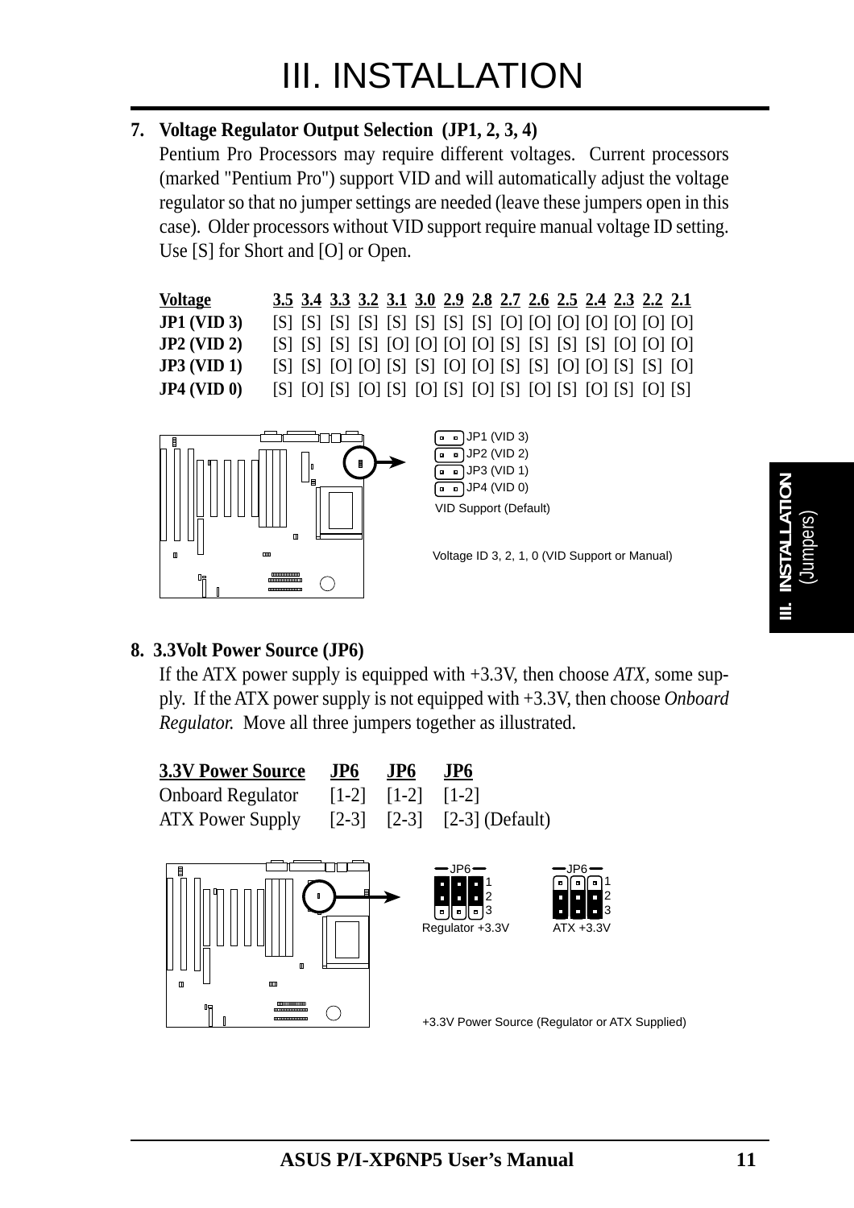# III. INSTALLATION

**7. Voltage Regulator Output Selection (JP1, 2, 3, 4)**

Pentium Pro Processors may require different voltages. Current processors (marked "Pentium Pro") support VID and will automatically adjust the voltage regulator so that no jumper settings are needed (leave these jumpers open in this case). Older processors without VID support require manual voltage ID setting. Use [S] for Short and [O] or Open.

| Voltage | 3.5 | 3.4 | 3.3 | 3.2 | 3.1 | 3.0 | 2.9 | 2.8 | 2.7 | 2.6 | 2.5 | 2.4 | 2.3 | 2.2 | 2.1 |
|---|---|---|---|---|---|---|---|---|---|---|---|---|---|---|---|
| **JP1 (VID 3)** | [S] | [S] | [S] | [S] | [S] | [S] | [S] | [S] | [O] | [O] | [O] | [O] | [O] | [O] | [O] |
| **JP2 (VID 2)** | [S] | [S] | [S] | [S] | [O] | [O] | [O] | [O] | [S] | [S] | [S] | [S] | [O] | [O] | [O] |
| **JP3 (VID 1)** | [S] | [S] | [O] | [O] | [S] | [S] | [O] | [O] | [S] | [S] | [O] | [O] | [S] | [S] | [O] |
| **JP4 (VID 0)** | [S] | [O] | [S] | [O] | [S] | [O] | [S] | [O] | [S] | [O] | [S] | [O] | [S] | [O] | [S] |

JP1 (VID 3)
JP2 (VID 2)
JP3 (VID 1)
JP4 (VID 0)
VID Support (Default)

Voltage ID 3, 2, 1, 0 (VID Support or Manual)

**8. 3.3Volt Power Source (JP6)**

If the ATX power supply is equipped with +3.3V, then choose *ATX*, some supply. If the ATX power supply is not equipped with +3.3V, then choose *Onboard Regulator.* Move all three jumpers together as illustrated.

| 3.3V Power Source | JP6 | JP6 | JP6 |
|---|---|---|---|
| Onboard Regulator | [1-2] | [1-2] | [1-2] |
| ATX Power Supply | [2-3] | [2-3] | [2-3] (Default) |

JP6 — Regulator +3.3V
JP6 — ATX +3.3V

+3.3V Power Source (Regulator or ATX Supplied)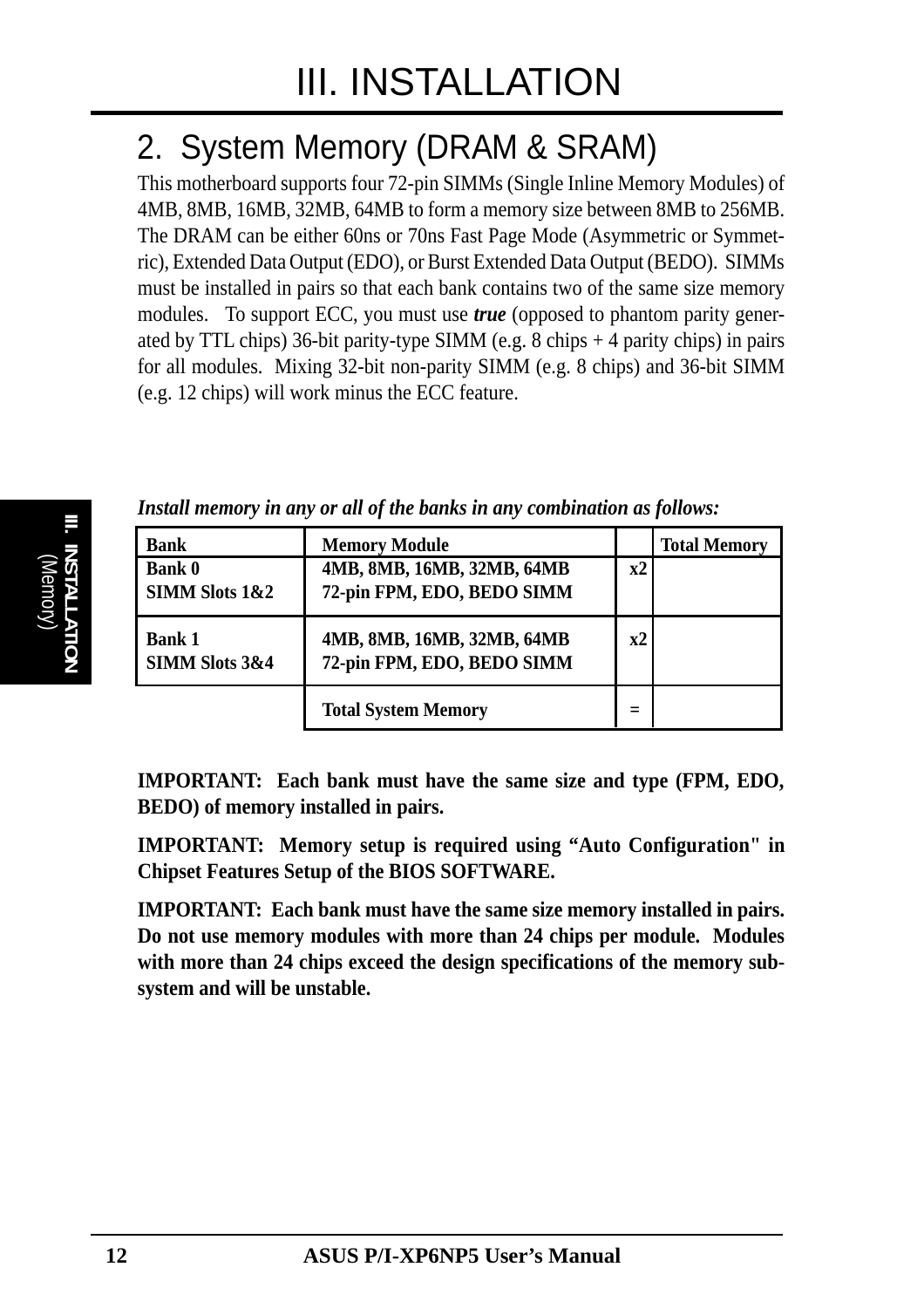## 2. System Memory (DRAM & SRAM)

This motherboard supports four 72-pin SIMMs (Single Inline Memory Modules) of 4MB, 8MB, 16MB, 32MB, 64MB to form a memory size between 8MB to 256MB. The DRAM can be either 60ns or 70ns Fast Page Mode (Asymmetric or Symmetric), Extended Data Output (EDO), or Burst Extended Data Output (BEDO). SIMMs must be installed in pairs so that each bank contains two of the same size memory modules. To support ECC, you must use ***true*** (opposed to phantom parity generated by TTL chips) 36-bit parity-type SIMM (e.g. 8 chips + 4 parity chips) in pairs for all modules. Mixing 32-bit non-parity SIMM (e.g. 8 chips) and 36-bit SIMM (e.g. 12 chips) will work minus the ECC feature.

***Install memory in any or all of the banks in any combination as follows:***

| Bank | Memory Module | | Total Memory |
|---|---|---|---|
| Bank 0<br>SIMM Slots 1&2 | 4MB, 8MB, 16MB, 32MB, 64MB<br>72-pin FPM, EDO, BEDO SIMM | x2 | |
| Bank 1<br>SIMM Slots 3&4 | 4MB, 8MB, 16MB, 32MB, 64MB<br>72-pin FPM, EDO, BEDO SIMM | x2 | |
| | Total System Memory | = | |

**IMPORTANT: Each bank must have the same size and type (FPM, EDO, BEDO) of memory installed in pairs.**

**IMPORTANT: Memory setup is required using "Auto Configuration" in Chipset Features Setup of the BIOS SOFTWARE.**

**IMPORTANT: Each bank must have the same size memory installed in pairs. Do not use memory modules with more than 24 chips per module. Modules with more than 24 chips exceed the design specifications of the memory subsystem and will be unstable.**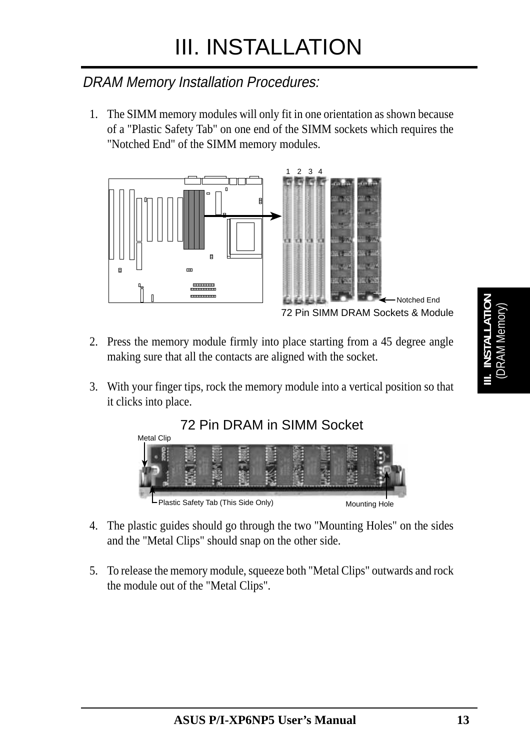# III. INSTALLATION

## *DRAM Memory Installation Procedures:*

1. The SIMM memory modules will only fit in one orientation as shown because of a "Plastic Safety Tab" on one end of the SIMM sockets which requires the "Notched End" of the SIMM memory modules.

72 Pin SIMM DRAM Sockets & Module

2. Press the memory module firmly into place starting from a 45 degree angle making sure that all the contacts are aligned with the socket.

3. With your finger tips, rock the memory module into a vertical position so that it clicks into place.

72 Pin DRAM in SIMM Socket

4. The plastic guides should go through the two "Mounting Holes" on the sides and the "Metal Clips" should snap on the other side.

5. To release the memory module, squeeze both "Metal Clips" outwards and rock the module out of the "Metal Clips".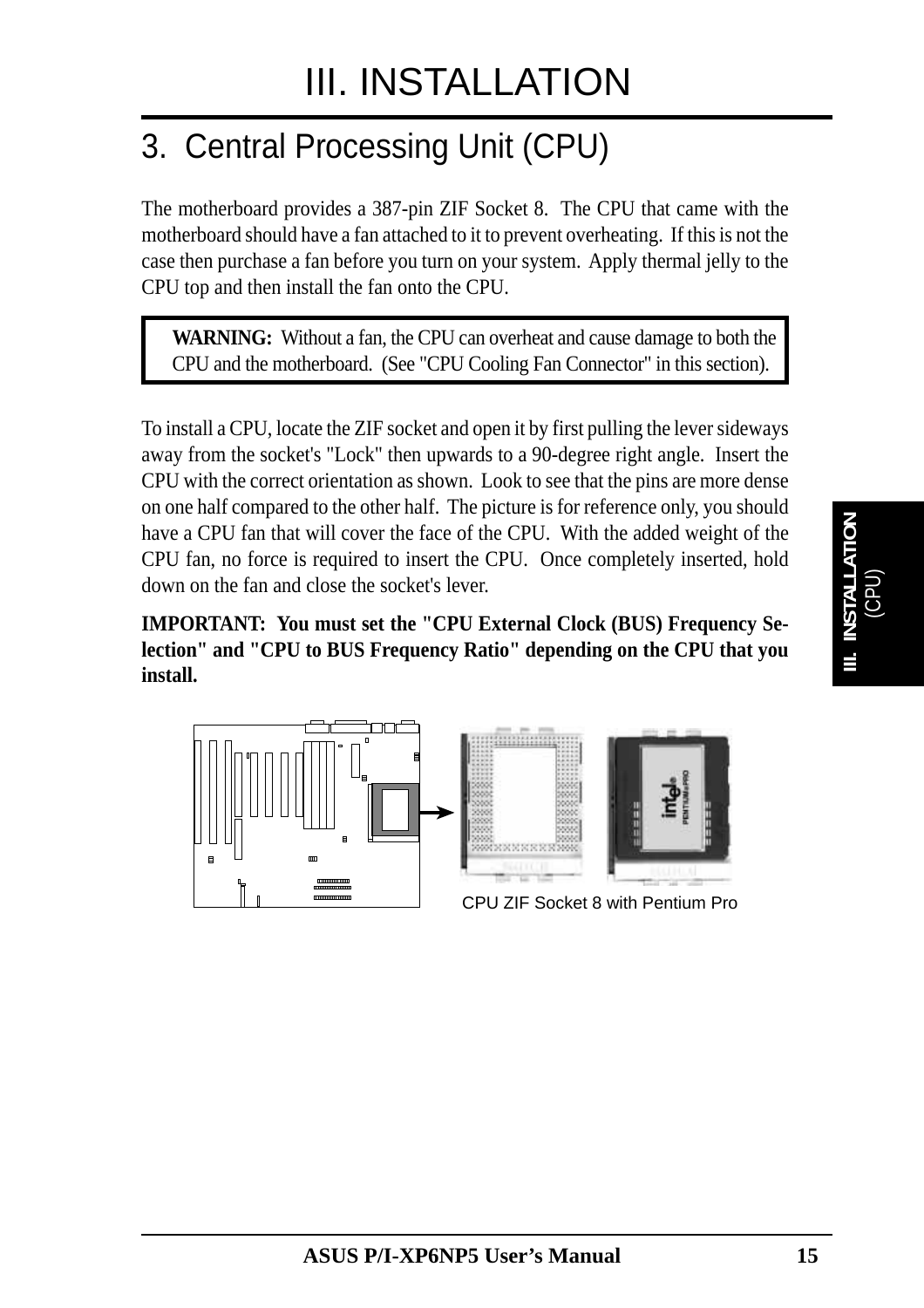# III. INSTALLATION

## 3. Central Processing Unit (CPU)

The motherboard provides a 387-pin ZIF Socket 8. The CPU that came with the motherboard should have a fan attached to it to prevent overheating. If this is not the case then purchase a fan before you turn on your system. Apply thermal jelly to the CPU top and then install the fan onto the CPU.

> **WARNING:** Without a fan, the CPU can overheat and cause damage to both the CPU and the motherboard. (See "CPU Cooling Fan Connector" in this section).

To install a CPU, locate the ZIF socket and open it by first pulling the lever sideways away from the socket's "Lock" then upwards to a 90-degree right angle. Insert the CPU with the correct orientation as shown. Look to see that the pins are more dense on one half compared to the other half. The picture is for reference only, you should have a CPU fan that will cover the face of the CPU. With the added weight of the CPU fan, no force is required to insert the CPU. Once completely inserted, hold down on the fan and close the socket's lever.

**IMPORTANT: You must set the "CPU External Clock (BUS) Frequency Selection" and "CPU to BUS Frequency Ratio" depending on the CPU that you install.**

CPU ZIF Socket 8 with Pentium Pro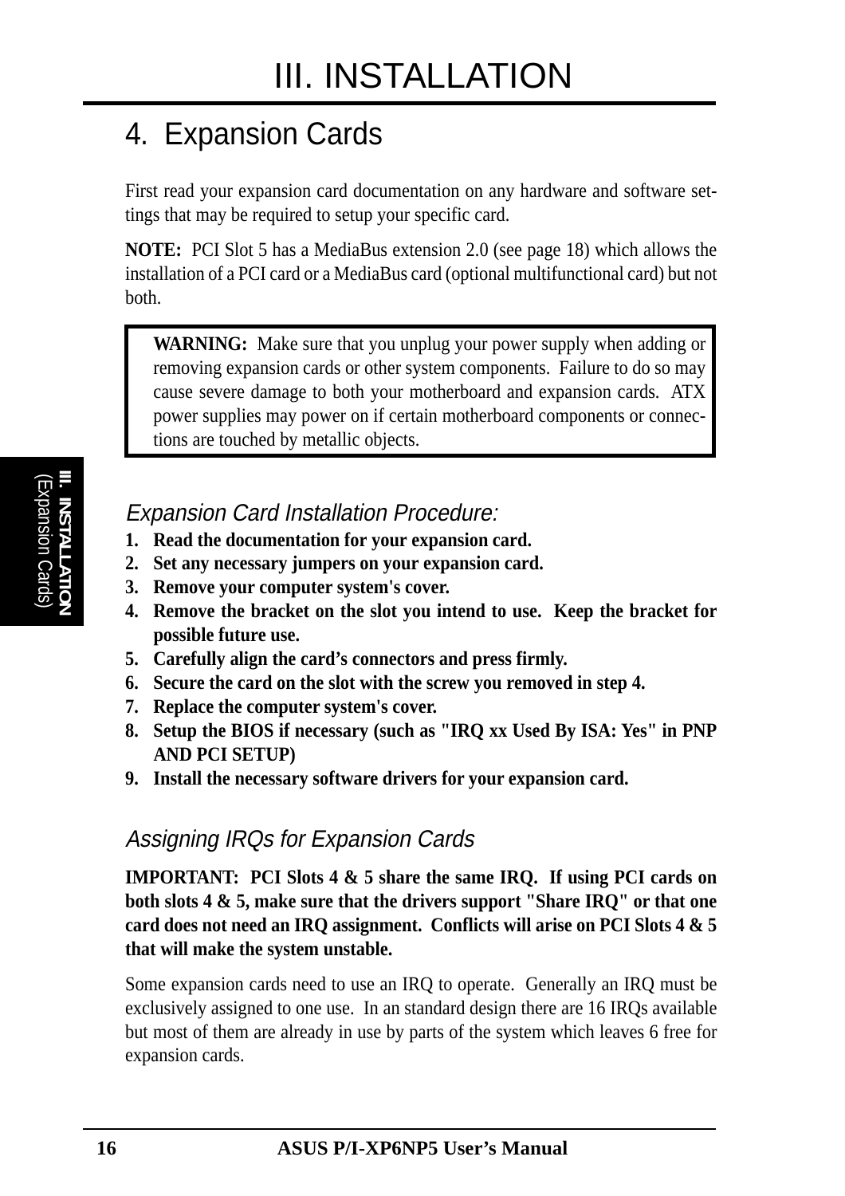# III. INSTALLATION

## 4. Expansion Cards

First read your expansion card documentation on any hardware and software settings that may be required to setup your specific card.

**NOTE:** PCI Slot 5 has a MediaBus extension 2.0 (see page 18) which allows the installation of a PCI card or a MediaBus card (optional multifunctional card) but not both.

> **WARNING:** Make sure that you unplug your power supply when adding or removing expansion cards or other system components. Failure to do so may cause severe damage to both your motherboard and expansion cards. ATX power supplies may power on if certain motherboard components or connections are touched by metallic objects.

### *Expansion Card Installation Procedure:*

1. **Read the documentation for your expansion card.**
2. **Set any necessary jumpers on your expansion card.**
3. **Remove your computer system's cover.**
4. **Remove the bracket on the slot you intend to use. Keep the bracket for possible future use.**
5. **Carefully align the card's connectors and press firmly.**
6. **Secure the card on the slot with the screw you removed in step 4.**
7. **Replace the computer system's cover.**
8. **Setup the BIOS if necessary (such as "IRQ xx Used By ISA: Yes" in PNP AND PCI SETUP)**
9. **Install the necessary software drivers for your expansion card.**

### *Assigning IRQs for Expansion Cards*

**IMPORTANT: PCI Slots 4 & 5 share the same IRQ. If using PCI cards on both slots 4 & 5, make sure that the drivers support "Share IRQ" or that one card does not need an IRQ assignment. Conflicts will arise on PCI Slots 4 & 5 that will make the system unstable.**

Some expansion cards need to use an IRQ to operate. Generally an IRQ must be exclusively assigned to one use. In an standard design there are 16 IRQs available but most of them are already in use by parts of the system which leaves 6 free for expansion cards.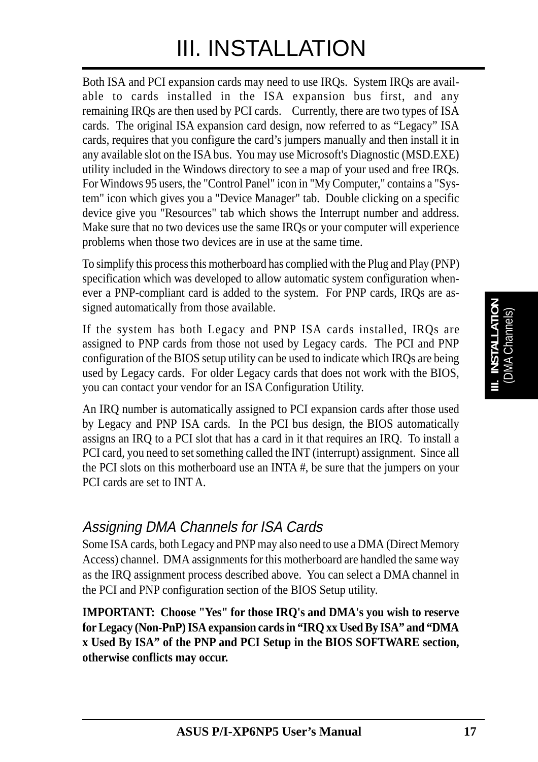# III. INSTALLATION

Both ISA and PCI expansion cards may need to use IRQs. System IRQs are available to cards installed in the ISA expansion bus first, and any remaining IRQs are then used by PCI cards. Currently, there are two types of ISA cards. The original ISA expansion card design, now referred to as “Legacy” ISA cards, requires that you configure the card’s jumpers manually and then install it in any available slot on the ISA bus. You may use Microsoft's Diagnostic (MSD.EXE) utility included in the Windows directory to see a map of your used and free IRQs. For Windows 95 users, the "Control Panel" icon in "My Computer," contains a "System" icon which gives you a "Device Manager" tab. Double clicking on a specific device give you "Resources" tab which shows the Interrupt number and address. Make sure that no two devices use the same IRQs or your computer will experience problems when those two devices are in use at the same time.

To simplify this process this motherboard has complied with the Plug and Play (PNP) specification which was developed to allow automatic system configuration whenever a PNP-compliant card is added to the system. For PNP cards, IRQs are assigned automatically from those available.

If the system has both Legacy and PNP ISA cards installed, IRQs are assigned to PNP cards from those not used by Legacy cards. The PCI and PNP configuration of the BIOS setup utility can be used to indicate which IRQs are being used by Legacy cards. For older Legacy cards that does not work with the BIOS, you can contact your vendor for an ISA Configuration Utility.

An IRQ number is automatically assigned to PCI expansion cards after those used by Legacy and PNP ISA cards. In the PCI bus design, the BIOS automatically assigns an IRQ to a PCI slot that has a card in it that requires an IRQ. To install a PCI card, you need to set something called the INT (interrupt) assignment. Since all the PCI slots on this motherboard use an INTA #, be sure that the jumpers on your PCI cards are set to INT A.

## *Assigning DMA Channels for ISA Cards*

Some ISA cards, both Legacy and PNP may also need to use a DMA (Direct Memory Access) channel. DMA assignments for this motherboard are handled the same way as the IRQ assignment process described above. You can select a DMA channel in the PCI and PNP configuration section of the BIOS Setup utility.

**IMPORTANT: Choose "Yes" for those IRQ's and DMA's you wish to reserve for Legacy (Non-PnP) ISA expansion cards in “IRQ xx Used By ISA” and “DMA x Used By ISA” of the PNP and PCI Setup in the BIOS SOFTWARE section, otherwise conflicts may occur.**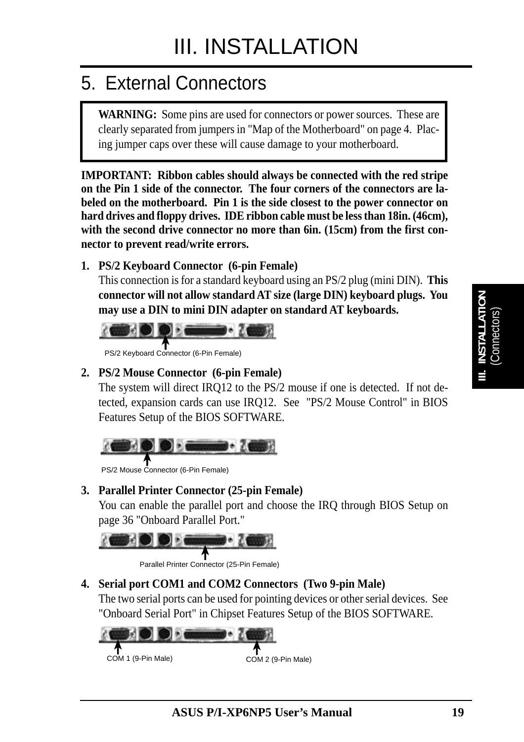# III. INSTALLATION

## 5. External Connectors

> **WARNING:** Some pins are used for connectors or power sources. These are clearly separated from jumpers in "Map of the Motherboard" on page 4. Placing jumper caps over these will cause damage to your motherboard.

**IMPORTANT: Ribbon cables should always be connected with the red stripe on the Pin 1 side of the connector. The four corners of the connectors are labeled on the motherboard. Pin 1 is the side closest to the power connector on hard drives and floppy drives. IDE ribbon cable must be less than 18in. (46cm), with the second drive connector no more than 6in. (15cm) from the first connector to prevent read/write errors.**

1. **PS/2 Keyboard Connector (6-pin Female)**
   This connection is for a standard keyboard using an PS/2 plug (mini DIN). **This connector will not allow standard AT size (large DIN) keyboard plugs. You may use a DIN to mini DIN adapter on standard AT keyboards.**

   PS/2 Keyboard Connector (6-Pin Female)

2. **PS/2 Mouse Connector (6-pin Female)**
   The system will direct IRQ12 to the PS/2 mouse if one is detected. If not detected, expansion cards can use IRQ12. See "PS/2 Mouse Control" in BIOS Features Setup of the BIOS SOFTWARE.

   PS/2 Mouse Connector (6-Pin Female)

3. **Parallel Printer Connector (25-pin Female)**
   You can enable the parallel port and choose the IRQ through BIOS Setup on page 36 "Onboard Parallel Port."

   Parallel Printer Connector (25-Pin Female)

4. **Serial port COM1 and COM2 Connectors (Two 9-pin Male)**
   The two serial ports can be used for pointing devices or other serial devices. See "Onboard Serial Port" in Chipset Features Setup of the BIOS SOFTWARE.

   COM 1 (9-Pin Male) COM 2 (9-Pin Male)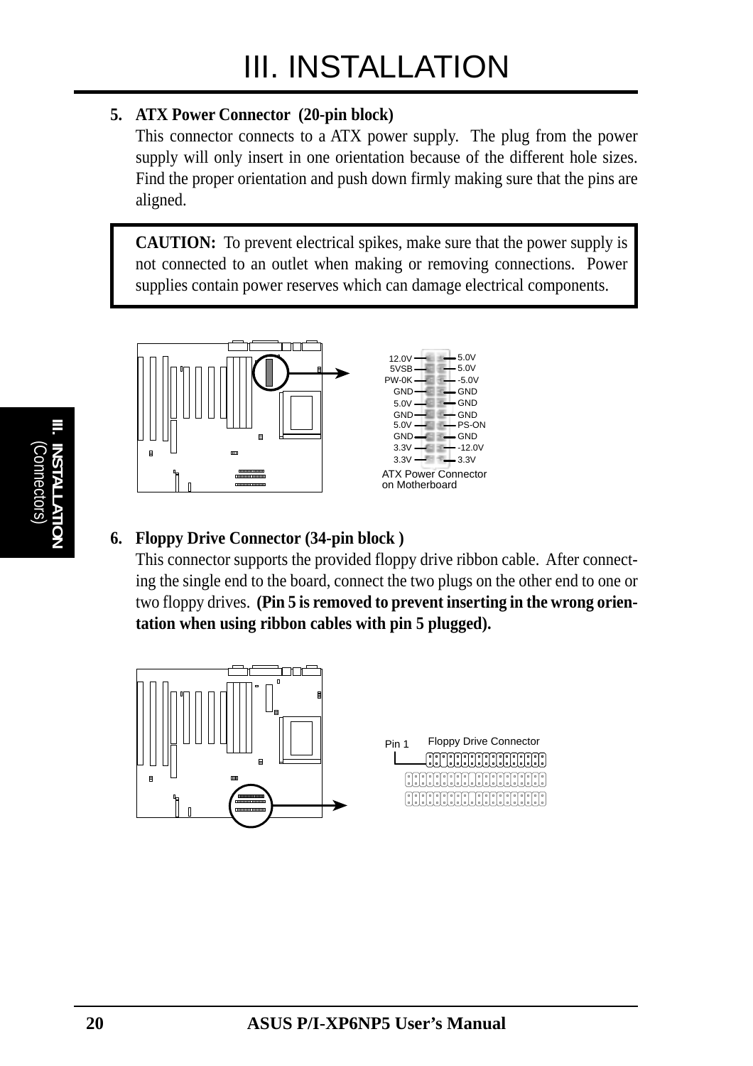# III. INSTALLATION

**5. ATX Power Connector (20-pin block)**

This connector connects to a ATX power supply. The plug from the power supply will only insert in one orientation because of the different hole sizes. Find the proper orientation and push down firmly making sure that the pins are aligned.

> **CAUTION:** To prevent electrical spikes, make sure that the power supply is not connected to an outlet when making or removing connections. Power supplies contain power reserves which can damage electrical components.

| | |
|---|---|
| 12.0V | 5.0V |
| 5VSB | 5.0V |
| PW-0K | -5.0V |
| GND | GND |
| 5.0V | GND |
| GND | GND |
| 5.0V | PS-ON |
| GND | GND |
| 3.3V | -12.0V |
| 3.3V | 3.3V |

ATX Power Connector on Motherboard

**6. Floppy Drive Connector (34-pin block )**

This connector supports the provided floppy drive ribbon cable. After connecting the single end to the board, connect the two plugs on the other end to one or two floppy drives. **(Pin 5 is removed to prevent inserting in the wrong orientation when using ribbon cables with pin 5 plugged).**

Pin 1 Floppy Drive Connector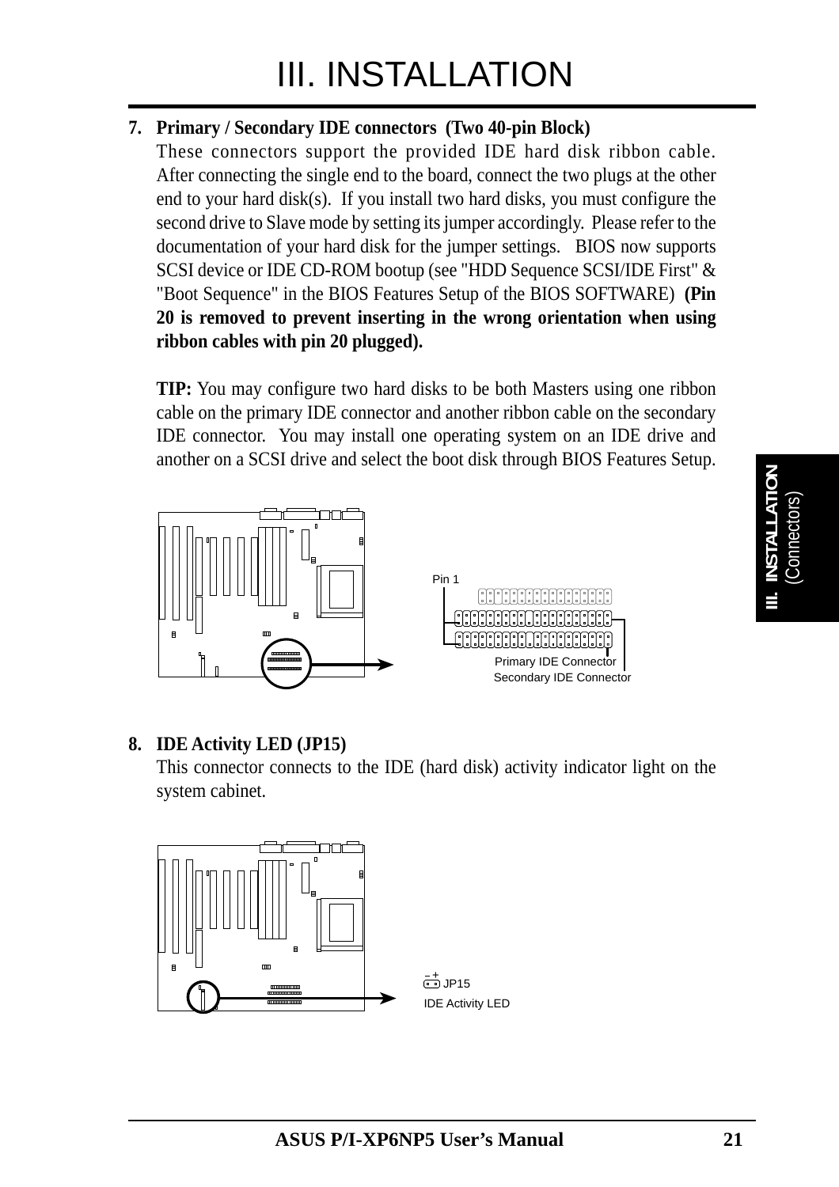# III. INSTALLATION

**7. Primary / Secondary IDE connectors (Two 40-pin Block)**

These connectors support the provided IDE hard disk ribbon cable. After connecting the single end to the board, connect the two plugs at the other end to your hard disk(s). If you install two hard disks, you must configure the second drive to Slave mode by setting its jumper accordingly. Please refer to the documentation of your hard disk for the jumper settings. BIOS now supports SCSI device or IDE CD-ROM bootup (see "HDD Sequence SCSI/IDE First" & "Boot Sequence" in the BIOS Features Setup of the BIOS SOFTWARE) **(Pin 20 is removed to prevent inserting in the wrong orientation when using ribbon cables with pin 20 plugged).**

**TIP:** You may configure two hard disks to be both Masters using one ribbon cable on the primary IDE connector and another ribbon cable on the secondary IDE connector. You may install one operating system on an IDE drive and another on a SCSI drive and select the boot disk through BIOS Features Setup.

Pin 1

Primary IDE Connector

Secondary IDE Connector

**8. IDE Activity LED (JP15)**

This connector connects to the IDE (hard disk) activity indicator light on the system cabinet.

– + JP15

IDE Activity LED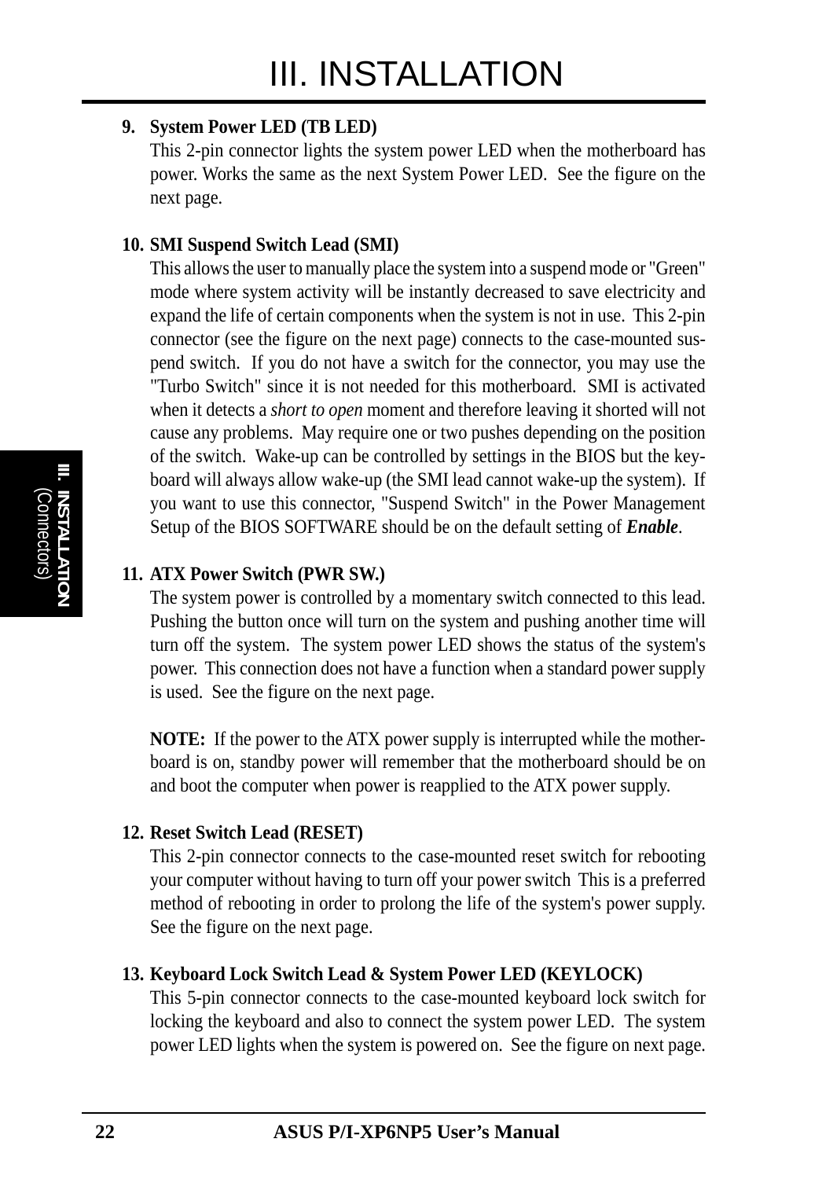# III. INSTALLATION

**9. System Power LED (TB LED)**

This 2-pin connector lights the system power LED when the motherboard has power. Works the same as the next System Power LED. See the figure on the next page.

**10. SMI Suspend Switch Lead (SMI)**

This allows the user to manually place the system into a suspend mode or "Green" mode where system activity will be instantly decreased to save electricity and expand the life of certain components when the system is not in use. This 2-pin connector (see the figure on the next page) connects to the case-mounted suspend switch. If you do not have a switch for the connector, you may use the "Turbo Switch" since it is not needed for this motherboard. SMI is activated when it detects a *short to open* moment and therefore leaving it shorted will not cause any problems. May require one or two pushes depending on the position of the switch. Wake-up can be controlled by settings in the BIOS but the keyboard will always allow wake-up (the SMI lead cannot wake-up the system). If you want to use this connector, "Suspend Switch" in the Power Management Setup of the BIOS SOFTWARE should be on the default setting of ***Enable***.

**11. ATX Power Switch (PWR SW.)**

The system power is controlled by a momentary switch connected to this lead. Pushing the button once will turn on the system and pushing another time will turn off the system. The system power LED shows the status of the system's power. This connection does not have a function when a standard power supply is used. See the figure on the next page.

**NOTE:** If the power to the ATX power supply is interrupted while the motherboard is on, standby power will remember that the motherboard should be on and boot the computer when power is reapplied to the ATX power supply.

**12. Reset Switch Lead (RESET)**

This 2-pin connector connects to the case-mounted reset switch for rebooting your computer without having to turn off your power switch This is a preferred method of rebooting in order to prolong the life of the system's power supply. See the figure on the next page.

**13. Keyboard Lock Switch Lead & System Power LED (KEYLOCK)**

This 5-pin connector connects to the case-mounted keyboard lock switch for locking the keyboard and also to connect the system power LED. The system power LED lights when the system is powered on. See the figure on next page.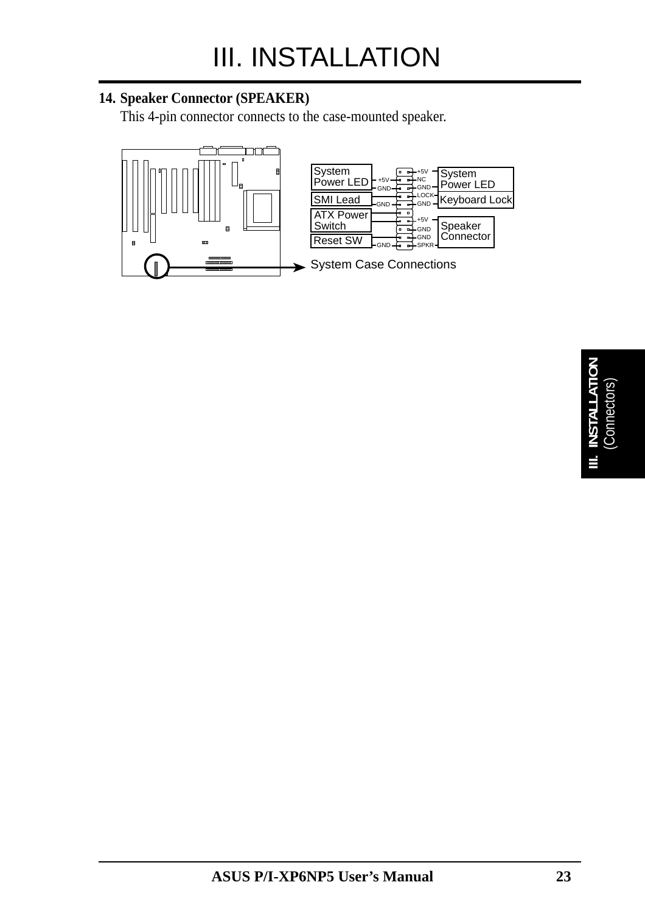**14. Speaker Connector (SPEAKER)**

This 4-pin connector connects to the case-mounted speaker.

System Power LED | +5V | GND | SMI Lead | GND | ATX Power Switch | Reset SW | GND | +5V | NC | GND | LOCK | GND | +5V | GND | GND | SPKR | System Power LED | Keyboard Lock | Speaker Connector

System Case Connections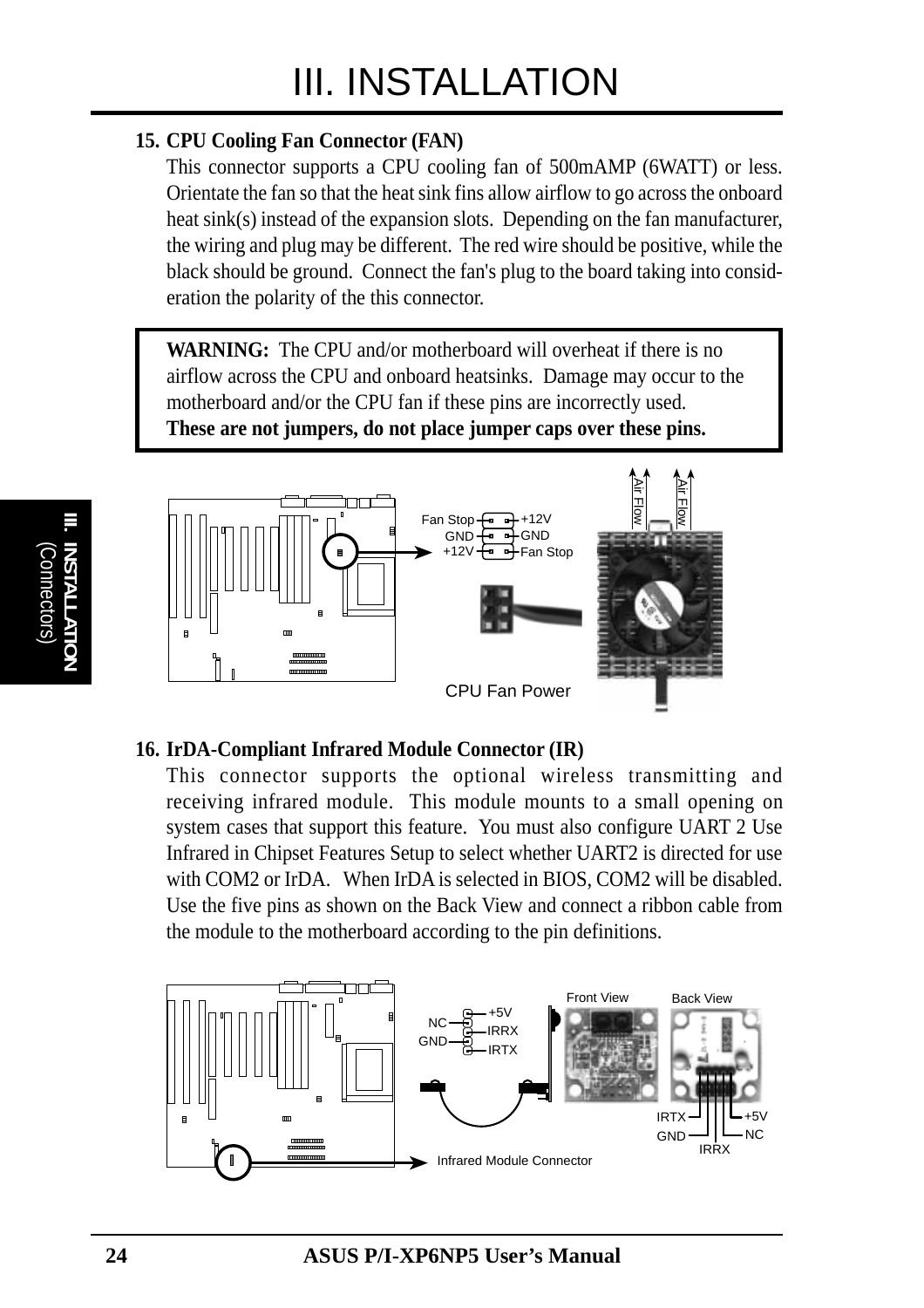## 15. CPU Cooling Fan Connector (FAN)

This connector supports a CPU cooling fan of 500mAMP (6WATT) or less. Orientate the fan so that the heat sink fins allow airflow to go across the onboard heat sink(s) instead of the expansion slots. Depending on the fan manufacturer, the wiring and plug may be different. The red wire should be positive, while the black should be ground. Connect the fan's plug to the board taking into consideration the polarity of the this connector.

> **WARNING:** The CPU and/or motherboard will overheat if there is no airflow across the CPU and onboard heatsinks. Damage may occur to the motherboard and/or the CPU fan if these pins are incorrectly used.
> **These are not jumpers, do not place jumper caps over these pins.**

Fan Stop, GND, +12V | +12V, GND, Fan Stop | Air Flow | Air Flow

CPU Fan Power

## 16. IrDA-Compliant Infrared Module Connector (IR)

This connector supports the optional wireless transmitting and receiving infrared module. This module mounts to a small opening on system cases that support this feature. You must also configure UART 2 Use Infrared in Chipset Features Setup to select whether UART2 is directed for use with COM2 or IrDA. When IrDA is selected in BIOS, COM2 will be disabled. Use the five pins as shown on the Back View and connect a ribbon cable from the module to the motherboard according to the pin definitions.

NC, GND | +5V, IRRX, IRTX | Front View | Back View | IRTX, GND, IRRX, NC, +5V

Infrared Module Connector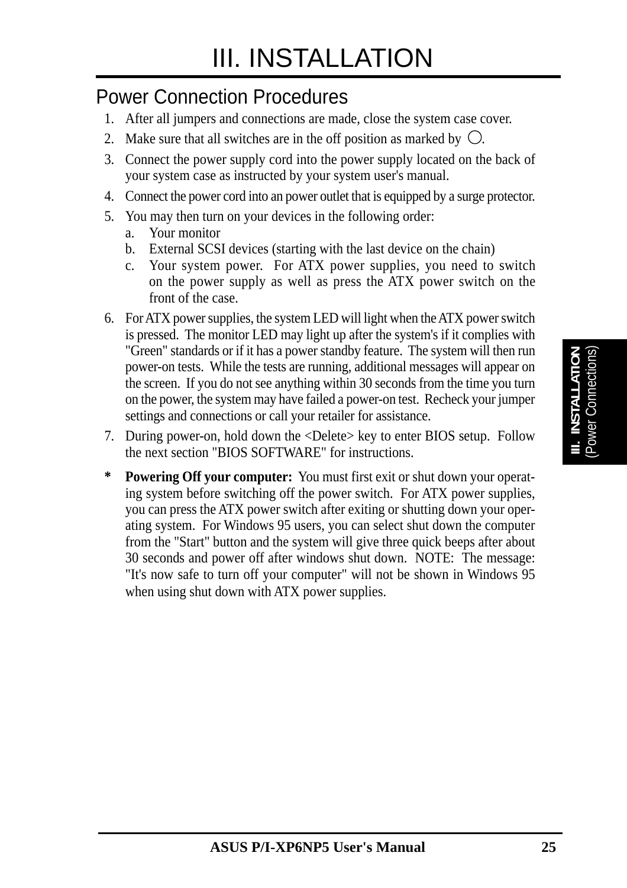# III. INSTALLATION

## Power Connection Procedures

1. After all jumpers and connections are made, close the system case cover.
2. Make sure that all switches are in the off position as marked by ○.
3. Connect the power supply cord into the power supply located on the back of your system case as instructed by your system user's manual.
4. Connect the power cord into an power outlet that is equipped by a surge protector.
5. You may then turn on your devices in the following order:
   a. Your monitor
   b. External SCSI devices (starting with the last device on the chain)
   c. Your system power. For ATX power supplies, you need to switch on the power supply as well as press the ATX power switch on the front of the case.
6. For ATX power supplies, the system LED will light when the ATX power switch is pressed. The monitor LED may light up after the system's if it complies with "Green" standards or if it has a power standby feature. The system will then run power-on tests. While the tests are running, additional messages will appear on the screen. If you do not see anything within 30 seconds from the time you turn on the power, the system may have failed a power-on test. Recheck your jumper settings and connections or call your retailer for assistance.
7. During power-on, hold down the <Delete> key to enter BIOS setup. Follow the next section "BIOS SOFTWARE" for instructions.

\* **Powering Off your computer:** You must first exit or shut down your operating system before switching off the power switch. For ATX power supplies, you can press the ATX power switch after exiting or shutting down your operating system. For Windows 95 users, you can select shut down the computer from the "Start" button and the system will give three quick beeps after about 30 seconds and power off after windows shut down. NOTE: The message: "It's now safe to turn off your computer" will not be shown in Windows 95 when using shut down with ATX power supplies.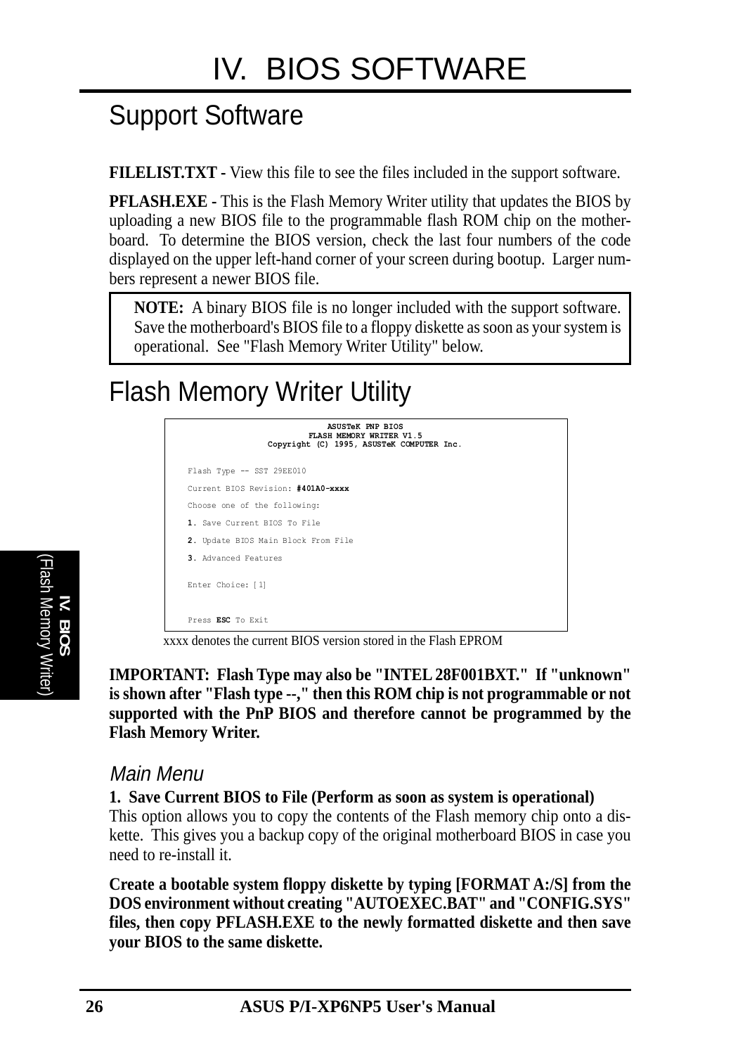# IV. BIOS SOFTWARE

## Support Software

**FILELIST.TXT -** View this file to see the files included in the support software.

**PFLASH.EXE -** This is the Flash Memory Writer utility that updates the BIOS by uploading a new BIOS file to the programmable flash ROM chip on the motherboard. To determine the BIOS version, check the last four numbers of the code displayed on the upper left-hand corner of your screen during bootup. Larger numbers represent a newer BIOS file.

> **NOTE:** A binary BIOS file is no longer included with the support software. Save the motherboard's BIOS file to a floppy diskette as soon as your system is operational. See "Flash Memory Writer Utility" below.

## Flash Memory Writer Utility

```
                    ASUSTeK PNP BIOS
                FLASH MEMORY WRITER V1.5
        Copyright (C) 1995, ASUSTeK COMPUTER Inc.

Flash Type -- SST 29EE010

Current BIOS Revision: #401A0-xxxx

Choose one of the following:

1. Save Current BIOS To File

2. Update BIOS Main Block From File

3. Advanced Features

Enter Choice: [1]


Press ESC To Exit
```

xxxx denotes the current BIOS version stored in the Flash EPROM

**IMPORTANT: Flash Type may also be "INTEL 28F001BXT." If "unknown" is shown after "Flash type --," then this ROM chip is not programmable or not supported with the PnP BIOS and therefore cannot be programmed by the Flash Memory Writer.**

### *Main Menu*

**1. Save Current BIOS to File (Perform as soon as system is operational)**
This option allows you to copy the contents of the Flash memory chip onto a diskette. This gives you a backup copy of the original motherboard BIOS in case you need to re-install it.

**Create a bootable system floppy diskette by typing [FORMAT A:/S] from the DOS environment without creating "AUTOEXEC.BAT" and "CONFIG.SYS" files, then copy PFLASH.EXE to the newly formatted diskette and then save your BIOS to the same diskette.**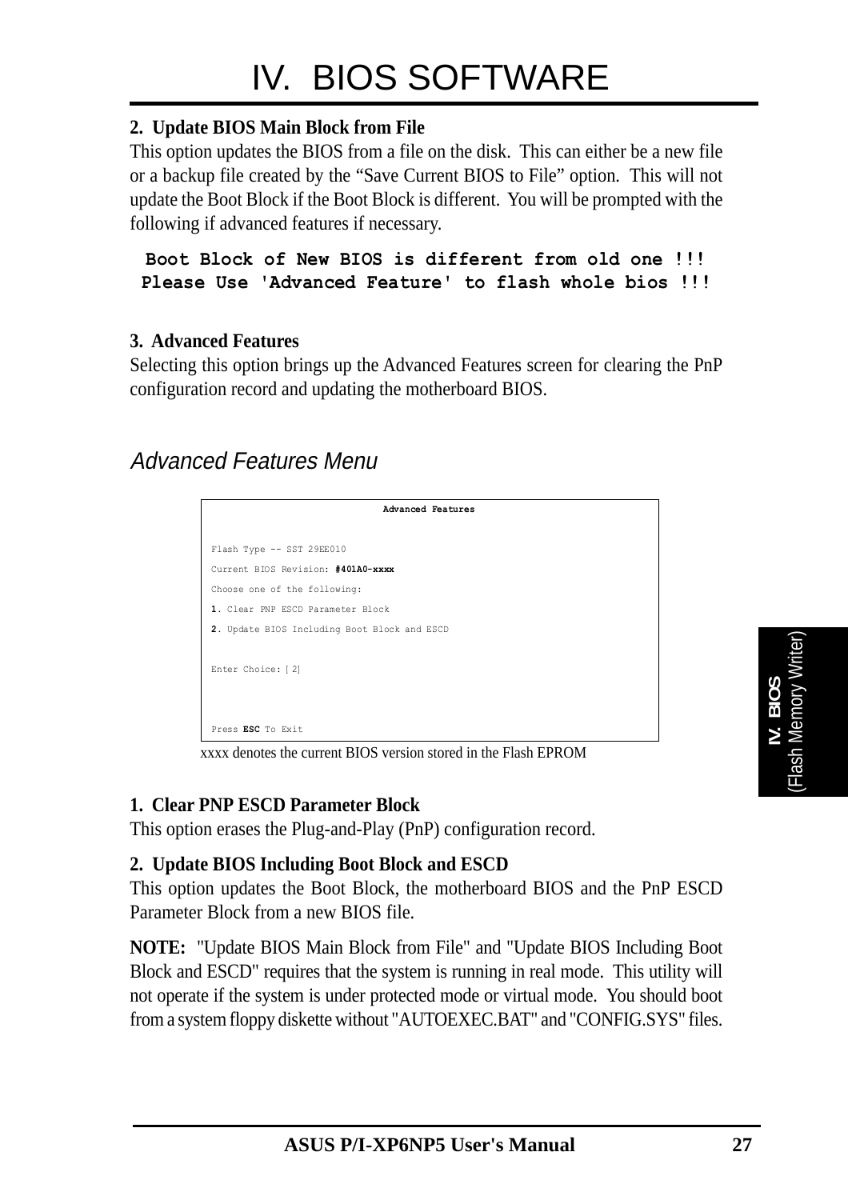# IV. BIOS SOFTWARE

**2. Update BIOS Main Block from File**

This option updates the BIOS from a file on the disk. This can either be a new file or a backup file created by the "Save Current BIOS to File" option. This will not update the Boot Block if the Boot Block is different. You will be prompted with the following if advanced features if necessary.

```
Boot Block of New BIOS is different from old one !!!
Please Use 'Advanced Feature' to flash whole bios !!!
```

**3. Advanced Features**

Selecting this option brings up the Advanced Features screen for clearing the PnP configuration record and updating the motherboard BIOS.

## *Advanced Features Menu*

```
                    Advanced Features

Flash Type -- SST 29EE010
Current BIOS Revision: #401A0-xxxx
Choose one of the following:
1. Clear PNP ESCD Parameter Block
2. Update BIOS Including Boot Block and ESCD

Enter Choice: [2]


Press ESC To Exit
```

xxxx denotes the current BIOS version stored in the Flash EPROM

**1. Clear PNP ESCD Parameter Block**

This option erases the Plug-and-Play (PnP) configuration record.

**2. Update BIOS Including Boot Block and ESCD**

This option updates the Boot Block, the motherboard BIOS and the PnP ESCD Parameter Block from a new BIOS file.

**NOTE:** "Update BIOS Main Block from File" and "Update BIOS Including Boot Block and ESCD" requires that the system is running in real mode. This utility will not operate if the system is under protected mode or virtual mode. You should boot from a system floppy diskette without "AUTOEXEC.BAT" and "CONFIG.SYS" files.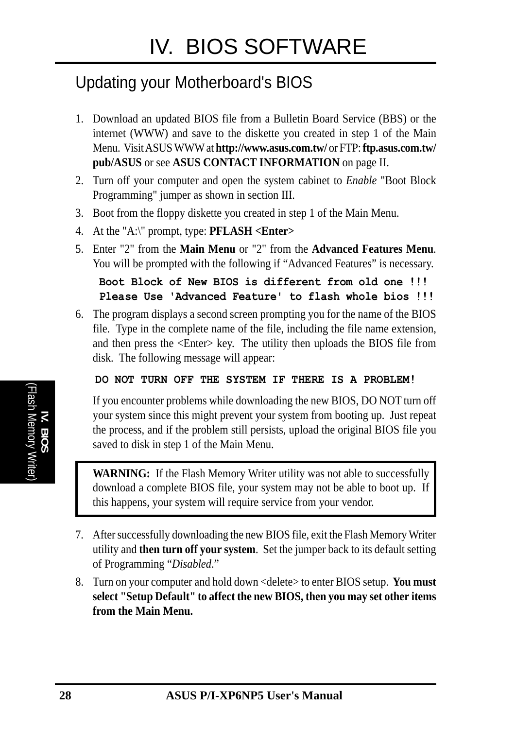# IV. BIOS SOFTWARE

## Updating your Motherboard's BIOS

1. Download an updated BIOS file from a Bulletin Board Service (BBS) or the internet (WWW) and save to the diskette you created in step 1 of the Main Menu. Visit ASUS WWW at **http://www.asus.com.tw/** or FTP: **ftp.asus.com.tw/pub/ASUS** or see **ASUS CONTACT INFORMATION** on page II.
2. Turn off your computer and open the system cabinet to *Enable* "Boot Block Programming" jumper as shown in section III.
3. Boot from the floppy diskette you created in step 1 of the Main Menu.
4. At the "A:\" prompt, type: **PFLASH <Enter>**
5. Enter "2" from the **Main Menu** or "2" from the **Advanced Features Menu**. You will be prompted with the following if "Advanced Features" is necessary.

   ```
   Boot Block of New BIOS is different from old one !!!
   Please Use 'Advanced Feature' to flash whole bios !!!
   ```

6. The program displays a second screen prompting you for the name of the BIOS file. Type in the complete name of the file, including the file name extension, and then press the <Enter> key. The utility then uploads the BIOS file from disk. The following message will appear:

   ```
   DO NOT TURN OFF THE SYSTEM IF THERE IS A PROBLEM!
   ```

   If you encounter problems while downloading the new BIOS, DO NOT turn off your system since this might prevent your system from booting up. Just repeat the process, and if the problem still persists, upload the original BIOS file you saved to disk in step 1 of the Main Menu.

   > **WARNING:** If the Flash Memory Writer utility was not able to successfully download a complete BIOS file, your system may not be able to boot up. If this happens, your system will require service from your vendor.

7. After successfully downloading the new BIOS file, exit the Flash Memory Writer utility and **then turn off your system**. Set the jumper back to its default setting of Programming "*Disabled*."
8. Turn on your computer and hold down <delete> to enter BIOS setup. **You must select "Setup Default" to affect the new BIOS, then you may set other items from the Main Menu.**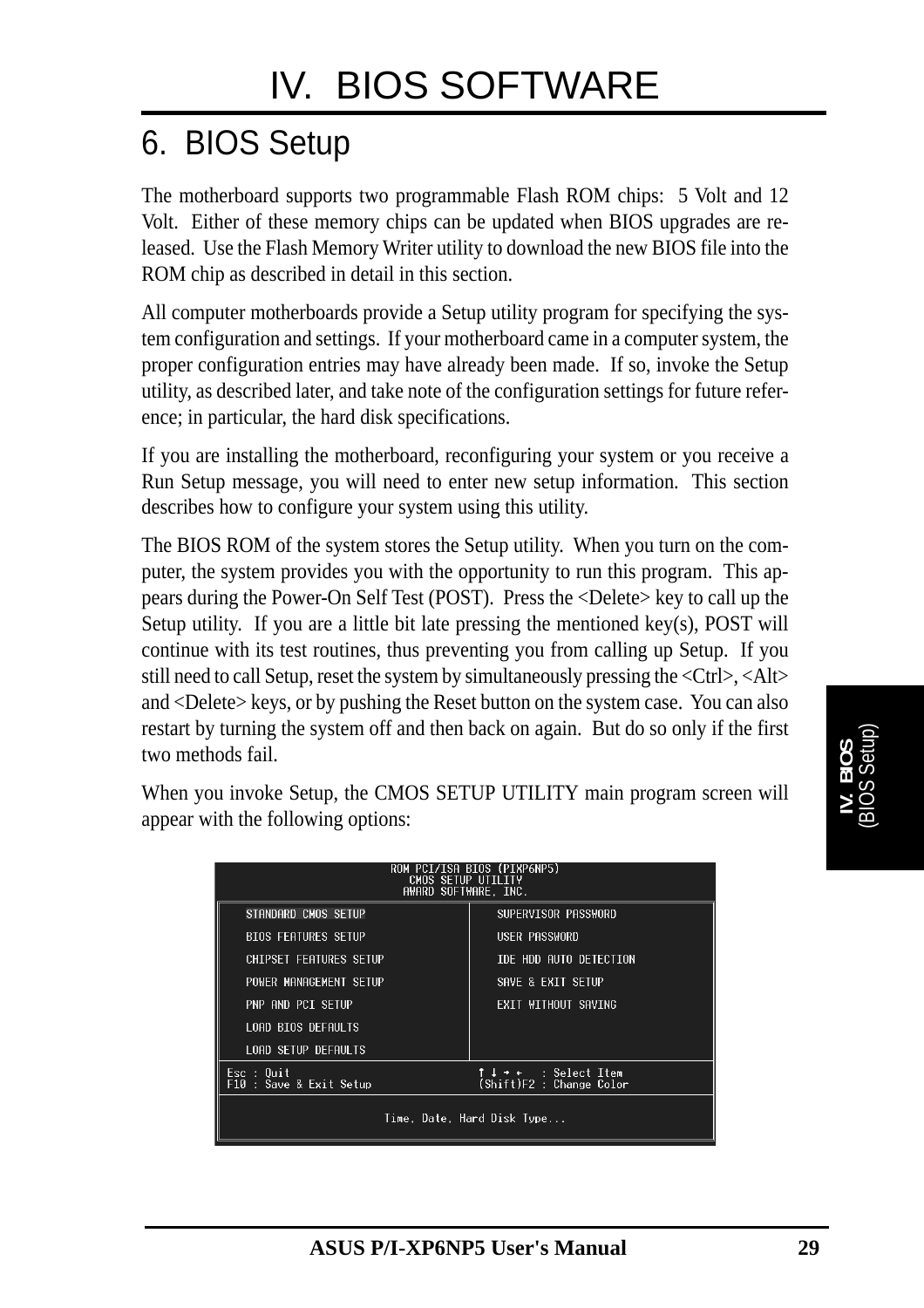# IV. BIOS SOFTWARE

## 6. BIOS Setup

The motherboard supports two programmable Flash ROM chips: 5 Volt and 12 Volt. Either of these memory chips can be updated when BIOS upgrades are released. Use the Flash Memory Writer utility to download the new BIOS file into the ROM chip as described in detail in this section.

All computer motherboards provide a Setup utility program for specifying the system configuration and settings. If your motherboard came in a computer system, the proper configuration entries may have already been made. If so, invoke the Setup utility, as described later, and take note of the configuration settings for future reference; in particular, the hard disk specifications.

If you are installing the motherboard, reconfiguring your system or you receive a Run Setup message, you will need to enter new setup information. This section describes how to configure your system using this utility.

The BIOS ROM of the system stores the Setup utility. When you turn on the computer, the system provides you with the opportunity to run this program. This appears during the Power-On Self Test (POST). Press the <Delete> key to call up the Setup utility. If you are a little bit late pressing the mentioned key(s), POST will continue with its test routines, thus preventing you from calling up Setup. If you still need to call Setup, reset the system by simultaneously pressing the <Ctrl>, <Alt> and <Delete> keys, or by pushing the Reset button on the system case. You can also restart by turning the system off and then back on again. But do so only if the first two methods fail.

When you invoke Setup, the CMOS SETUP UTILITY main program screen will appear with the following options:

```
                ROM PCI/ISA BIOS (PIXP6NP5)
                    CMOS SETUP UTILITY
                   AWARD SOFTWARE, INC.

   STANDARD CMOS SETUP              SUPERVISOR PASSWORD
   BIOS FEATURES SETUP              USER PASSWORD
   CHIPSET FEATURES SETUP           IDE HDD AUTO DETECTION
   POWER MANAGEMENT SETUP           SAVE & EXIT SETUP
   PNP AND PCI SETUP                EXIT WITHOUT SAVING
   LOAD BIOS DEFAULTS
   LOAD SETUP DEFAULTS

 Esc : Quit                         ↑ ↓ → ←   : Select Item
 F10 : Save & Exit Setup            (Shift)F2 : Change Color

                  Time, Date, Hard Disk Type...
```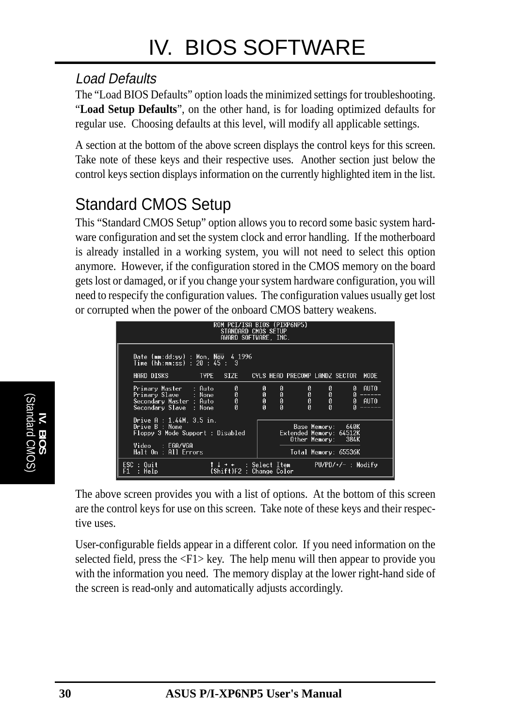# IV. BIOS SOFTWARE

### *Load Defaults*

The "Load BIOS Defaults" option loads the minimized settings for troubleshooting. "**Load Setup Defaults**", on the other hand, is for loading optimized defaults for regular use. Choosing defaults at this level, will modify all applicable settings.

A section at the bottom of the above screen displays the control keys for this screen. Take note of these keys and their respective uses. Another section just below the control keys section displays information on the currently highlighted item in the list.

## Standard CMOS Setup

This "Standard CMOS Setup" option allows you to record some basic system hardware configuration and set the system clock and error handling. If the motherboard is already installed in a working system, you will not need to select this option anymore. However, if the configuration stored in the CMOS memory on the board gets lost or damaged, or if you change your system hardware configuration, you will need to respecify the configuration values. The configuration values usually get lost or corrupted when the power of the onboard CMOS battery weakens.

```
                    ROM PCI/ISA BIOS (PIXP6NP5)
                        STANDARD CMOS SETUP
                        AWARD SOFTWARE, INC.

 Date (mm:dd:yy) : Mon, Nov  4 1996
 Time (hh:mm:ss) : 20 : 45 :  3

 HARD DISKS         TYPE   SIZE    CYLS HEAD PRECOMP LANDZ SECTOR  MODE

 Primary Master   : Auto      0      0    0      0      0      0  AUTO
 Primary Slave    : None      0      0    0      0      0      0 ------
 Secondary Master : Auto      0      0    0      0      0      0  AUTO
 Secondary Slave  : None      0      0    0      0      0      0 ------

 Drive A : 1.44M, 3.5 in.
 Drive B : None                             Base Memory:   640K
 Floppy 3 Mode Support : Disabled       Extended Memory: 64512K
                                           Other Memory:   384K
 Video   : EGA/VGA
 Halt On : All Errors                      Total Memory: 65536K

 ESC : Quit           ↑ ↓ → ←   : Select Item      PU/PD/+/- : Modify
 F1  : Help           (Shift)F2 : Change Color
```

The above screen provides you with a list of options. At the bottom of this screen are the control keys for use on this screen. Take note of these keys and their respective uses.

User-configurable fields appear in a different color. If you need information on the selected field, press the <F1> key. The help menu will then appear to provide you with the information you need. The memory display at the lower right-hand side of the screen is read-only and automatically adjusts accordingly.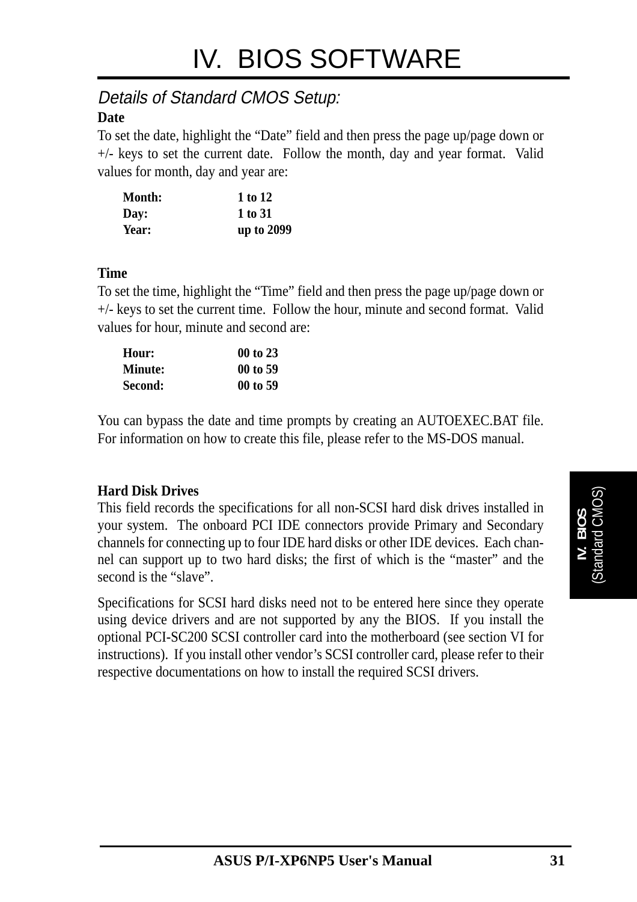# IV. BIOS SOFTWARE

## *Details of Standard CMOS Setup:*

**Date**

To set the date, highlight the “Date” field and then press the page up/page down or +/- keys to set the current date. Follow the month, day and year format. Valid values for month, day and year are:

| | |
|---|---|
| **Month:** | **1 to 12** |
| **Day:** | **1 to 31** |
| **Year:** | **up to 2099** |

**Time**

To set the time, highlight the “Time” field and then press the page up/page down or +/- keys to set the current time. Follow the hour, minute and second format. Valid values for hour, minute and second are:

| | |
|---|---|
| **Hour:** | **00 to 23** |
| **Minute:** | **00 to 59** |
| **Second:** | **00 to 59** |

You can bypass the date and time prompts by creating an AUTOEXEC.BAT file. For information on how to create this file, please refer to the MS-DOS manual.

**Hard Disk Drives**

This field records the specifications for all non-SCSI hard disk drives installed in your system. The onboard PCI IDE connectors provide Primary and Secondary channels for connecting up to four IDE hard disks or other IDE devices. Each channel can support up to two hard disks; the first of which is the “master” and the second is the “slave”.

Specifications for SCSI hard disks need not to be entered here since they operate using device drivers and are not supported by any the BIOS. If you install the optional PCI-SC200 SCSI controller card into the motherboard (see section VI for instructions). If you install other vendor’s SCSI controller card, please refer to their respective documentations on how to install the required SCSI drivers.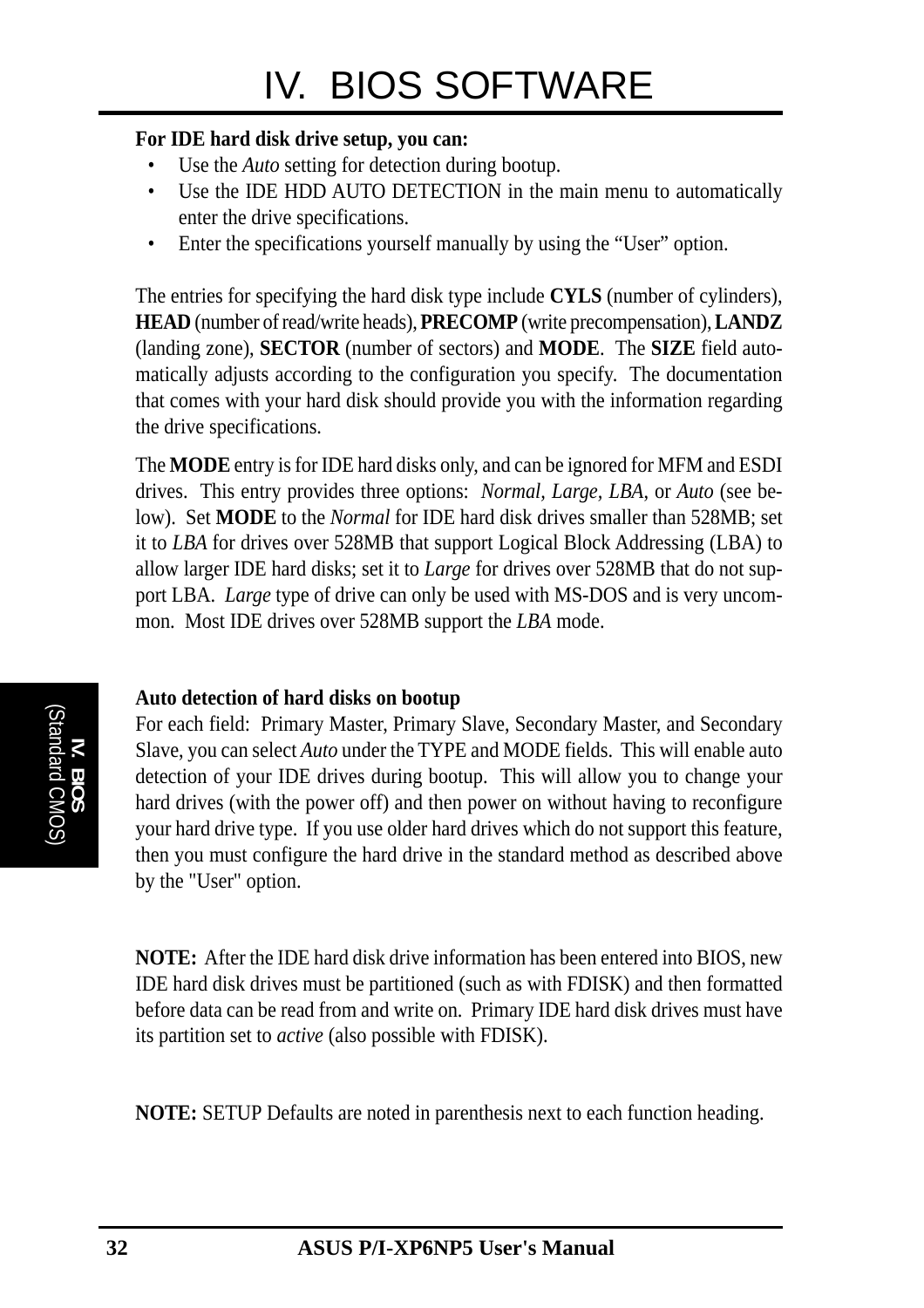**For IDE hard disk drive setup, you can:**

- Use the *Auto* setting for detection during bootup.
- Use the IDE HDD AUTO DETECTION in the main menu to automatically enter the drive specifications.
- Enter the specifications yourself manually by using the “User” option.

The entries for specifying the hard disk type include **CYLS** (number of cylinders), **HEAD** (number of read/write heads), **PRECOMP** (write precompensation), **LANDZ** (landing zone), **SECTOR** (number of sectors) and **MODE**. The **SIZE** field automatically adjusts according to the configuration you specify. The documentation that comes with your hard disk should provide you with the information regarding the drive specifications.

The **MODE** entry is for IDE hard disks only, and can be ignored for MFM and ESDI drives. This entry provides three options: *Normal, Large, LBA,* or *Auto* (see below). Set **MODE** to the *Normal* for IDE hard disk drives smaller than 528MB; set it to *LBA* for drives over 528MB that support Logical Block Addressing (LBA) to allow larger IDE hard disks; set it to *Large* for drives over 528MB that do not support LBA. *Large* type of drive can only be used with MS-DOS and is very uncommon. Most IDE drives over 528MB support the *LBA* mode.

**Auto detection of hard disks on bootup**

For each field: Primary Master, Primary Slave, Secondary Master, and Secondary Slave, you can select *Auto* under the TYPE and MODE fields. This will enable auto detection of your IDE drives during bootup. This will allow you to change your hard drives (with the power off) and then power on without having to reconfigure your hard drive type. If you use older hard drives which do not support this feature, then you must configure the hard drive in the standard method as described above by the "User" option.

**NOTE:** After the IDE hard disk drive information has been entered into BIOS, new IDE hard disk drives must be partitioned (such as with FDISK) and then formatted before data can be read from and write on. Primary IDE hard disk drives must have its partition set to *active* (also possible with FDISK).

**NOTE:** SETUP Defaults are noted in parenthesis next to each function heading.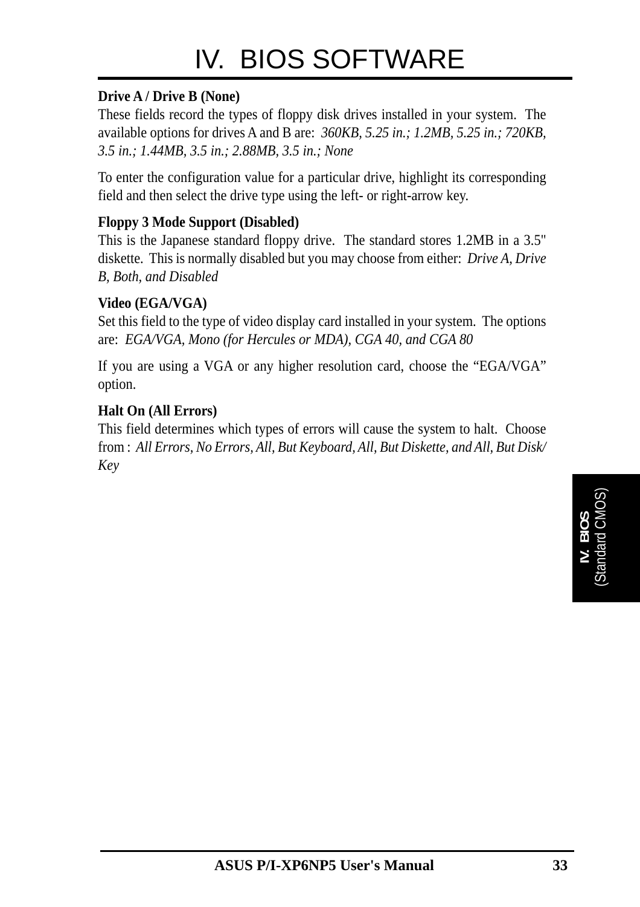**Drive A / Drive B (None)**
These fields record the types of floppy disk drives installed in your system. The available options for drives A and B are: *360KB, 5.25 in.; 1.2MB, 5.25 in.; 720KB, 3.5 in.; 1.44MB, 3.5 in.; 2.88MB, 3.5 in.; None*

To enter the configuration value for a particular drive, highlight its corresponding field and then select the drive type using the left- or right-arrow key.

**Floppy 3 Mode Support (Disabled)**
This is the Japanese standard floppy drive. The standard stores 1.2MB in a 3.5" diskette. This is normally disabled but you may choose from either: *Drive A, Drive B, Both, and Disabled*

**Video (EGA/VGA)**
Set this field to the type of video display card installed in your system. The options are: *EGA/VGA, Mono (for Hercules or MDA), CGA 40, and CGA 80*

If you are using a VGA or any higher resolution card, choose the "EGA/VGA" option.

**Halt On (All Errors)**
This field determines which types of errors will cause the system to halt. Choose from : *All Errors, No Errors, All, But Keyboard, All, But Diskette, and All, But Disk/Key*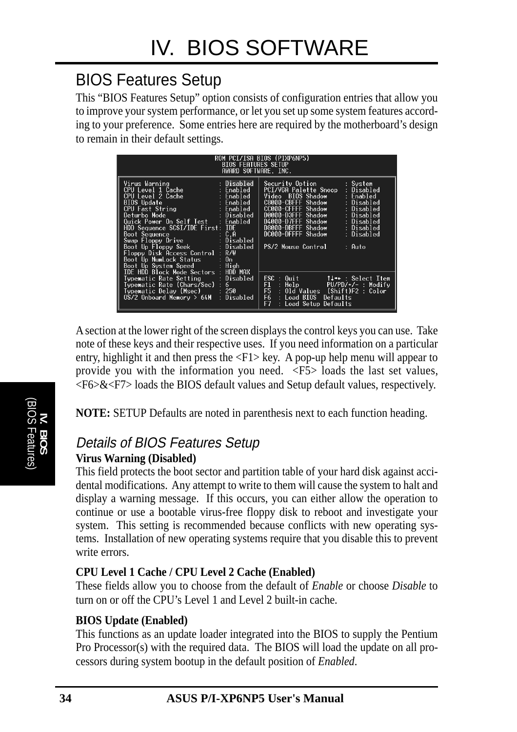# IV. BIOS SOFTWARE

## BIOS Features Setup

This "BIOS Features Setup" option consists of configuration entries that allow you to improve your system performance, or let you set up some system features according to your preference. Some entries here are required by the motherboard's design to remain in their default settings.

```
ROM PCI/ISA BIOS (PIXP6NP5)
BIOS FEATURES SETUP
AWARD SOFTWARE, INC.

Virus Warning              : Disabled   Security Option          : System
CPU Level 1 Cache          : Enabled    PCI/VGA Palette Snoop    : Disabled
CPU Level 2 Cache          : Enabled    Video  BIOS Shadow       : Enabled
BIOS Update                : Enabled    C8000-CBFFF Shadow       : Disabled
CPU Fast String            : Enabled    CC000-CFFFF Shadow       : Disabled
Deturbo Mode               : Disabled   D0000-D3FFF Shadow       : Disabled
Quick Power On Self Test   : Enabled    D4000-D7FFF Shadow       : Disabled
HDD Sequence SCSI/IDE First: IDE        D8000-DBFFF Shadow       : Disabled
Boot Sequence              : C,A        DC000-DFFFF Shadow       : Disabled
Swap Floppy Drive          : Disabled
Boot Up Floppy Seek        : Disabled   PS/2 Mouse Control       : Auto
Floppy Disk Access Control : R/W
Boot Up NumLock Status     : On
Boot Up System Speed       : High
IDE HDD Block Mode Sectors : HDD MAX
Typematic Rate Setting     : Disabled   ESC : Quit       ↑↓→← : Select Item
Typematic Rate (Chars/Sec) : 6          F1  : Help       PU/PD/+/- : Modify
Typematic Delay (Msec)     : 250        F5  : Old Values  (Shift)F2 : Color
OS/2 Onboard Memory > 64M  : Disabled   F6  : Load BIOS  Defaults
                                        F7  : Load Setup Defaults
```

A section at the lower right of the screen displays the control keys you can use. Take note of these keys and their respective uses. If you need information on a particular entry, highlight it and then press the <F1> key. A pop-up help menu will appear to provide you with the information you need. <F5> loads the last set values, <F6>&<F7> loads the BIOS default values and Setup default values, respectively.

**NOTE:** SETUP Defaults are noted in parenthesis next to each function heading.

### *Details of BIOS Features Setup*

**Virus Warning (Disabled)**

This field protects the boot sector and partition table of your hard disk against accidental modifications. Any attempt to write to them will cause the system to halt and display a warning message. If this occurs, you can either allow the operation to continue or use a bootable virus-free floppy disk to reboot and investigate your system. This setting is recommended because conflicts with new operating systems. Installation of new operating systems require that you disable this to prevent write errors.

**CPU Level 1 Cache / CPU Level 2 Cache (Enabled)**

These fields allow you to choose from the default of *Enable* or choose *Disable* to turn on or off the CPU's Level 1 and Level 2 built-in cache.

**BIOS Update (Enabled)**

This functions as an update loader integrated into the BIOS to supply the Pentium Pro Processor(s) with the required data. The BIOS will load the update on all processors during system bootup in the default position of *Enabled*.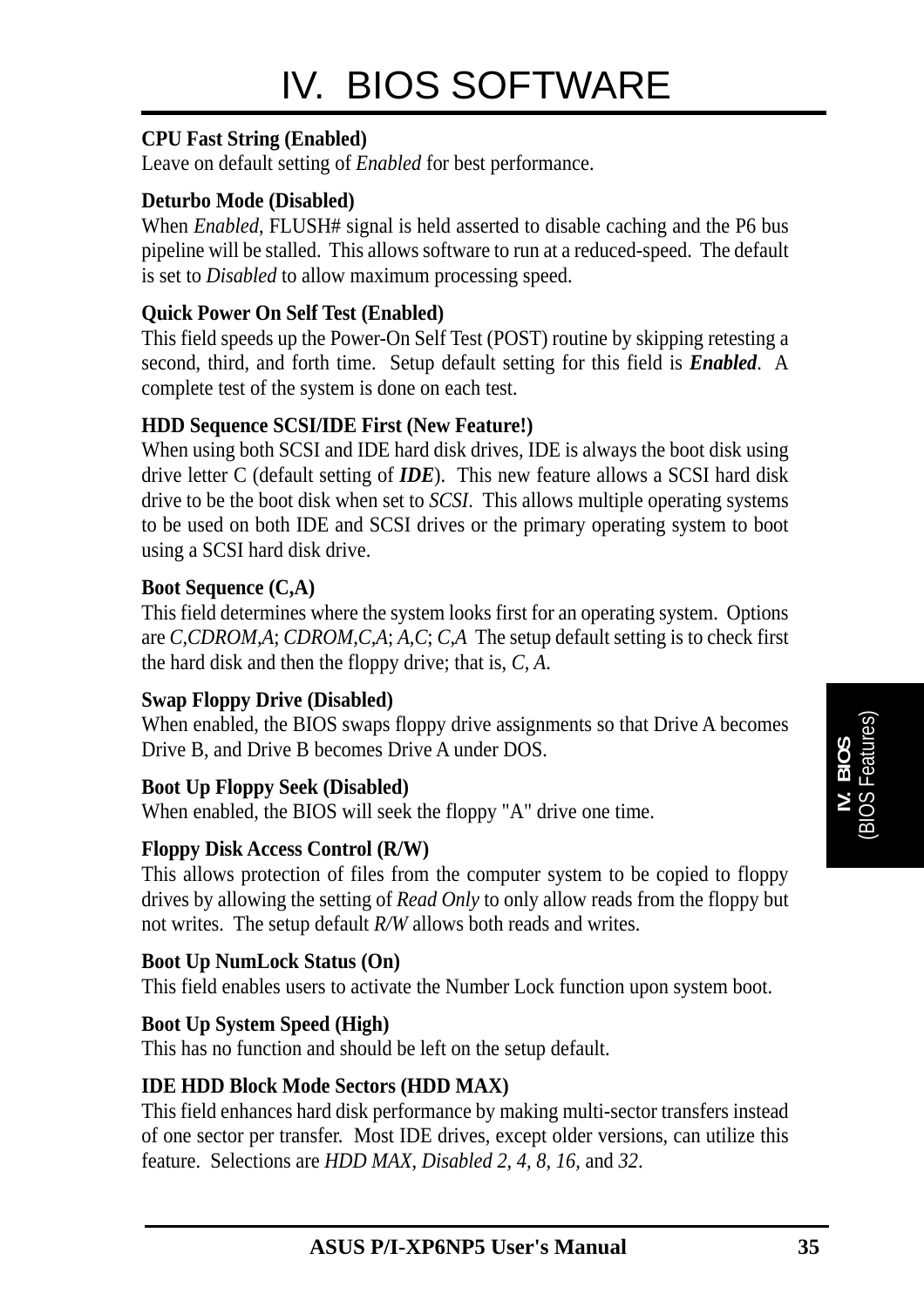**CPU Fast String (Enabled)**
Leave on default setting of *Enabled* for best performance.

**Deturbo Mode (Disabled)**
When *Enabled*, FLUSH# signal is held asserted to disable caching and the P6 bus pipeline will be stalled. This allows software to run at a reduced-speed. The default is set to *Disabled* to allow maximum processing speed.

**Quick Power On Self Test (Enabled)**
This field speeds up the Power-On Self Test (POST) routine by skipping retesting a second, third, and forth time. Setup default setting for this field is ***Enabled***. A complete test of the system is done on each test.

**HDD Sequence SCSI/IDE First (New Feature!)**
When using both SCSI and IDE hard disk drives, IDE is always the boot disk using drive letter C (default setting of ***IDE***). This new feature allows a SCSI hard disk drive to be the boot disk when set to *SCSI*. This allows multiple operating systems to be used on both IDE and SCSI drives or the primary operating system to boot using a SCSI hard disk drive.

**Boot Sequence (C,A)**
This field determines where the system looks first for an operating system. Options are *C,CDROM,A*; *CDROM,C,A*; *A,C*; *C,A* The setup default setting is to check first the hard disk and then the floppy drive; that is, *C, A*.

**Swap Floppy Drive (Disabled)**
When enabled, the BIOS swaps floppy drive assignments so that Drive A becomes Drive B, and Drive B becomes Drive A under DOS.

**Boot Up Floppy Seek (Disabled)**
When enabled, the BIOS will seek the floppy "A" drive one time.

**Floppy Disk Access Control (R/W)**
This allows protection of files from the computer system to be copied to floppy drives by allowing the setting of *Read Only* to only allow reads from the floppy but not writes. The setup default *R/W* allows both reads and writes.

**Boot Up NumLock Status (On)**
This field enables users to activate the Number Lock function upon system boot.

**Boot Up System Speed (High)**
This has no function and should be left on the setup default.

**IDE HDD Block Mode Sectors (HDD MAX)**
This field enhances hard disk performance by making multi-sector transfers instead of one sector per transfer. Most IDE drives, except older versions, can utilize this feature. Selections are *HDD MAX*, *Disabled 2, 4, 8, 16,* and *32*.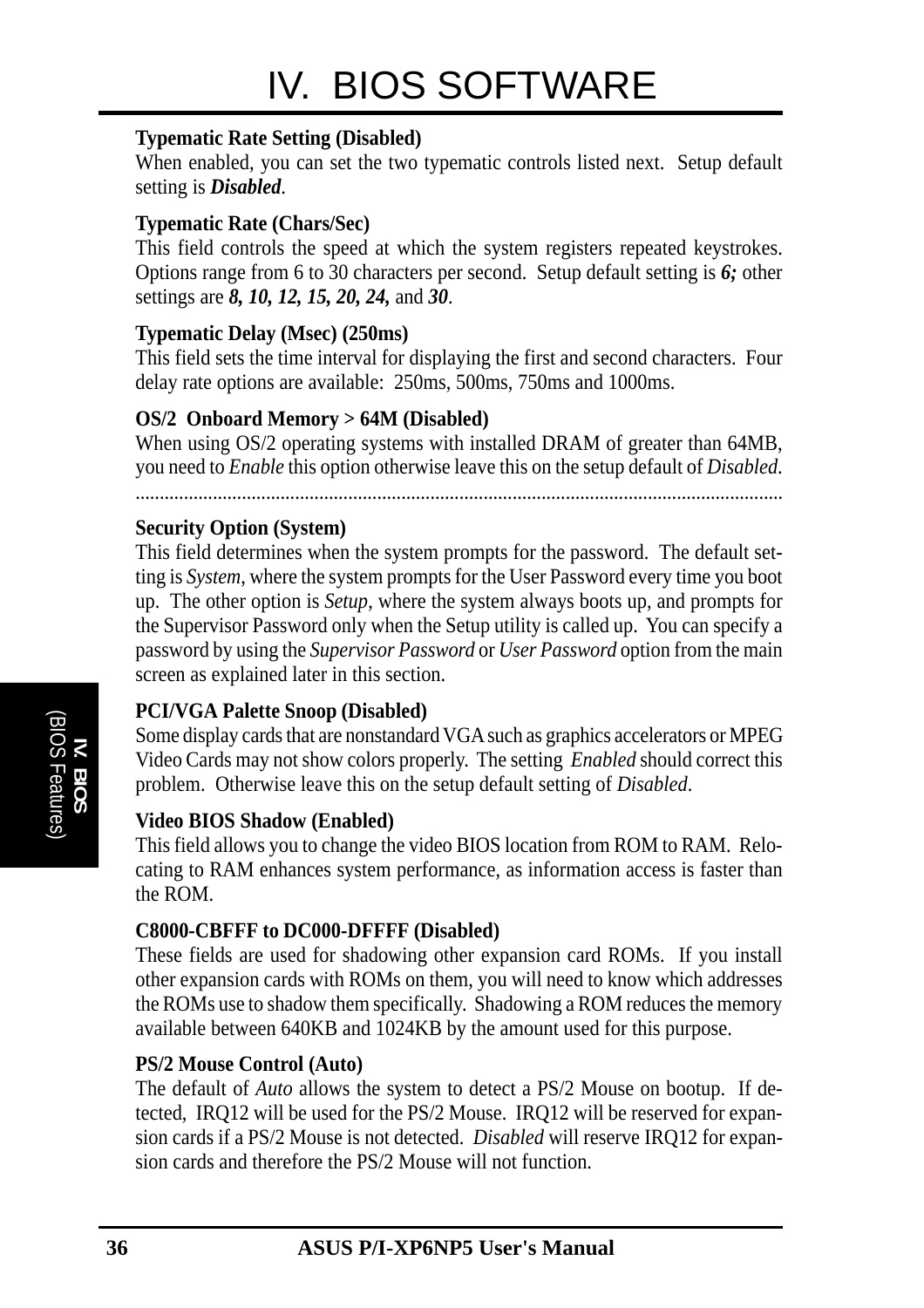**Typematic Rate Setting (Disabled)**
When enabled, you can set the two typematic controls listed next. Setup default setting is ***Disabled***.

**Typematic Rate (Chars/Sec)**
This field controls the speed at which the system registers repeated keystrokes. Options range from 6 to 30 characters per second. Setup default setting is ***6;*** other settings are ***8, 10, 12, 15, 20, 24,*** and ***30***.

**Typematic Delay (Msec) (250ms)**
This field sets the time interval for displaying the first and second characters. Four delay rate options are available: 250ms, 500ms, 750ms and 1000ms.

**OS/2 Onboard Memory > 64M (Disabled)**
When using OS/2 operating systems with installed DRAM of greater than 64MB, you need to *Enable* this option otherwise leave this on the setup default of *Disabled*.

.......................................................................................................................................

**Security Option (System)**
This field determines when the system prompts for the password. The default setting is *System*, where the system prompts for the User Password every time you boot up. The other option is *Setup*, where the system always boots up, and prompts for the Supervisor Password only when the Setup utility is called up. You can specify a password by using the *Supervisor Password* or *User Password* option from the main screen as explained later in this section.

**PCI/VGA Palette Snoop (Disabled)**
Some display cards that are nonstandard VGA such as graphics accelerators or MPEG Video Cards may not show colors properly. The setting *Enabled* should correct this problem. Otherwise leave this on the setup default setting of *Disabled*.

**Video BIOS Shadow (Enabled)**
This field allows you to change the video BIOS location from ROM to RAM. Relocating to RAM enhances system performance, as information access is faster than the ROM.

**C8000-CBFFF to DC000-DFFFF (Disabled)**
These fields are used for shadowing other expansion card ROMs. If you install other expansion cards with ROMs on them, you will need to know which addresses the ROMs use to shadow them specifically. Shadowing a ROM reduces the memory available between 640KB and 1024KB by the amount used for this purpose.

**PS/2 Mouse Control (Auto)**
The default of *Auto* allows the system to detect a PS/2 Mouse on bootup. If detected, IRQ12 will be used for the PS/2 Mouse. IRQ12 will be reserved for expansion cards if a PS/2 Mouse is not detected. *Disabled* will reserve IRQ12 for expansion cards and therefore the PS/2 Mouse will not function.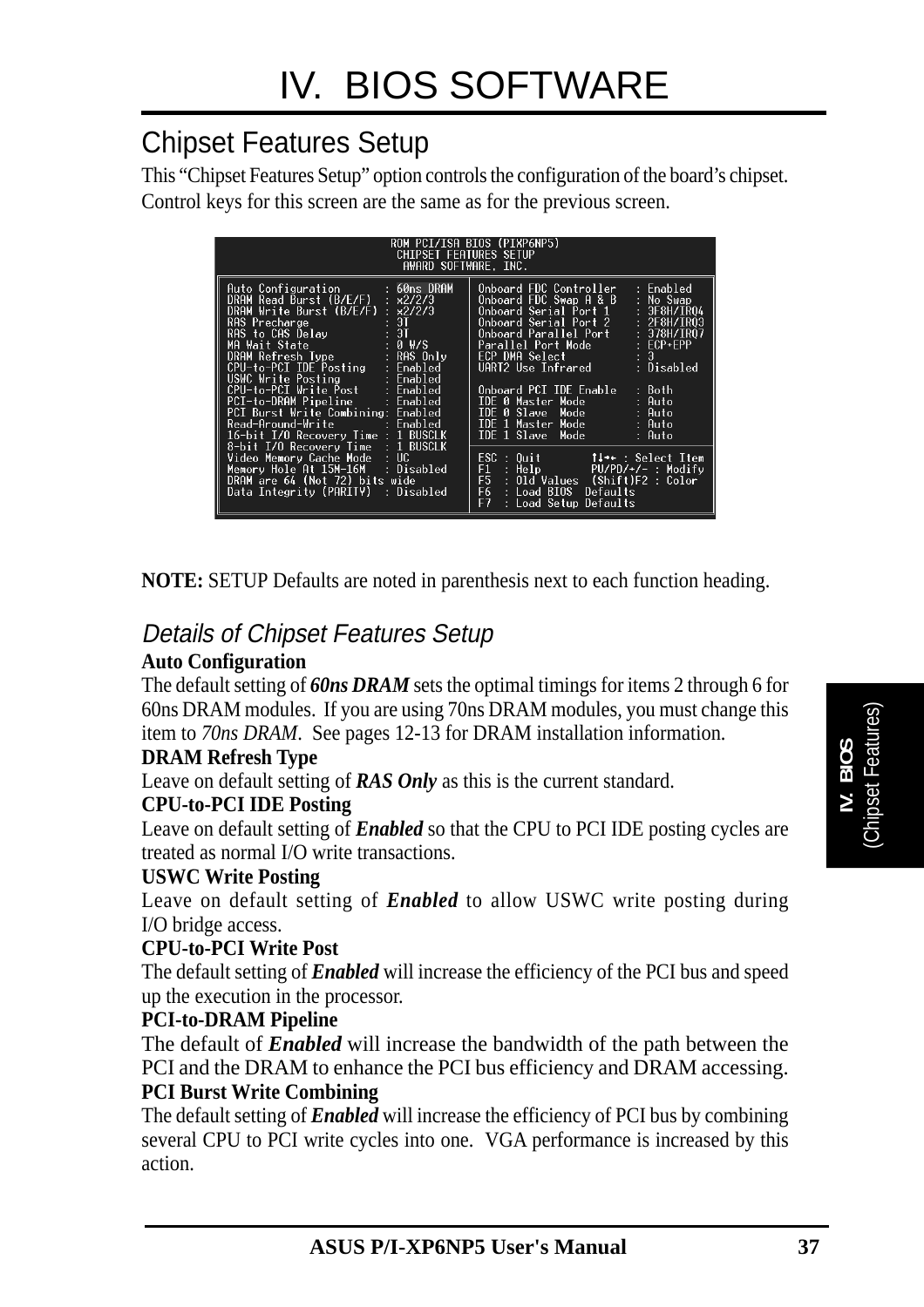# IV. BIOS SOFTWARE

## Chipset Features Setup

This "Chipset Features Setup" option controls the configuration of the board's chipset. Control keys for this screen are the same as for the previous screen.

```
                    ROM PCI/ISA BIOS (PIXP6NP5)
                      CHIPSET FEATURES SETUP
                       AWARD SOFTWARE, INC.

Auto Configuration         : 60ns DRAM  | Onboard FDC Controller   : Enabled
DRAM Read Burst (B/E/F)    : x2/2/3     | Onboard FDC Swap A & B   : No Swap
DRAM Write Burst (B/E/F)   : x2/2/3     | Onboard Serial Port 1    : 3F8H/IRQ4
RAS Precharge              : 3T         | Onboard Serial Port 2    : 2F8H/IRQ3
RAS to CAS Delay           : 3T         | Onboard Parallel Port    : 378H/IRQ7
MA Wait State              : 0 W/S      | Parallel Port Mode       : ECP+EPP
DRAM Refresh Type          : RAS Only   | ECP DMA Select           : 3
CPU-to-PCI IDE Posting     : Enabled    | UART2 Use Infrared       : Disabled
USWC Write Posting         : Enabled    |
CPU-to-PCI Write Post      : Enabled    | Onboard PCI IDE Enable   : Both
PCI-to-DRAM Pipeline       : Enabled    | IDE 0 Master Mode        : Auto
PCI Burst Write Combining: Enabled      | IDE 0 Slave  Mode        : Auto
Read-Around-Write          : Enabled    | IDE 1 Master Mode        : Auto
16-bit I/O Recovery Time : 1 BUSCLK     | IDE 1 Slave  Mode        : Auto
8-bit I/O Recovery Time  : 1 BUSCLK     |
Video Memory Cache Mode   : UC          | ESC : Quit        ↑↓→← : Select Item
Memory Hole At 15M-16M    : Disabled    | F1  : Help        PU/PD/+/- : Modify
DRAM are 64 (Not 72) bits wide          | F5  : Old Values  (Shift)F2 : Color
Data Integrity (PARITY)  : Disabled     | F6  : Load BIOS  Defaults
                                        | F7  : Load Setup Defaults
```

**NOTE:** SETUP Defaults are noted in parenthesis next to each function heading.

### *Details of Chipset Features Setup*

**Auto Configuration**

The default setting of ***60ns DRAM*** sets the optimal timings for items 2 through 6 for 60ns DRAM modules. If you are using 70ns DRAM modules, you must change this item to *70ns DRAM*. See pages 12-13 for DRAM installation information.

**DRAM Refresh Type**

Leave on default setting of ***RAS Only*** as this is the current standard.

**CPU-to-PCI IDE Posting**

Leave on default setting of ***Enabled*** so that the CPU to PCI IDE posting cycles are treated as normal I/O write transactions.

**USWC Write Posting**

Leave on default setting of ***Enabled*** to allow USWC write posting during I/O bridge access.

**CPU-to-PCI Write Post**

The default setting of ***Enabled*** will increase the efficiency of the PCI bus and speed up the execution in the processor.

**PCI-to-DRAM Pipeline**

The default of ***Enabled*** will increase the bandwidth of the path between the PCI and the DRAM to enhance the PCI bus efficiency and DRAM accessing.

**PCI Burst Write Combining**

The default setting of ***Enabled*** will increase the efficiency of PCI bus by combining several CPU to PCI write cycles into one. VGA performance is increased by this action.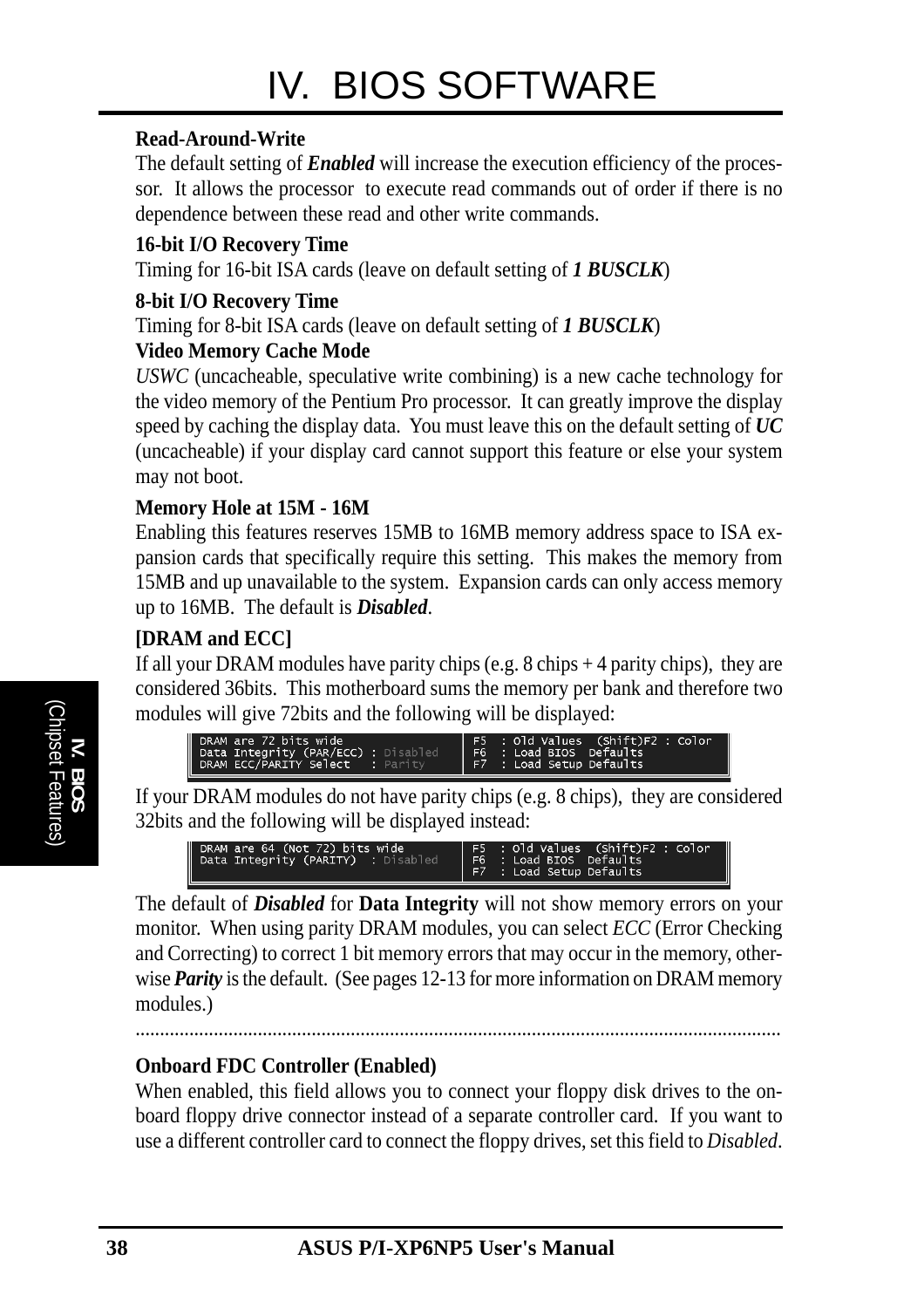**Read-Around-Write**

The default setting of ***Enabled*** will increase the execution efficiency of the processor. It allows the processor to execute read commands out of order if there is no dependence between these read and other write commands.

**16-bit I/O Recovery Time**

Timing for 16-bit ISA cards (leave on default setting of ***1 BUSCLK***)

**8-bit I/O Recovery Time**

Timing for 8-bit ISA cards (leave on default setting of ***1 BUSCLK***)

**Video Memory Cache Mode**

*USWC* (uncacheable, speculative write combining) is a new cache technology for the video memory of the Pentium Pro processor. It can greatly improve the display speed by caching the display data. You must leave this on the default setting of ***UC*** (uncacheable) if your display card cannot support this feature or else your system may not boot.

**Memory Hole at 15M - 16M**

Enabling this features reserves 15MB to 16MB memory address space to ISA expansion cards that specifically require this setting. This makes the memory from 15MB and up unavailable to the system. Expansion cards can only access memory up to 16MB. The default is ***Disabled***.

**[DRAM and ECC]**

If all your DRAM modules have parity chips (e.g. 8 chips + 4 parity chips), they are considered 36bits. This motherboard sums the memory per bank and therefore two modules will give 72bits and the following will be displayed:

```
DRAM are 72 bits wide                      F5  : Old Values  (Shift)F2 : Color
Data Integrity (PAR/ECC) : Disabled        F6  : Load BIOS  Defaults
DRAM ECC/PARITY Select   : Parity          F7  : Load Setup Defaults
```

If your DRAM modules do not have parity chips (e.g. 8 chips), they are considered 32bits and the following will be displayed instead:

```
DRAM are 64 (Not 72) bits wide             F5  : Old Values  (Shift)F2 : Color
Data Integrity (PARITY)  : Disabled        F6  : Load BIOS  Defaults
                                           F7  : Load Setup Defaults
```

The default of ***Disabled*** for **Data Integrity** will not show memory errors on your monitor. When using parity DRAM modules, you can select *ECC* (Error Checking and Correcting) to correct 1 bit memory errors that may occur in the memory, otherwise ***Parity*** is the default. (See pages 12-13 for more information on DRAM memory modules.)

.................................................................................................................................

**Onboard FDC Controller (Enabled)**

When enabled, this field allows you to connect your floppy disk drives to the onboard floppy drive connector instead of a separate controller card. If you want to use a different controller card to connect the floppy drives, set this field to *Disabled*.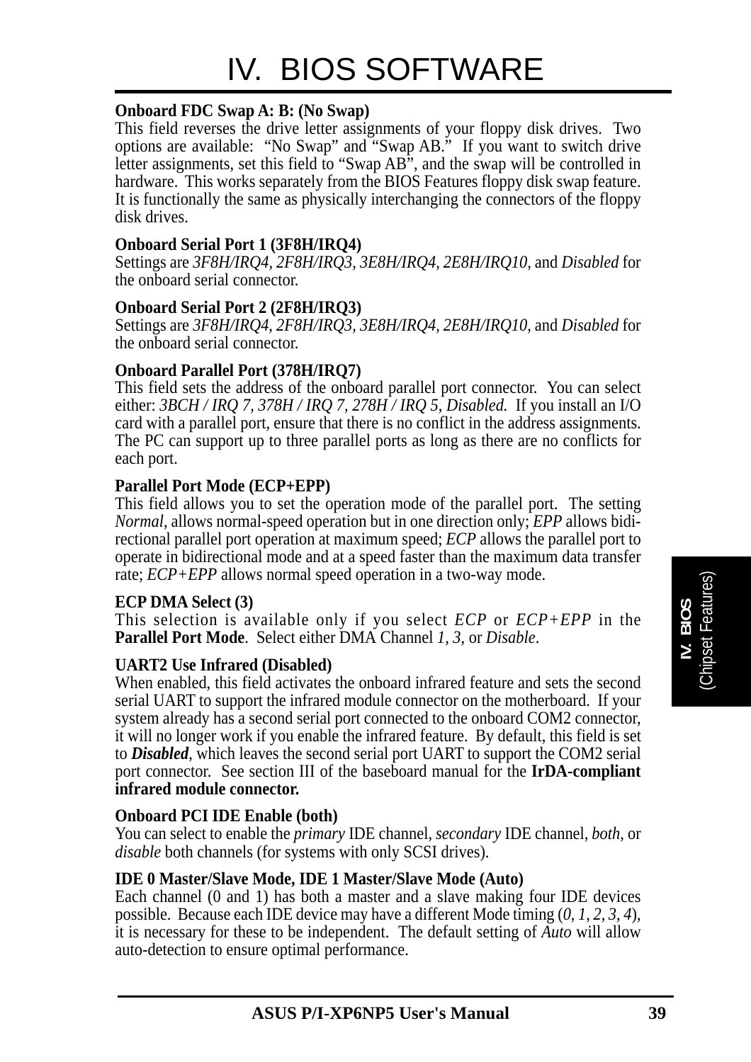**Onboard FDC Swap A: B: (No Swap)**
This field reverses the drive letter assignments of your floppy disk drives. Two options are available: "No Swap" and "Swap AB." If you want to switch drive letter assignments, set this field to "Swap AB", and the swap will be controlled in hardware. This works separately from the BIOS Features floppy disk swap feature. It is functionally the same as physically interchanging the connectors of the floppy disk drives.

**Onboard Serial Port 1 (3F8H/IRQ4)**
Settings are *3F8H/IRQ4, 2F8H/IRQ3, 3E8H/IRQ4, 2E8H/IRQ10,* and *Disabled* for the onboard serial connector.

**Onboard Serial Port 2 (2F8H/IRQ3)**
Settings are *3F8H/IRQ4, 2F8H/IRQ3, 3E8H/IRQ4, 2E8H/IRQ10,* and *Disabled* for the onboard serial connector.

**Onboard Parallel Port (378H/IRQ7)**
This field sets the address of the onboard parallel port connector. You can select either: *3BCH / IRQ 7, 378H / IRQ 7, 278H / IRQ 5, Disabled.* If you install an I/O card with a parallel port, ensure that there is no conflict in the address assignments. The PC can support up to three parallel ports as long as there are no conflicts for each port.

**Parallel Port Mode (ECP+EPP)**
This field allows you to set the operation mode of the parallel port. The setting *Normal*, allows normal-speed operation but in one direction only; *EPP* allows bidirectional parallel port operation at maximum speed; *ECP* allows the parallel port to operate in bidirectional mode and at a speed faster than the maximum data transfer rate; *ECP+EPP* allows normal speed operation in a two-way mode.

**ECP DMA Select (3)**
This selection is available only if you select *ECP* or *ECP+EPP* in the **Parallel Port Mode**. Select either DMA Channel *1, 3*, or *Disable*.

**UART2 Use Infrared (Disabled)**
When enabled, this field activates the onboard infrared feature and sets the second serial UART to support the infrared module connector on the motherboard. If your system already has a second serial port connected to the onboard COM2 connector, it will no longer work if you enable the infrared feature. By default, this field is set to ***Disabled***, which leaves the second serial port UART to support the COM2 serial port connector. See section III of the baseboard manual for the **IrDA-compliant infrared module connector.**

**Onboard PCI IDE Enable (both)**
You can select to enable the *primary* IDE channel, *secondary* IDE channel, *both*, or *disable* both channels (for systems with only SCSI drives).

**IDE 0 Master/Slave Mode, IDE 1 Master/Slave Mode (Auto)**
Each channel (0 and 1) has both a master and a slave making four IDE devices possible. Because each IDE device may have a different Mode timing (*0, 1, 2, 3, 4*), it is necessary for these to be independent. The default setting of *Auto* will allow auto-detection to ensure optimal performance.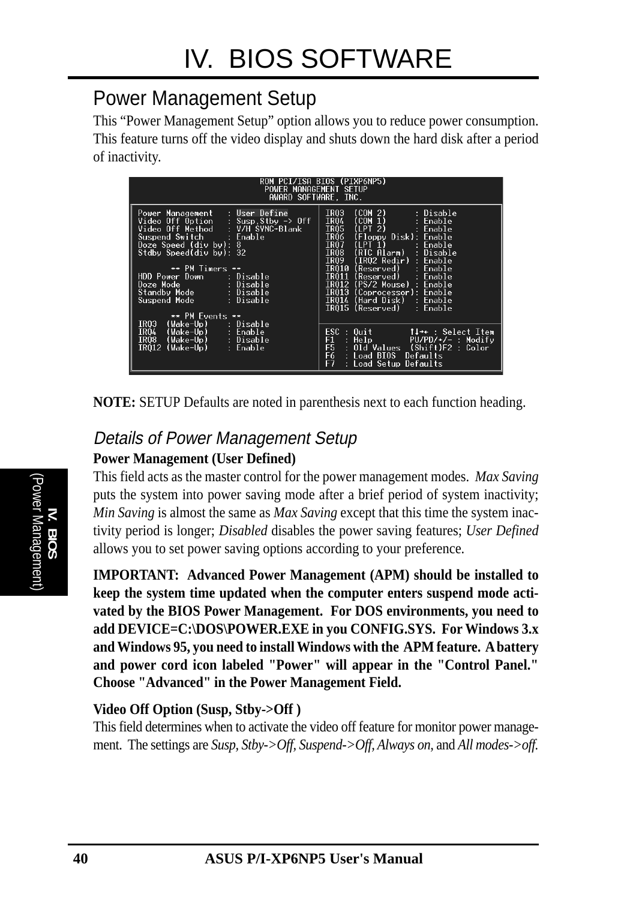# IV. BIOS SOFTWARE

## Power Management Setup

This "Power Management Setup" option allows you to reduce power consumption. This feature turns off the video display and shuts down the hard disk after a period of inactivity.

```
                         ROM PCI/ISA BIOS (PIXP6NP5)
                           POWER MANAGEMENT SETUP
                            AWARD SOFTWARE, INC.

Power Management   : User Define        IRQ3  (COM 2)       : Disable
Video Off Option   : Susp,Stby -> Off   IRQ4  (COM 1)       : Enable
Video Off Method   : V/H SYNC+Blank     IRQ5  (LPT 2)       : Enable
Suspend Switch     : Enable             IRQ6  (Floppy Disk): Enable
Doze Speed (div by): 8                  IRQ7  (LPT 1)       : Enable
Stdby Speed(div by): 32                 IRQ8  (RTC Alarm)   : Disable
                                        IRQ9  (IRQ2 Redir)  : Enable
        ** PM Timers **                 IRQ10 (Reserved)    : Enable
HDD Power Down     : Disable            IRQ11 (Reserved)    : Enable
Doze Mode          : Disable            IRQ12 (PS/2 Mouse)  : Enable
Standby Mode       : Disable            IRQ13 (Coprocessor): Enable
Suspend Mode       : Disable            IRQ14 (Hard Disk)   : Enable
                                        IRQ15 (Reserved)    : Enable
        ** PM Events **
IRQ3  (Wake-Up)    : Disable            ESC : Quit        ↑↓→← : Select Item
IRQ4  (Wake-Up)    : Enable             F1  : Help        PU/PD/+/- : Modify
IRQ8  (Wake-Up)    : Disable            F5  : Old Values  (Shift)F2 : Color
IRQ12 (Wake-Up)    : Enable             F6  : Load BIOS  Defaults
                                        F7  : Load Setup Defaults
```

**NOTE:** SETUP Defaults are noted in parenthesis next to each function heading.

### *Details of Power Management Setup*

**Power Management (User Defined)**

This field acts as the master control for the power management modes. *Max Saving* puts the system into power saving mode after a brief period of system inactivity; *Min Saving* is almost the same as *Max Saving* except that this time the system inactivity period is longer; *Disabled* disables the power saving features; *User Defined* allows you to set power saving options according to your preference.

**IMPORTANT: Advanced Power Management (APM) should be installed to keep the system time updated when the computer enters suspend mode activated by the BIOS Power Management. For DOS environments, you need to add DEVICE=C:\DOS\POWER.EXE in you CONFIG.SYS. For Windows 3.x and Windows 95, you need to install Windows with the APM feature. A battery and power cord icon labeled "Power" will appear in the "Control Panel." Choose "Advanced" in the Power Management Field.**

**Video Off Option (Susp, Stby->Off )**

This field determines when to activate the video off feature for monitor power management. The settings are *Susp, Stby->Off, Suspend->Off, Always on,* and *All modes->off*.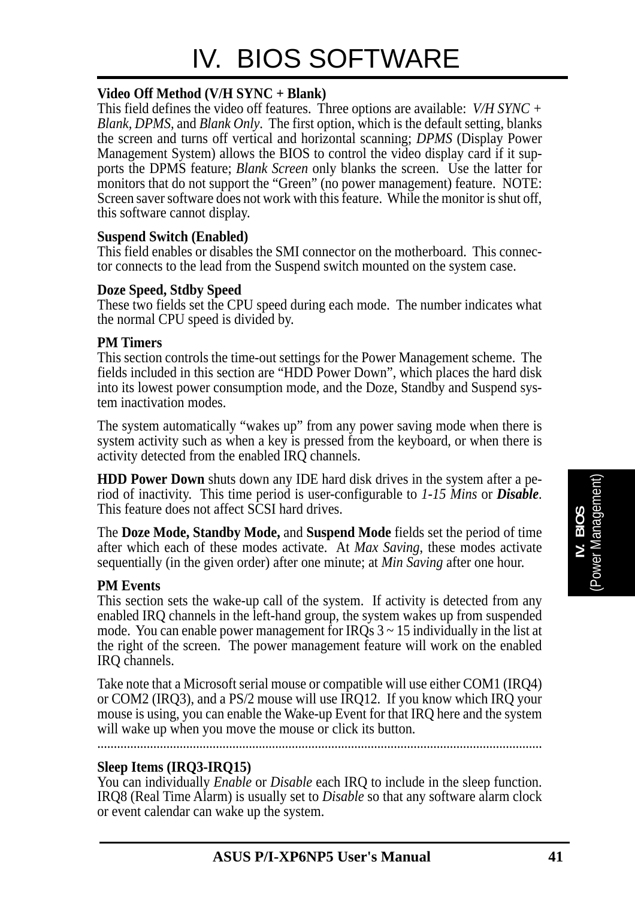**Video Off Method (V/H SYNC + Blank)**
This field defines the video off features. Three options are available: *V/H SYNC + Blank, DPMS,* and *Blank Only*. The first option, which is the default setting, blanks the screen and turns off vertical and horizontal scanning; *DPMS* (Display Power Management System) allows the BIOS to control the video display card if it supports the DPMS feature; *Blank Screen* only blanks the screen. Use the latter for monitors that do not support the "Green" (no power management) feature. NOTE: Screen saver software does not work with this feature. While the monitor is shut off, this software cannot display.

**Suspend Switch (Enabled)**
This field enables or disables the SMI connector on the motherboard. This connector connects to the lead from the Suspend switch mounted on the system case.

**Doze Speed, Stdby Speed**
These two fields set the CPU speed during each mode. The number indicates what the normal CPU speed is divided by.

**PM Timers**
This section controls the time-out settings for the Power Management scheme. The fields included in this section are "HDD Power Down", which places the hard disk into its lowest power consumption mode, and the Doze, Standby and Suspend system inactivation modes.

The system automatically "wakes up" from any power saving mode when there is system activity such as when a key is pressed from the keyboard, or when there is activity detected from the enabled IRQ channels.

**HDD Power Down** shuts down any IDE hard disk drives in the system after a period of inactivity. This time period is user-configurable to *1-15 Mins* or ***Disable***. This feature does not affect SCSI hard drives.

The **Doze Mode, Standby Mode,** and **Suspend Mode** fields set the period of time after which each of these modes activate. At *Max Saving*, these modes activate sequentially (in the given order) after one minute; at *Min Saving* after one hour.

**PM Events**
This section sets the wake-up call of the system. If activity is detected from any enabled IRQ channels in the left-hand group, the system wakes up from suspended mode. You can enable power management for IRQs 3 ~ 15 individually in the list at the right of the screen. The power management feature will work on the enabled IRQ channels.

Take note that a Microsoft serial mouse or compatible will use either COM1 (IRQ4) or COM2 (IRQ3), and a PS/2 mouse will use IRQ12. If you know which IRQ your mouse is using, you can enable the Wake-up Event for that IRQ here and the system will wake up when you move the mouse or click its button.

......................................................................................................................................

**Sleep Items (IRQ3-IRQ15)**
You can individually *Enable* or *Disable* each IRQ to include in the sleep function. IRQ8 (Real Time Alarm) is usually set to *Disable* so that any software alarm clock or event calendar can wake up the system.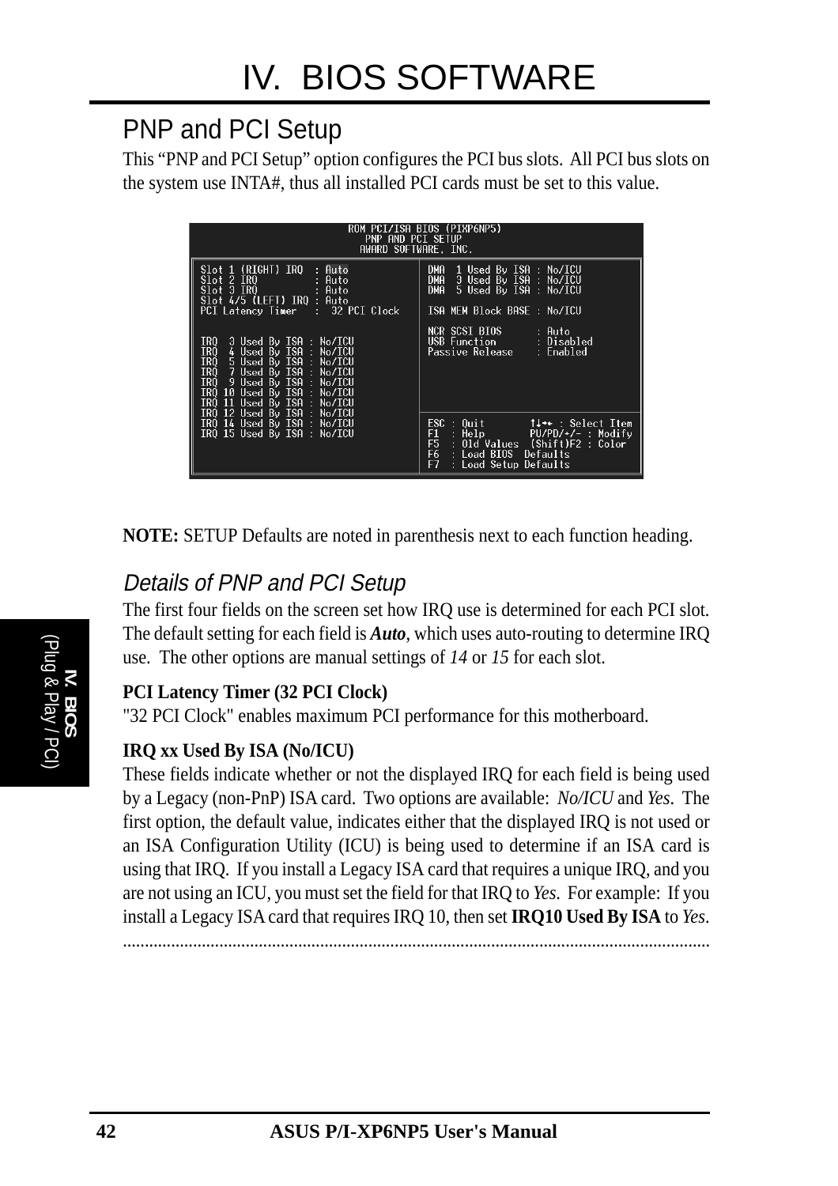# IV. BIOS SOFTWARE

## PNP and PCI Setup

This "PNP and PCI Setup" option configures the PCI bus slots. All PCI bus slots on the system use INTA#, thus all installed PCI cards must be set to this value.

```
                      ROM PCI/ISA BIOS (PIXP6NP5)
                          PNP AND PCI SETUP
                         AWARD SOFTWARE, INC.

Slot 1 (RIGHT) IRQ   : Auto           DMA  1 Used By ISA : No/ICU
Slot 2 IRQ           : Auto           DMA  3 Used By ISA : No/ICU
Slot 3 IRQ           : Auto           DMA  5 Used By ISA : No/ICU
Slot 4/5 (LEFT) IRQ  : Auto
PCI Latency Timer    :  32 PCI Clock  ISA MEM Block BASE : No/ICU

                                      NCR SCSI BIOS      : Auto
IRQ  3 Used By ISA : No/ICU           USB Function       : Disabled
IRQ  4 Used By ISA : No/ICU           Passive Release    : Enabled
IRQ  5 Used By ISA : No/ICU
IRQ  7 Used By ISA : No/ICU
IRQ  9 Used By ISA : No/ICU
IRQ 10 Used By ISA : No/ICU
IRQ 11 Used By ISA : No/ICU
IRQ 12 Used By ISA : No/ICU
IRQ 14 Used By ISA : No/ICU           ESC : Quit        ↑↓→← : Select Item
IRQ 15 Used By ISA : No/ICU           F1  : Help        PU/PD/+/- : Modify
                                      F5  : Old Values  (Shift)F2 : Color
                                      F6  : Load BIOS  Defaults
                                      F7  : Load Setup Defaults
```

**NOTE:** SETUP Defaults are noted in parenthesis next to each function heading.

### *Details of PNP and PCI Setup*

The first four fields on the screen set how IRQ use is determined for each PCI slot. The default setting for each field is ***Auto***, which uses auto-routing to determine IRQ use. The other options are manual settings of *14* or *15* for each slot.

**PCI Latency Timer (32 PCI Clock)**

"32 PCI Clock" enables maximum PCI performance for this motherboard.

**IRQ xx Used By ISA (No/ICU)**

These fields indicate whether or not the displayed IRQ for each field is being used by a Legacy (non-PnP) ISA card. Two options are available: *No/ICU* and *Yes*. The first option, the default value, indicates either that the displayed IRQ is not used or an ISA Configuration Utility (ICU) is being used to determine if an ISA card is using that IRQ. If you install a Legacy ISA card that requires a unique IRQ, and you are not using an ICU, you must set the field for that IRQ to *Yes*. For example: If you install a Legacy ISA card that requires IRQ 10, then set **IRQ10 Used By ISA** to *Yes*.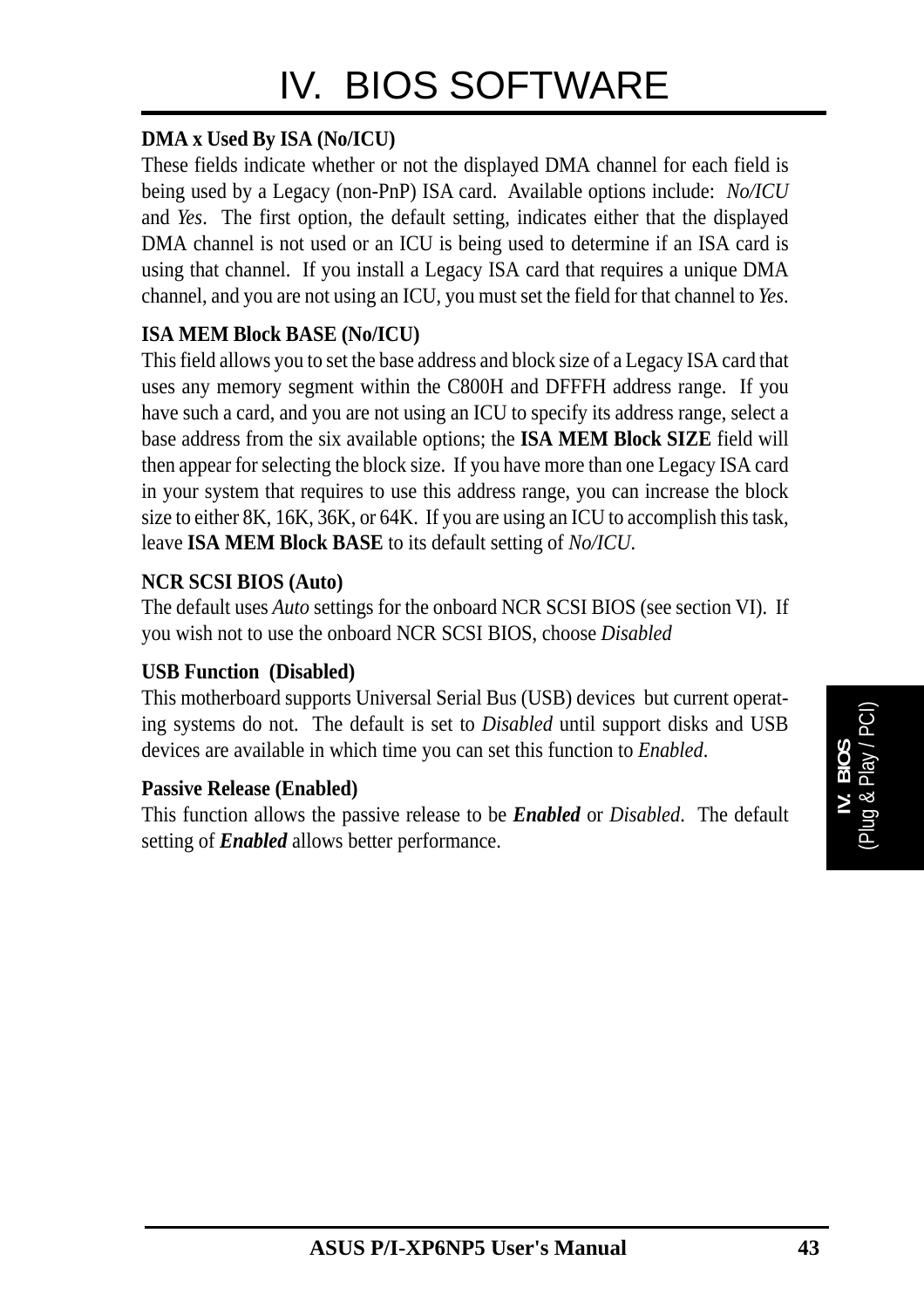**DMA x Used By ISA (No/ICU)**

These fields indicate whether or not the displayed DMA channel for each field is being used by a Legacy (non-PnP) ISA card. Available options include: *No/ICU* and *Yes*. The first option, the default setting, indicates either that the displayed DMA channel is not used or an ICU is being used to determine if an ISA card is using that channel. If you install a Legacy ISA card that requires a unique DMA channel, and you are not using an ICU, you must set the field for that channel to *Yes*.

**ISA MEM Block BASE (No/ICU)**

This field allows you to set the base address and block size of a Legacy ISA card that uses any memory segment within the C800H and DFFFH address range. If you have such a card, and you are not using an ICU to specify its address range, select a base address from the six available options; the **ISA MEM Block SIZE** field will then appear for selecting the block size. If you have more than one Legacy ISA card in your system that requires to use this address range, you can increase the block size to either 8K, 16K, 36K, or 64K. If you are using an ICU to accomplish this task, leave **ISA MEM Block BASE** to its default setting of *No/ICU*.

**NCR SCSI BIOS (Auto)**

The default uses *Auto* settings for the onboard NCR SCSI BIOS (see section VI). If you wish not to use the onboard NCR SCSI BIOS, choose *Disabled*

**USB Function (Disabled)**

This motherboard supports Universal Serial Bus (USB) devices but current operating systems do not. The default is set to *Disabled* until support disks and USB devices are available in which time you can set this function to *Enabled*.

**Passive Release (Enabled)**

This function allows the passive release to be ***Enabled*** or *Disabled*. The default setting of ***Enabled*** allows better performance.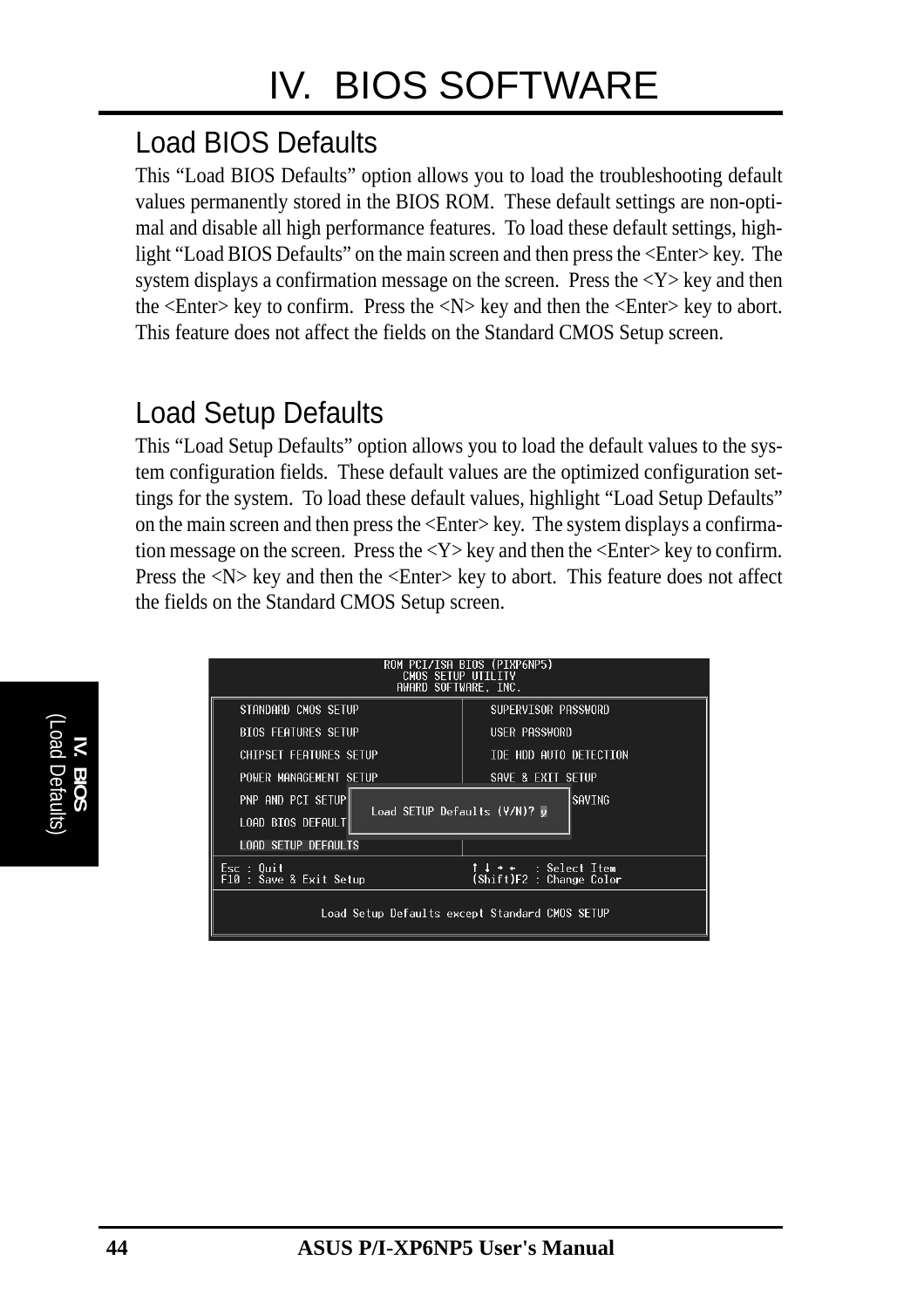# IV. BIOS SOFTWARE

## Load BIOS Defaults

This "Load BIOS Defaults" option allows you to load the troubleshooting default values permanently stored in the BIOS ROM. These default settings are non-optimal and disable all high performance features. To load these default settings, highlight "Load BIOS Defaults" on the main screen and then press the <Enter> key. The system displays a confirmation message on the screen. Press the <Y> key and then the <Enter> key to confirm. Press the <N> key and then the <Enter> key to abort. This feature does not affect the fields on the Standard CMOS Setup screen.

## Load Setup Defaults

This "Load Setup Defaults" option allows you to load the default values to the system configuration fields. These default values are the optimized configuration settings for the system. To load these default values, highlight "Load Setup Defaults" on the main screen and then press the <Enter> key. The system displays a confirmation message on the screen. Press the <Y> key and then the <Enter> key to confirm. Press the <N> key and then the <Enter> key to abort. This feature does not affect the fields on the Standard CMOS Setup screen.

```
                    ROM PCI/ISA BIOS (PI6NP5)
                       CMOS SETUP UTILITY
                      AWARD SOFTWARE, INC.

  STANDARD CMOS SETUP                 SUPERVISOR PASSWORD
  BIOS FEATURES SETUP                 USER PASSWORD
  CHIPSET FEATURES SETUP              IDE HDD AUTO DETECTION
  POWER MANAGEMENT SETUP              SAVE & EXIT SETUP
  PNP AND PCI SETUP  Load SETUP Defaults (Y/N)? y   SAVING
  LOAD BIOS DEFAULT
  LOAD SETUP DEFAULTS

  Esc : Quit                          ↑ ↓ → ←   : Select Item
  F10 : Save & Exit Setup             (Shift)F2 : Change Color

           Load Setup Defaults except Standard CMOS SETUP
```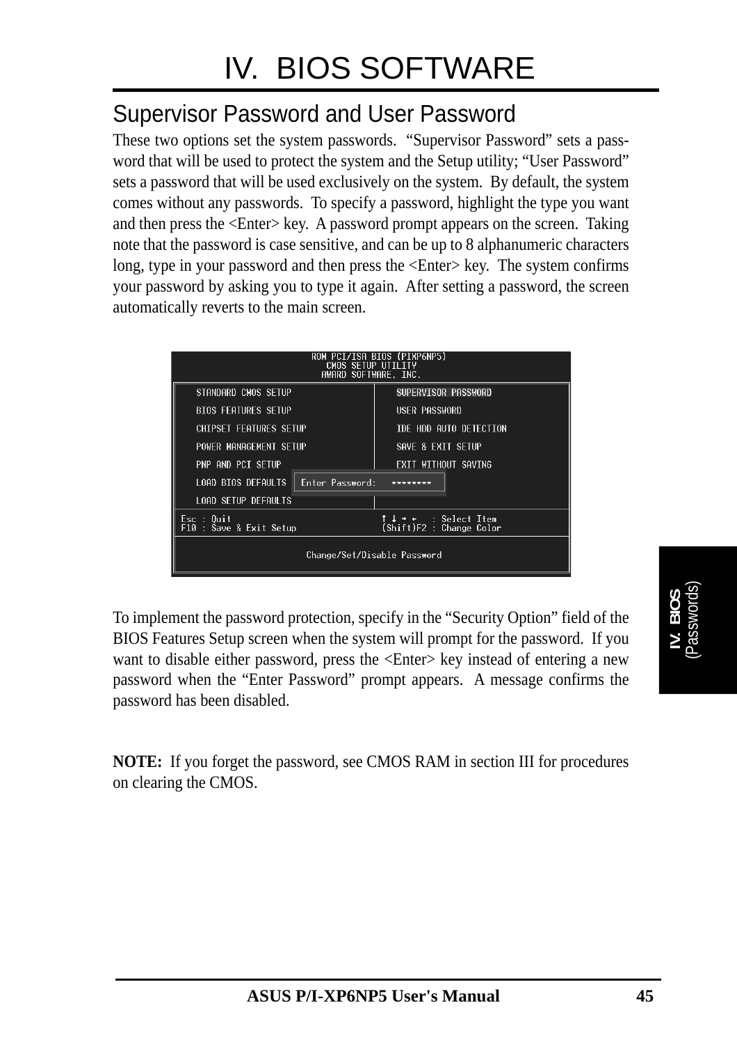## Supervisor Password and User Password

These two options set the system passwords. "Supervisor Password" sets a password that will be used to protect the system and the Setup utility; "User Password" sets a password that will be used exclusively on the system. By default, the system comes without any passwords. To specify a password, highlight the type you want and then press the <Enter> key. A password prompt appears on the screen. Taking note that the password is case sensitive, and can be up to 8 alphanumeric characters long, type in your password and then press the <Enter> key. The system confirms your password by asking you to type it again. After setting a password, the screen automatically reverts to the main screen.

```
                    ROM PCI/ISA BIOS (PI-XP6NP5)
                        CMOS SETUP UTILITY
                       AWARD SOFTWARE, INC.

  STANDARD CMOS SETUP                 SUPERVISOR PASSWORD
  BIOS FEATURES SETUP                 USER PASSWORD
  CHIPSET FEATURES SETUP              IDE HDD AUTO DETECTION
  POWER MANAGEMENT SETUP              SAVE & EXIT SETUP
  PNP AND PCI SETUP                   EXIT WITHOUT SAVING
  LOAD BIOS DEFAULTS   Enter Password:   ********
  LOAD SETUP DEFAULTS

Esc : Quit                          ↑ ↓ → ←   : Select Item
F10 : Save & Exit Setup             (Shift)F2 : Change Color

                    Change/Set/Disable Password
```

To implement the password protection, specify in the "Security Option" field of the BIOS Features Setup screen when the system will prompt for the password. If you want to disable either password, press the <Enter> key instead of entering a new password when the "Enter Password" prompt appears. A message confirms the password has been disabled.

**NOTE:** If you forget the password, see CMOS RAM in section III for procedures on clearing the CMOS.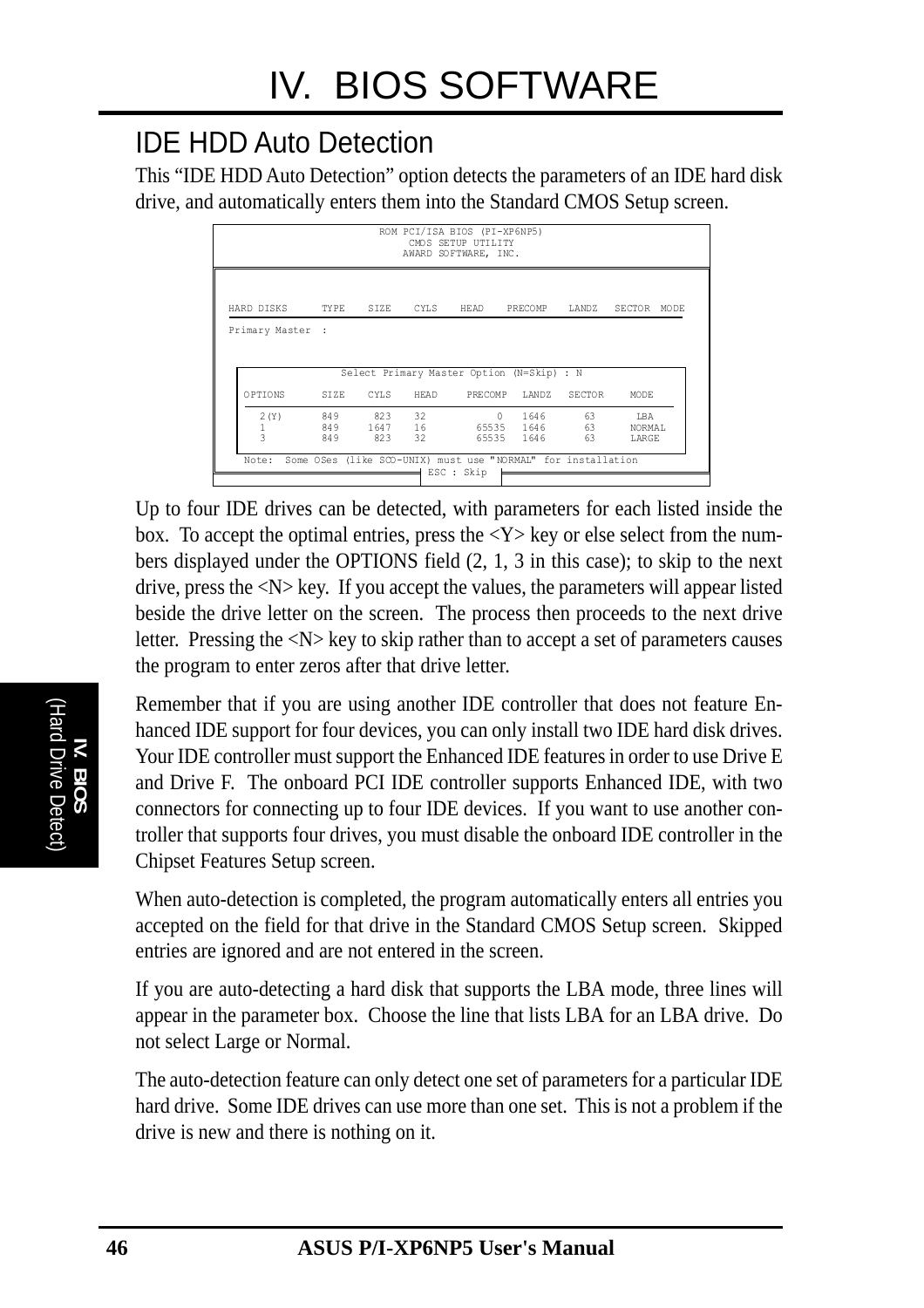# IV. BIOS SOFTWARE

## IDE HDD Auto Detection

This "IDE HDD Auto Detection" option detects the parameters of an IDE hard disk drive, and automatically enters them into the Standard CMOS Setup screen.

```
                    ROM PCI/ISA BIOS (PI-XP6NP5)
                        CMOS SETUP UTILITY
                       AWARD SOFTWARE, INC.

HARD DISKS      TYPE    SIZE    CYLS    HEAD    PRECOMP    LANDZ   SECTOR  MODE
Primary Master  :

              Select Primary Master Option (N=Skip) : N

  OPTIONS      SIZE    CYLS    HEAD     PRECOMP   LANDZ   SECTOR     MODE
    2(Y)       849      823    32            0    1646       63       LBA
    1          849     1647    16        65535    1646       63       NORMAL
    3          849      823    32        65535    1646       63       LARGE

  Note:  Some OSes (like SCO-UNIX) must use "NORMAL" for installation
                            ESC : Skip
```

Up to four IDE drives can be detected, with parameters for each listed inside the box. To accept the optimal entries, press the <Y> key or else select from the numbers displayed under the OPTIONS field (2, 1, 3 in this case); to skip to the next drive, press the <N> key. If you accept the values, the parameters will appear listed beside the drive letter on the screen. The process then proceeds to the next drive letter. Pressing the <N> key to skip rather than to accept a set of parameters causes the program to enter zeros after that drive letter.

Remember that if you are using another IDE controller that does not feature Enhanced IDE support for four devices, you can only install two IDE hard disk drives. Your IDE controller must support the Enhanced IDE features in order to use Drive E and Drive F. The onboard PCI IDE controller supports Enhanced IDE, with two connectors for connecting up to four IDE devices. If you want to use another controller that supports four drives, you must disable the onboard IDE controller in the Chipset Features Setup screen.

When auto-detection is completed, the program automatically enters all entries you accepted on the field for that drive in the Standard CMOS Setup screen. Skipped entries are ignored and are not entered in the screen.

If you are auto-detecting a hard disk that supports the LBA mode, three lines will appear in the parameter box. Choose the line that lists LBA for an LBA drive. Do not select Large or Normal.

The auto-detection feature can only detect one set of parameters for a particular IDE hard drive. Some IDE drives can use more than one set. This is not a problem if the drive is new and there is nothing on it.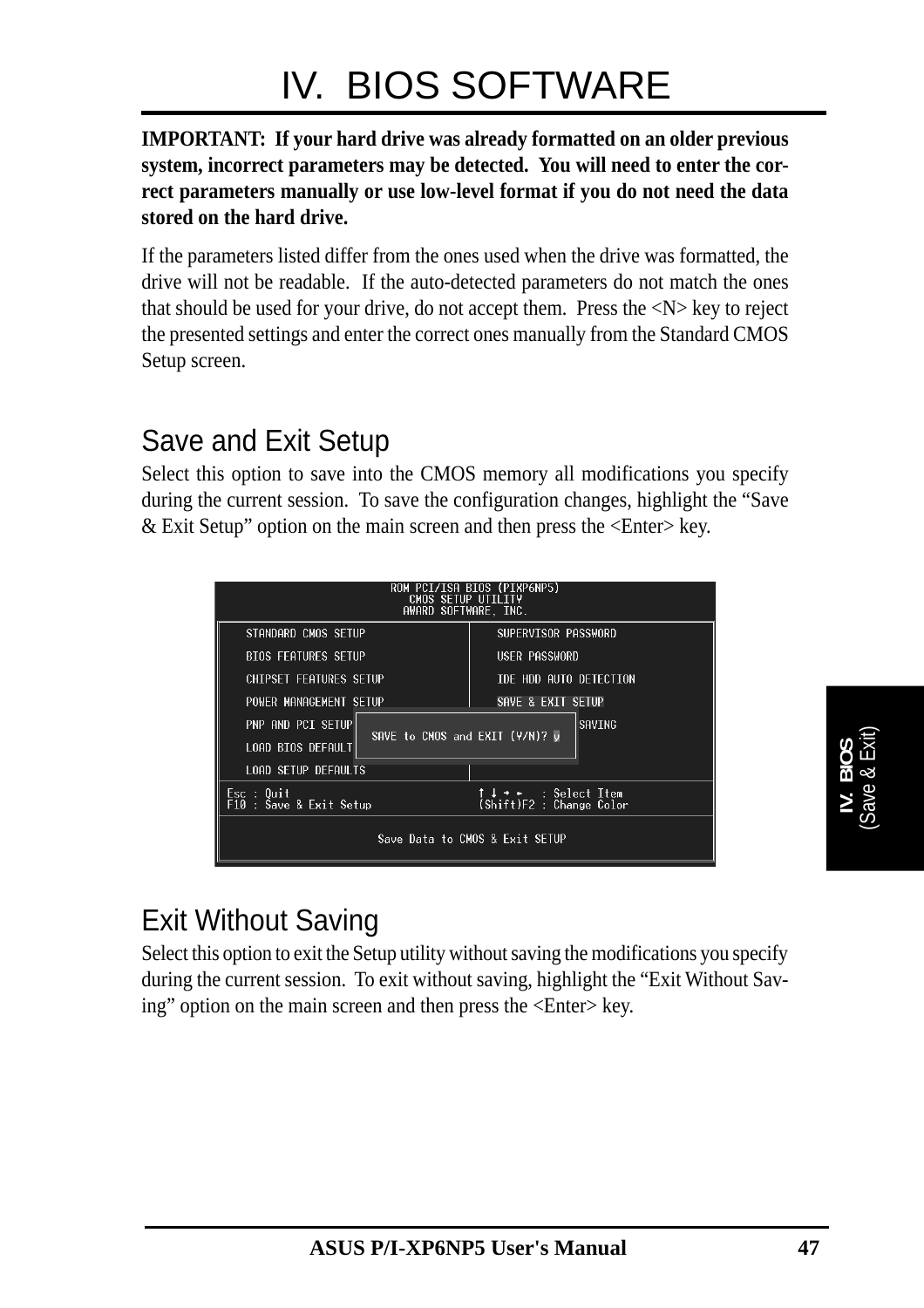**IMPORTANT: If your hard drive was already formatted on an older previous system, incorrect parameters may be detected. You will need to enter the correct parameters manually or use low-level format if you do not need the data stored on the hard drive.**

If the parameters listed differ from the ones used when the drive was formatted, the drive will not be readable. If the auto-detected parameters do not match the ones that should be used for your drive, do not accept them. Press the <N> key to reject the presented settings and enter the correct ones manually from the Standard CMOS Setup screen.

## Save and Exit Setup

Select this option to save into the CMOS memory all modifications you specify during the current session. To save the configuration changes, highlight the "Save & Exit Setup" option on the main screen and then press the <Enter> key.

```
ROM PCI/ISA BIOS (PIXP6NP5)
CMOS SETUP UTILITY
AWARD SOFTWARE, INC.

STANDARD CMOS SETUP          SUPERVISOR PASSWORD
BIOS FEATURES SETUP          USER PASSWORD
CHIPSET FEATURES SETUP       IDE HDD AUTO DETECTION
POWER MANAGEMENT SETUP       SAVE & EXIT SETUP
PNP AND PCI SETUP                               SAVING
LOAD BIOS DEFAULT    SAVE to CMOS and EXIT (Y/N)? Y
LOAD SETUP DEFAULTS

Esc : Quit                   ↑ ↓ → ←   : Select Item
F10 : Save & Exit Setup      (Shift)F2 : Change Color

Save Data to CMOS & Exit SETUP
```

## Exit Without Saving

Select this option to exit the Setup utility without saving the modifications you specify during the current session. To exit without saving, highlight the "Exit Without Saving" option on the main screen and then press the <Enter> key.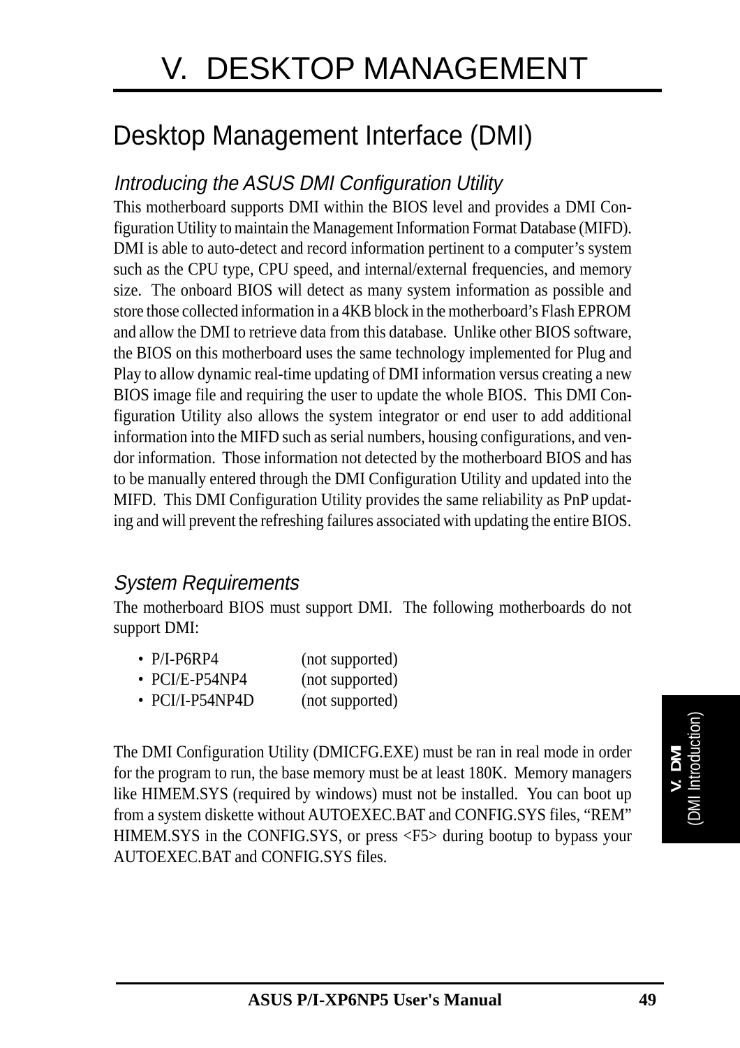# V. DESKTOP MANAGEMENT

## Desktop Management Interface (DMI)

### *Introducing the ASUS DMI Configuration Utility*

This motherboard supports DMI within the BIOS level and provides a DMI Configuration Utility to maintain the Management Information Format Database (MIFD). DMI is able to auto-detect and record information pertinent to a computer's system such as the CPU type, CPU speed, and internal/external frequencies, and memory size. The onboard BIOS will detect as many system information as possible and store those collected information in a 4KB block in the motherboard's Flash EPROM and allow the DMI to retrieve data from this database. Unlike other BIOS software, the BIOS on this motherboard uses the same technology implemented for Plug and Play to allow dynamic real-time updating of DMI information versus creating a new BIOS image file and requiring the user to update the whole BIOS. This DMI Configuration Utility also allows the system integrator or end user to add additional information into the MIFD such as serial numbers, housing configurations, and vendor information. Those information not detected by the motherboard BIOS and has to be manually entered through the DMI Configuration Utility and updated into the MIFD. This DMI Configuration Utility provides the same reliability as PnP updating and will prevent the refreshing failures associated with updating the entire BIOS.

### *System Requirements*

The motherboard BIOS must support DMI. The following motherboards do not support DMI:

- P/I-P6RP4 (not supported)
- PCI/E-P54NP4 (not supported)
- PCI/I-P54NP4D (not supported)

The DMI Configuration Utility (DMICFG.EXE) must be ran in real mode in order for the program to run, the base memory must be at least 180K. Memory managers like HIMEM.SYS (required by windows) must not be installed. You can boot up from a system diskette without AUTOEXEC.BAT and CONFIG.SYS files, "REM" HIMEM.SYS in the CONFIG.SYS, or press <F5> during bootup to bypass your AUTOEXEC.BAT and CONFIG.SYS files.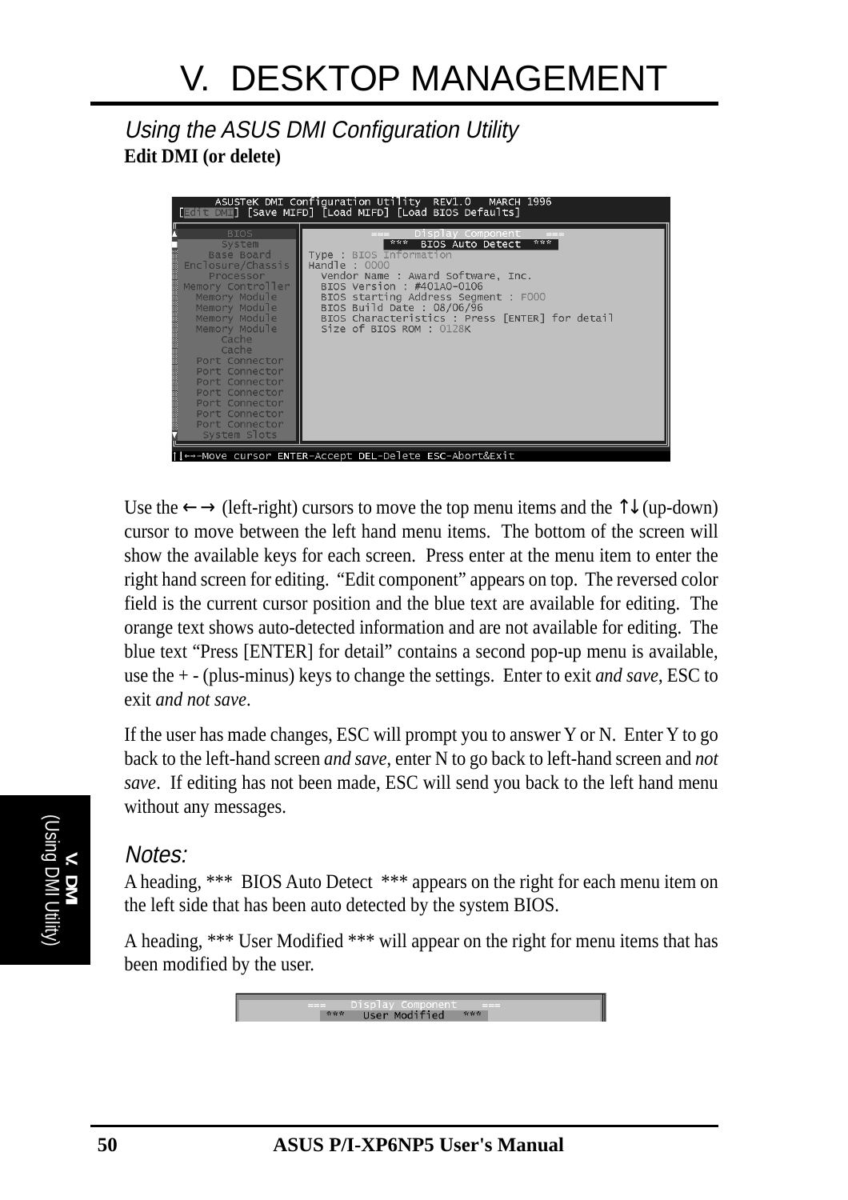# V. DESKTOP MANAGEMENT

*Using the ASUS DMI Configuration Utility*

**Edit DMI (or delete)**

Use the ←→ (left-right) cursors to move the top menu items and the ↑↓ (up-down) cursor to move between the left hand menu items. The bottom of the screen will show the available keys for each screen. Press enter at the menu item to enter the right hand screen for editing. "Edit component" appears on top. The reversed color field is the current cursor position and the blue text are available for editing. The orange text shows auto-detected information and are not available for editing. The blue text "Press [ENTER] for detail" contains a second pop-up menu is available, use the + - (plus-minus) keys to change the settings. Enter to exit *and save*, ESC to exit *and not save*.

If the user has made changes, ESC will prompt you to answer Y or N. Enter Y to go back to the left-hand screen *and save*, enter N to go back to left-hand screen and *not save*. If editing has not been made, ESC will send you back to the left hand menu without any messages.

*Notes:*

A heading, *** BIOS Auto Detect *** appears on the right for each menu item on the left side that has been auto detected by the system BIOS.

A heading, *** User Modified *** will appear on the right for menu items that has been modified by the user.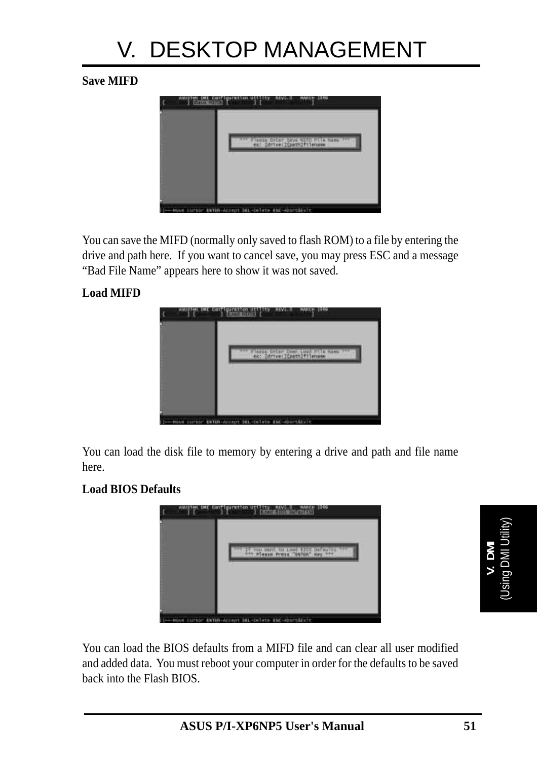# V. DESKTOP MANAGEMENT

**Save MIFD**

You can save the MIFD (normally only saved to flash ROM) to a file by entering the drive and path here. If you want to cancel save, you may press ESC and a message "Bad File Name" appears here to show it was not saved.

**Load MIFD**

You can load the disk file to memory by entering a drive and path and file name here.

**Load BIOS Defaults**

You can load the BIOS defaults from a MIFD file and can clear all user modified and added data. You must reboot your computer in order for the defaults to be saved back into the Flash BIOS.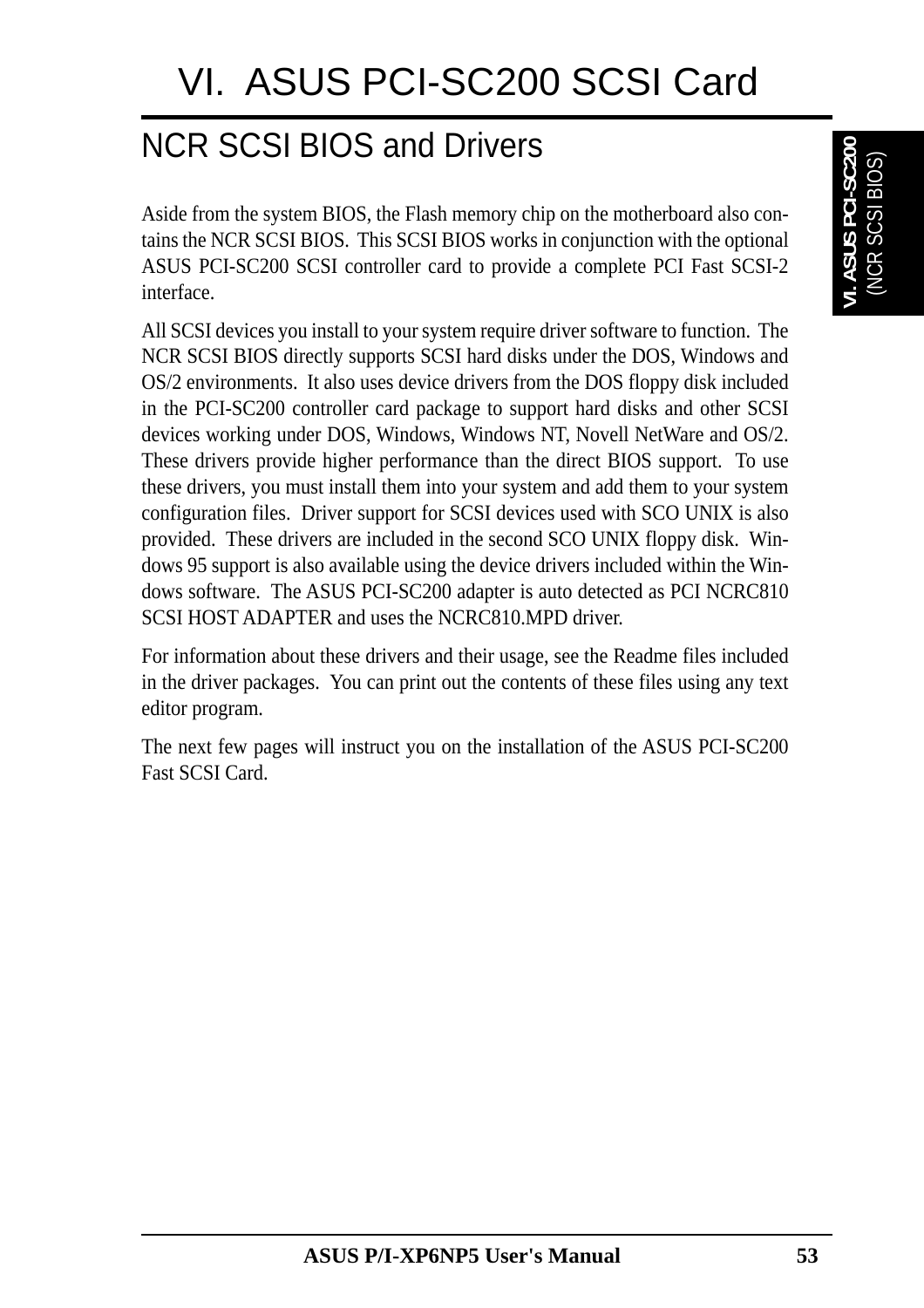# VI. ASUS PCI-SC200 SCSI Card

## NCR SCSI BIOS and Drivers

Aside from the system BIOS, the Flash memory chip on the motherboard also contains the NCR SCSI BIOS. This SCSI BIOS works in conjunction with the optional ASUS PCI-SC200 SCSI controller card to provide a complete PCI Fast SCSI-2 interface.

All SCSI devices you install to your system require driver software to function. The NCR SCSI BIOS directly supports SCSI hard disks under the DOS, Windows and OS/2 environments. It also uses device drivers from the DOS floppy disk included in the PCI-SC200 controller card package to support hard disks and other SCSI devices working under DOS, Windows, Windows NT, Novell NetWare and OS/2. These drivers provide higher performance than the direct BIOS support. To use these drivers, you must install them into your system and add them to your system configuration files. Driver support for SCSI devices used with SCO UNIX is also provided. These drivers are included in the second SCO UNIX floppy disk. Windows 95 support is also available using the device drivers included within the Windows software. The ASUS PCI-SC200 adapter is auto detected as PCI NCRC810 SCSI HOST ADAPTER and uses the NCRC810.MPD driver.

For information about these drivers and their usage, see the Readme files included in the driver packages. You can print out the contents of these files using any text editor program.

The next few pages will instruct you on the installation of the ASUS PCI-SC200 Fast SCSI Card.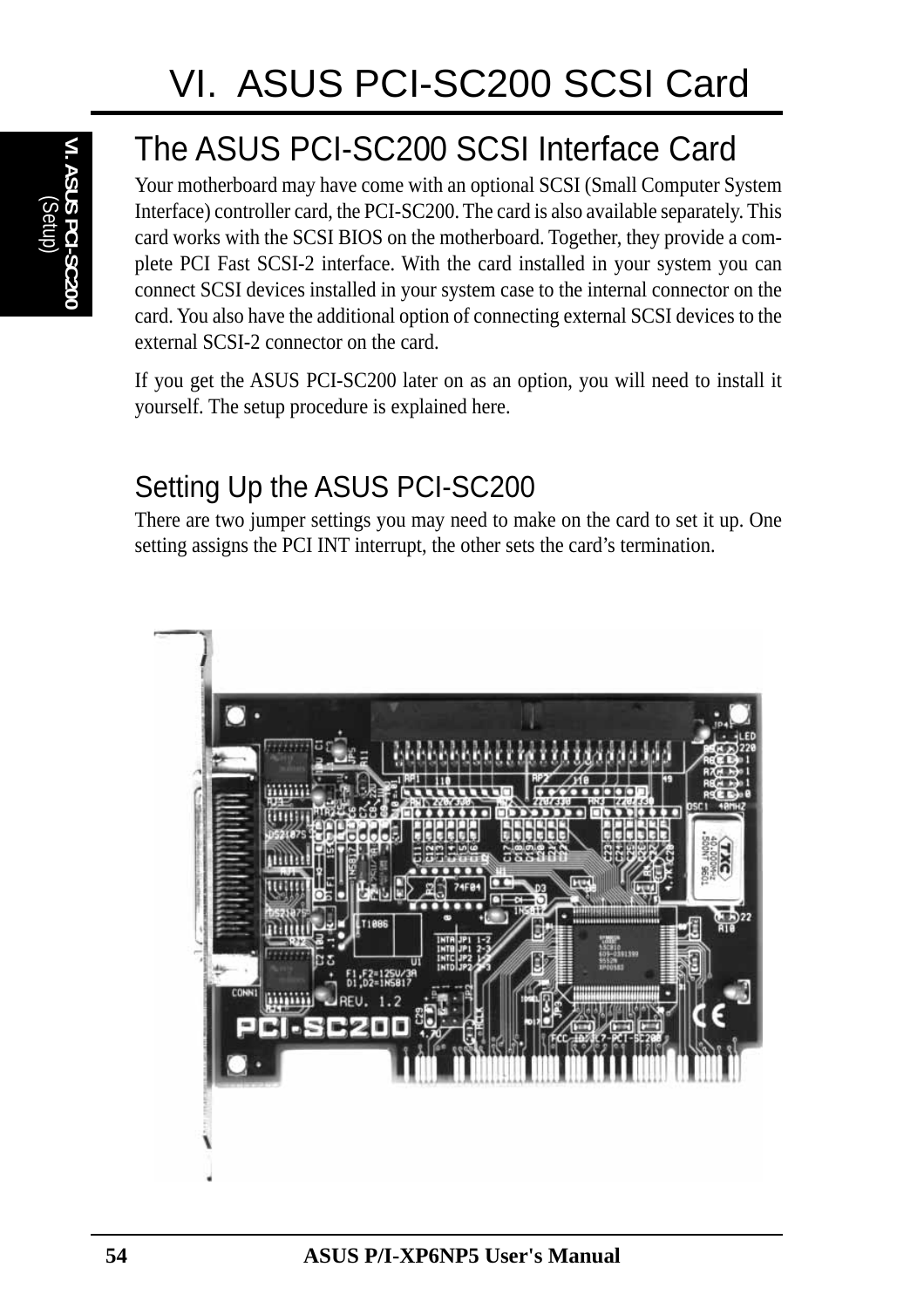# VI. ASUS PCI-SC200 SCSI Card

## The ASUS PCI-SC200 SCSI Interface Card

Your motherboard may have come with an optional SCSI (Small Computer System Interface) controller card, the PCI-SC200. The card is also available separately. This card works with the SCSI BIOS on the motherboard. Together, they provide a complete PCI Fast SCSI-2 interface. With the card installed in your system you can connect SCSI devices installed in your system case to the internal connector on the card. You also have the additional option of connecting external SCSI devices to the external SCSI-2 connector on the card.

If you get the ASUS PCI-SC200 later on as an option, you will need to install it yourself. The setup procedure is explained here.

### Setting Up the ASUS PCI-SC200

There are two jumper settings you may need to make on the card to set it up. One setting assigns the PCI INT interrupt, the other sets the card's termination.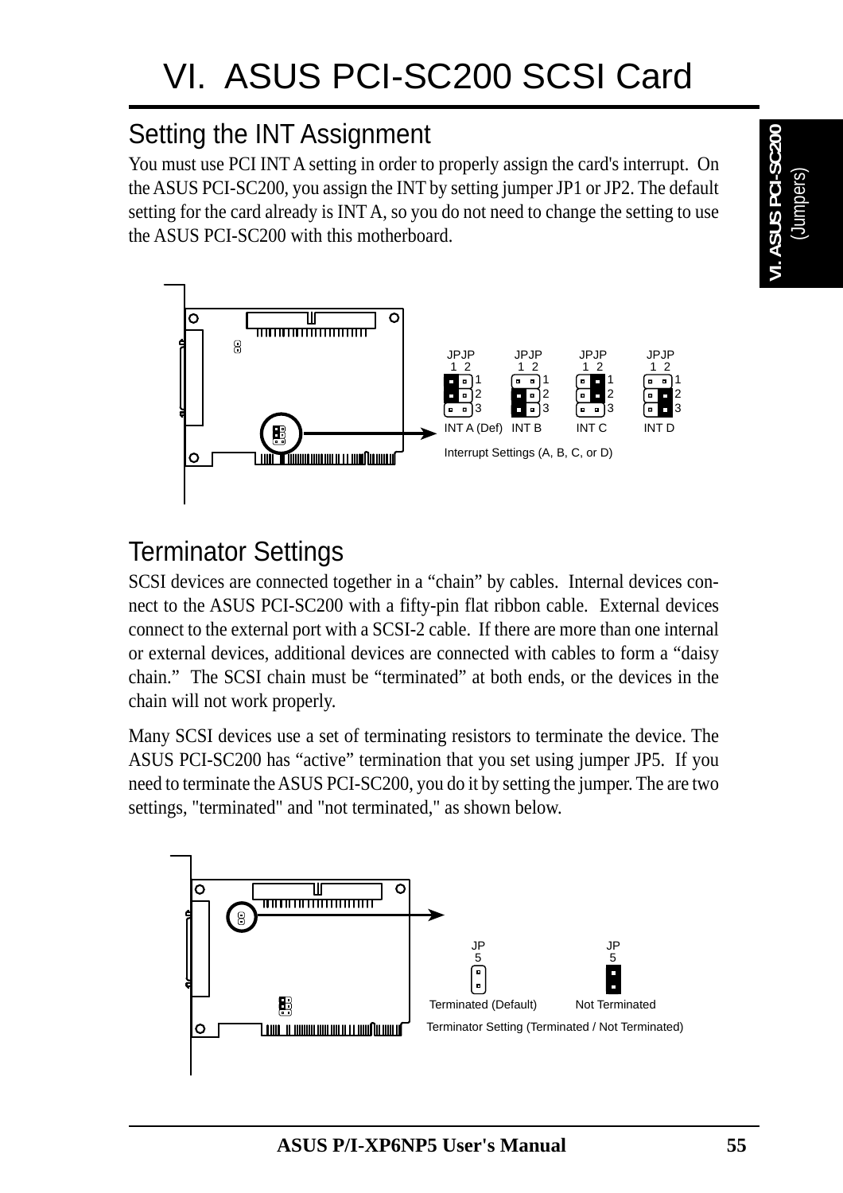# VI. ASUS PCI-SC200 SCSI Card

## Setting the INT Assignment

You must use PCI INT A setting in order to properly assign the card's interrupt. On the ASUS PCI-SC200, you assign the INT by setting jumper JP1 or JP2. The default setting for the card already is INT A, so you do not need to change the setting to use the ASUS PCI-SC200 with this motherboard.

JPJP 1 2 — INT A (Def) | INT B | INT C | INT D

Interrupt Settings (A, B, C, or D)

## Terminator Settings

SCSI devices are connected together in a "chain" by cables. Internal devices connect to the ASUS PCI-SC200 with a fifty-pin flat ribbon cable. External devices connect to the external port with a SCSI-2 cable. If there are more than one internal or external devices, additional devices are connected with cables to form a "daisy chain." The SCSI chain must be "terminated" at both ends, or the devices in the chain will not work properly.

Many SCSI devices use a set of terminating resistors to terminate the device. The ASUS PCI-SC200 has "active" termination that you set using jumper JP5. If you need to terminate the ASUS PCI-SC200, you do it by setting the jumper. The are two settings, "terminated" and "not terminated," as shown below.

JP5 — Terminated (Default) | JP5 — Not Terminated

Terminator Setting (Terminated / Not Terminated)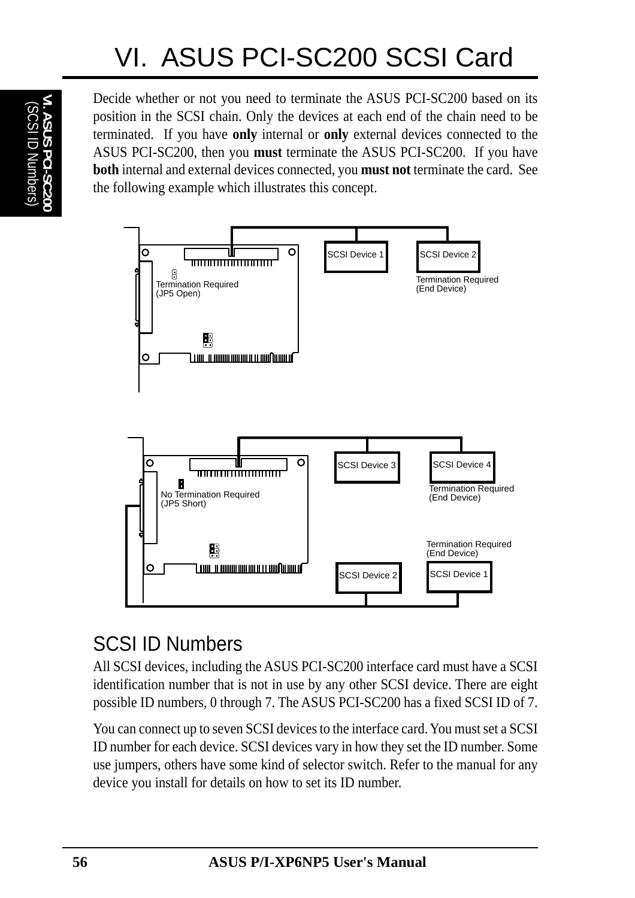# VI. ASUS PCI-SC200 SCSI Card

Decide whether or not you need to terminate the ASUS PCI-SC200 based on its position in the SCSI chain. Only the devices at each end of the chain need to be terminated. If you have **only** internal or **only** external devices connected to the ASUS PCI-SC200, then you **must** terminate the ASUS PCI-SC200. If you have **both** internal and external devices connected, you **must not** terminate the card. See the following example which illustrates this concept.

Termination Required (JP5 Open)

SCSI Device 1

SCSI Device 2

Termination Required (End Device)

No Termination Required (JP5 Short)

SCSI Device 3

SCSI Device 4

Termination Required (End Device)

Termination Required (End Device)

SCSI Device 2

SCSI Device 1

## SCSI ID Numbers

All SCSI devices, including the ASUS PCI-SC200 interface card must have a SCSI identification number that is not in use by any other SCSI device. There are eight possible ID numbers, 0 through 7. The ASUS PCI-SC200 has a fixed SCSI ID of 7.

You can connect up to seven SCSI devices to the interface card. You must set a SCSI ID number for each device. SCSI devices vary in how they set the ID number. Some use jumpers, others have some kind of selector switch. Refer to the manual for any device you install for details on how to set its ID number.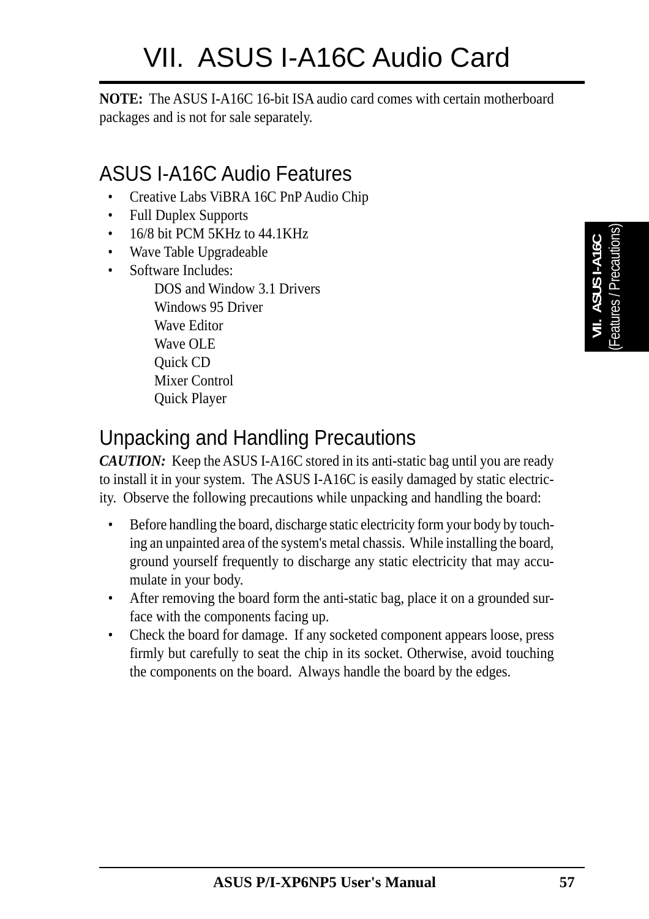# VII. ASUS I-A16C Audio Card

**NOTE:** The ASUS I-A16C 16-bit ISA audio card comes with certain motherboard packages and is not for sale separately.

## ASUS I-A16C Audio Features

- Creative Labs ViBRA 16C PnP Audio Chip
- Full Duplex Supports
- 16/8 bit PCM 5KHz to 44.1KHz
- Wave Table Upgradeable
- Software Includes:
  - DOS and Window 3.1 Drivers
  - Windows 95 Driver
  - Wave Editor
  - Wave OLE
  - Quick CD
  - Mixer Control
  - Quick Player

## Unpacking and Handling Precautions

***CAUTION:*** Keep the ASUS I-A16C stored in its anti-static bag until you are ready to install it in your system. The ASUS I-A16C is easily damaged by static electricity. Observe the following precautions while unpacking and handling the board:

- Before handling the board, discharge static electricity form your body by touching an unpainted area of the system's metal chassis. While installing the board, ground yourself frequently to discharge any static electricity that may accumulate in your body.
- After removing the board form the anti-static bag, place it on a grounded surface with the components facing up.
- Check the board for damage. If any socketed component appears loose, press firmly but carefully to seat the chip in its socket. Otherwise, avoid touching the components on the board. Always handle the board by the edges.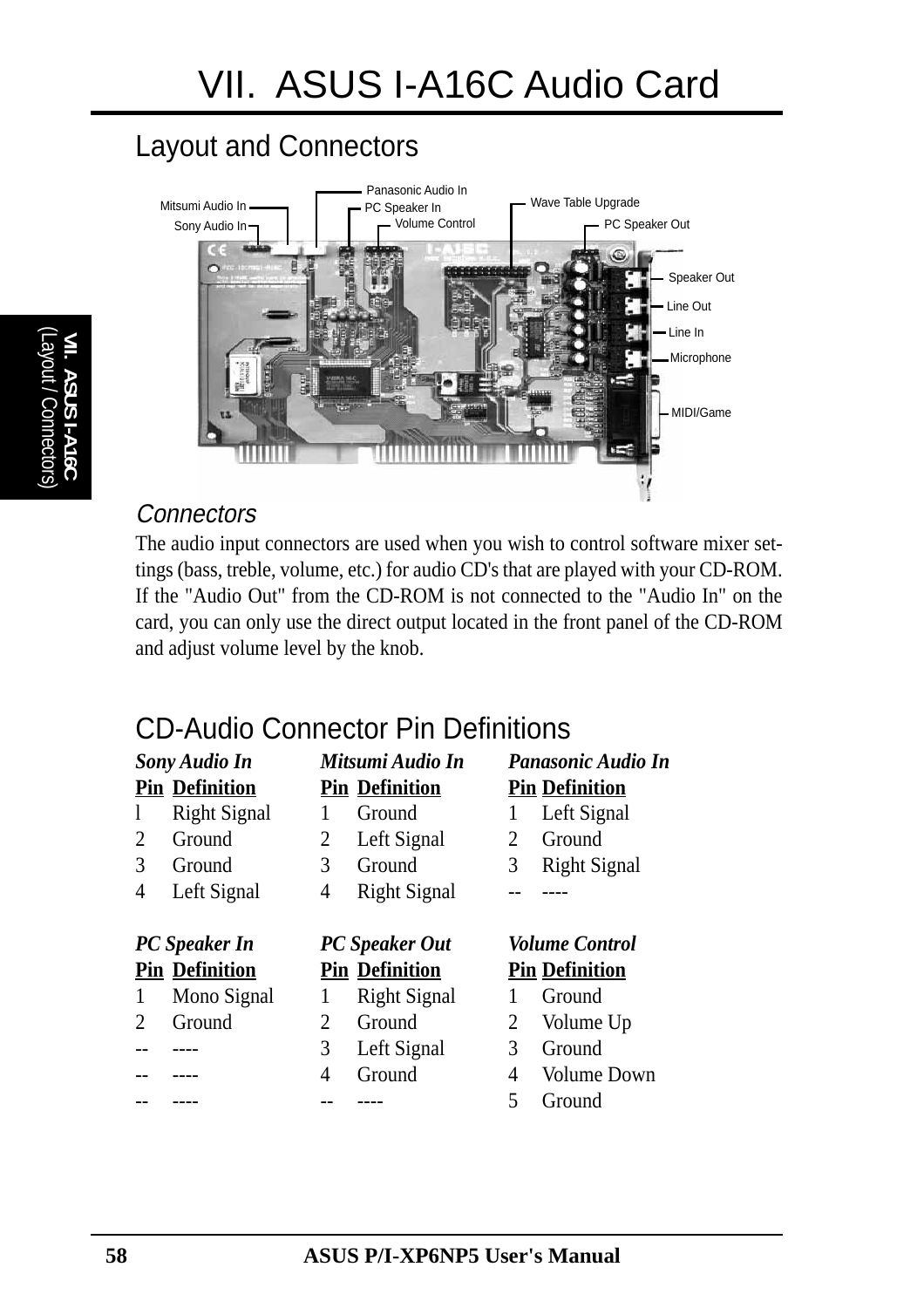# VII. ASUS I-A16C Audio Card

## Layout and Connectors

Mitsumi Audio In
Sony Audio In
Panasonic Audio In
PC Speaker In
Volume Control
Wave Table Upgrade
PC Speaker Out
Speaker Out
Line Out
Line In
Microphone
MIDI/Game

### *Connectors*

The audio input connectors are used when you wish to control software mixer settings (bass, treble, volume, etc.) for audio CD's that are played with your CD-ROM. If the "Audio Out" from the CD-ROM is not connected to the "Audio In" on the card, you can only use the direct output located in the front panel of the CD-ROM and adjust volume level by the knob.

## CD-Audio Connector Pin Definitions

*Sony Audio In*

| Pin | Definition |
|---|---|
| 1 | Right Signal |
| 2 | Ground |
| 3 | Ground |
| 4 | Left Signal |

*Mitsumi Audio In*

| Pin | Definition |
|---|---|
| 1 | Ground |
| 2 | Left Signal |
| 3 | Ground |
| 4 | Right Signal |

*Panasonic Audio In*

| Pin | Definition |
|---|---|
| 1 | Left Signal |
| 2 | Ground |
| 3 | Right Signal |
| -- | ---- |

*PC Speaker In*

| Pin | Definition |
|---|---|
| 1 | Mono Signal |
| 2 | Ground |
| -- | ---- |
| -- | ---- |
| -- | ---- |

*PC Speaker Out*

| Pin | Definition |
|---|---|
| 1 | Right Signal |
| 2 | Ground |
| 3 | Left Signal |
| 4 | Ground |
| -- | ---- |

*Volume Control*

| Pin | Definition |
|---|---|
| 1 | Ground |
| 2 | Volume Up |
| 3 | Ground |
| 4 | Volume Down |
| 5 | Ground |